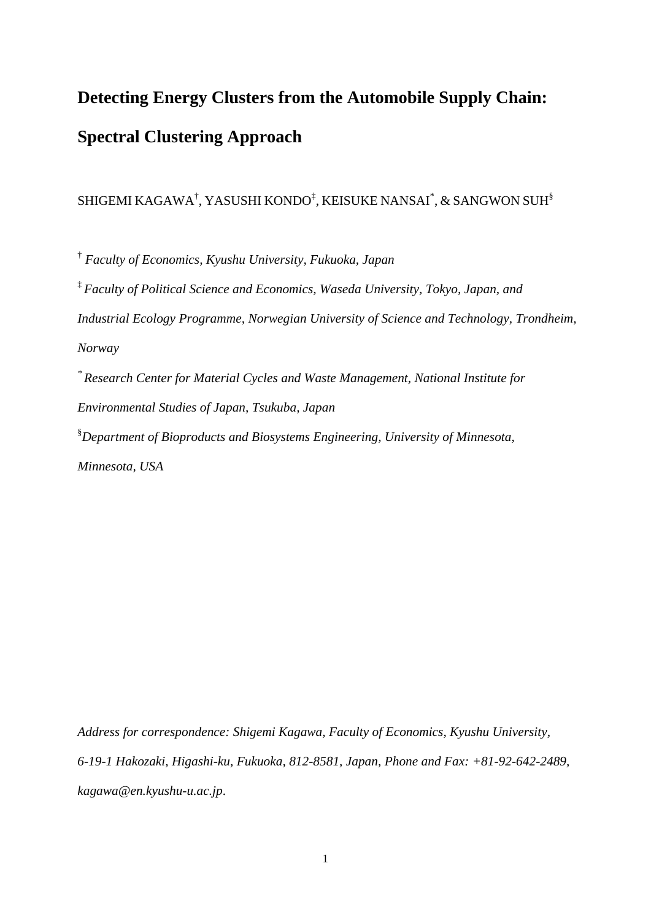# Detecting Energy Clusters from the Automobile Supply Chain: Spectral Clustering Approach

SHIGEMI KAGAWA[†], YASUSHI KONDO[‡], KEISUKE NANSAI[*], & SANGWON SUH[§]

[†] *Faculty of Economics, Kyushu University, Fukuoka, Japan*

[‡] *Faculty of Political Science and Economics, Waseda University, Tokyo, Japan, and Industrial Ecology Programme, Norwegian University of Science and Technology, Trondheim, Norway*

[*] *Research Center for Material Cycles and Waste Management, National Institute for Environmental Studies of Japan, Tsukuba, Japan*

[§] *Department of Bioproducts and Biosystems Engineering, University of Minnesota, Minnesota, USA*

*Address for correspondence: Shigemi Kagawa, Faculty of Economics, Kyushu University, 6-19-1 Hakozaki, Higashi-ku, Fukuoka, 812-8581, Japan, Phone and Fax: +81-92-642-2489, kagawa@en.kyushu-u.ac.jp.*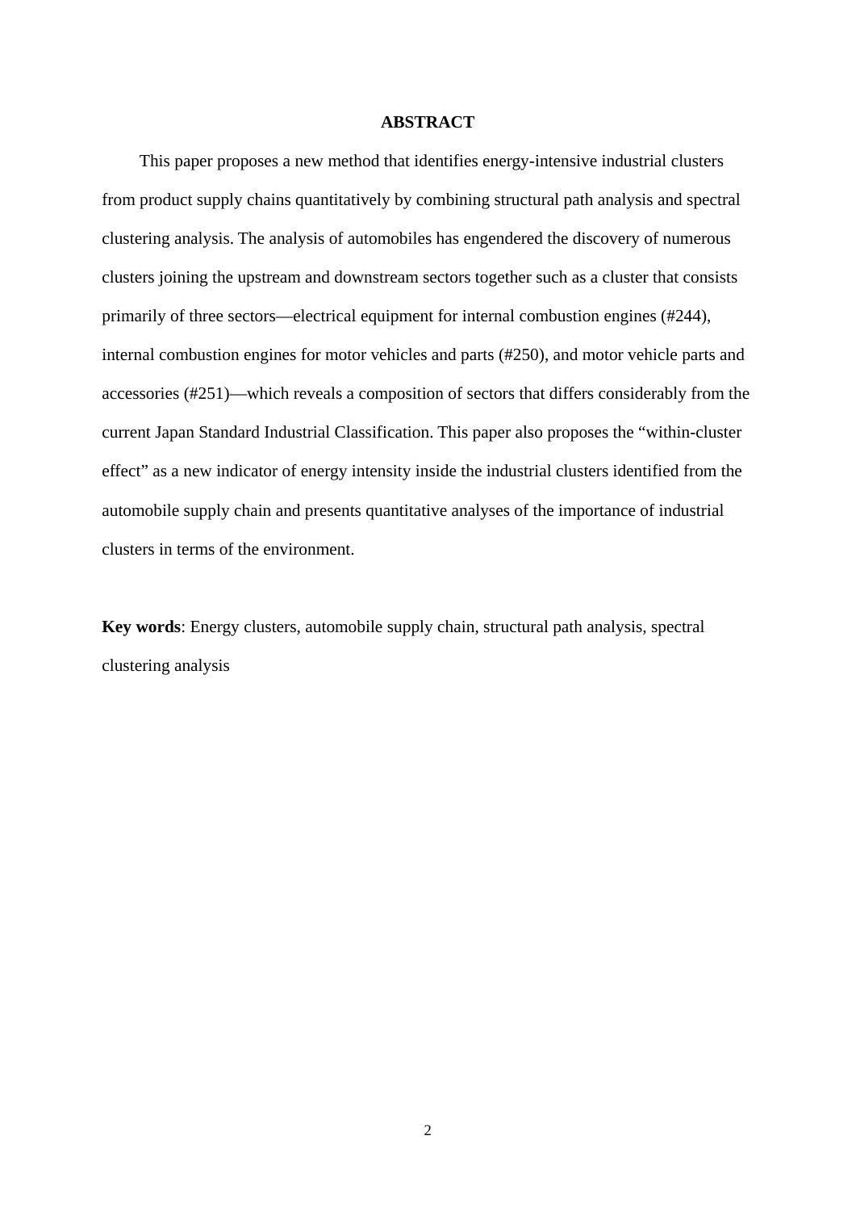## ABSTRACT

This paper proposes a new method that identifies energy-intensive industrial clusters from product supply chains quantitatively by combining structural path analysis and spectral clustering analysis. The analysis of automobiles has engendered the discovery of numerous clusters joining the upstream and downstream sectors together such as a cluster that consists primarily of three sectors—electrical equipment for internal combustion engines (#244), internal combustion engines for motor vehicles and parts (#250), and motor vehicle parts and accessories (#251)—which reveals a composition of sectors that differs considerably from the current Japan Standard Industrial Classification. This paper also proposes the "within-cluster effect" as a new indicator of energy intensity inside the industrial clusters identified from the automobile supply chain and presents quantitative analyses of the importance of industrial clusters in terms of the environment.

**Key words**: Energy clusters, automobile supply chain, structural path analysis, spectral clustering analysis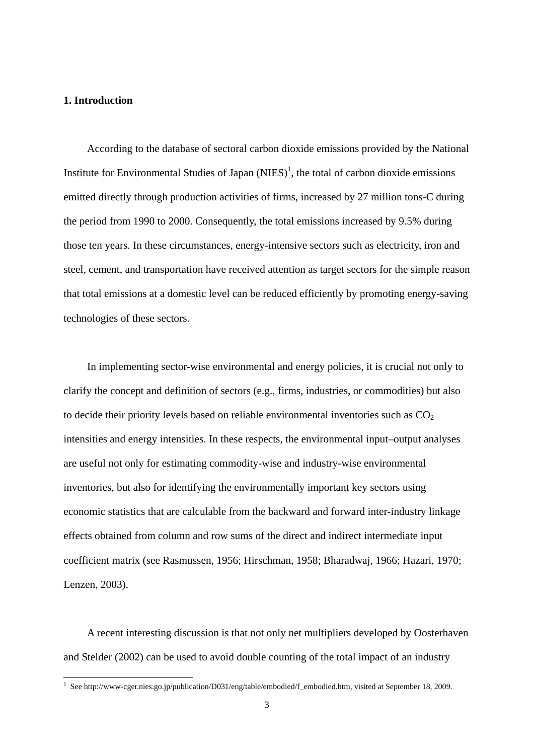## 1. Introduction

According to the database of sectoral carbon dioxide emissions provided by the National Institute for Environmental Studies of Japan (NIES)[1], the total of carbon dioxide emissions emitted directly through production activities of firms, increased by 27 million tons-C during the period from 1990 to 2000. Consequently, the total emissions increased by 9.5% during those ten years. In these circumstances, energy-intensive sectors such as electricity, iron and steel, cement, and transportation have received attention as target sectors for the simple reason that total emissions at a domestic level can be reduced efficiently by promoting energy-saving technologies of these sectors.

In implementing sector-wise environmental and energy policies, it is crucial not only to clarify the concept and definition of sectors (e.g., firms, industries, or commodities) but also to decide their priority levels based on reliable environmental inventories such as $CO_2$ intensities and energy intensities. In these respects, the environmental input–output analyses are useful not only for estimating commodity-wise and industry-wise environmental inventories, but also for identifying the environmentally important key sectors using economic statistics that are calculable from the backward and forward inter-industry linkage effects obtained from column and row sums of the direct and indirect intermediate input coefficient matrix (see Rasmussen, 1956; Hirschman, 1958; Bharadwaj, 1966; Hazari, 1970; Lenzen, 2003).

A recent interesting discussion is that not only net multipliers developed by Oosterhaven and Stelder (2002) can be used to avoid double counting of the total impact of an industry

[1] See http://www-cger.nies.go.jp/publication/D031/eng/table/embodied/f_embodied.htm, visited at September 18, 2009.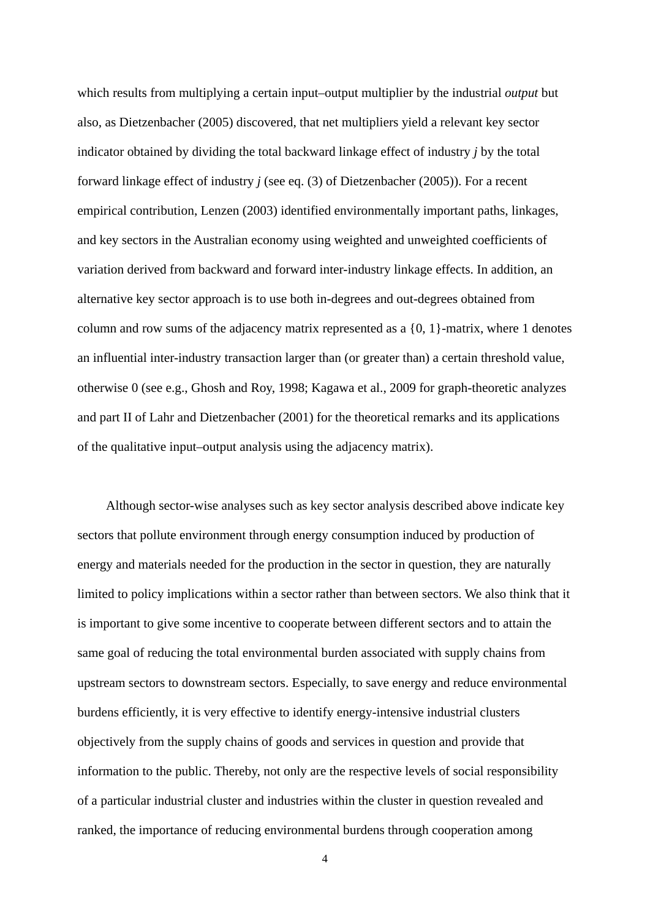which results from multiplying a certain input–output multiplier by the industrial *output* but also, as Dietzenbacher (2005) discovered, that net multipliers yield a relevant key sector indicator obtained by dividing the total backward linkage effect of industry *j* by the total forward linkage effect of industry *j* (see eq. (3) of Dietzenbacher (2005)). For a recent empirical contribution, Lenzen (2003) identified environmentally important paths, linkages, and key sectors in the Australian economy using weighted and unweighted coefficients of variation derived from backward and forward inter-industry linkage effects. In addition, an alternative key sector approach is to use both in-degrees and out-degrees obtained from column and row sums of the adjacency matrix represented as a {0, 1}-matrix, where 1 denotes an influential inter-industry transaction larger than (or greater than) a certain threshold value, otherwise 0 (see e.g., Ghosh and Roy, 1998; Kagawa et al., 2009 for graph-theoretic analyzes and part II of Lahr and Dietzenbacher (2001) for the theoretical remarks and its applications of the qualitative input–output analysis using the adjacency matrix).

Although sector-wise analyses such as key sector analysis described above indicate key sectors that pollute environment through energy consumption induced by production of energy and materials needed for the production in the sector in question, they are naturally limited to policy implications within a sector rather than between sectors. We also think that it is important to give some incentive to cooperate between different sectors and to attain the same goal of reducing the total environmental burden associated with supply chains from upstream sectors to downstream sectors. Especially, to save energy and reduce environmental burdens efficiently, it is very effective to identify energy-intensive industrial clusters objectively from the supply chains of goods and services in question and provide that information to the public. Thereby, not only are the respective levels of social responsibility of a particular industrial cluster and industries within the cluster in question revealed and ranked, the importance of reducing environmental burdens through cooperation among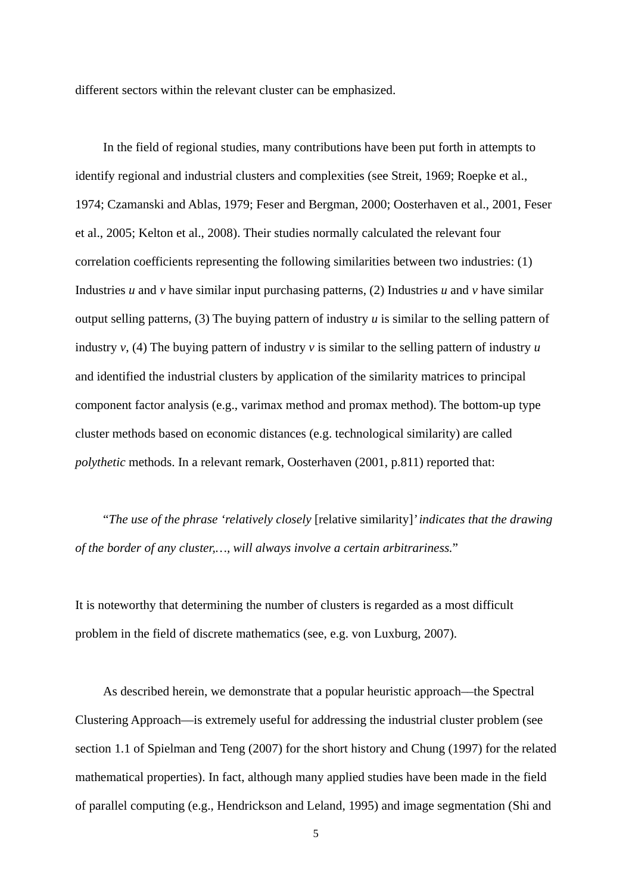different sectors within the relevant cluster can be emphasized.

In the field of regional studies, many contributions have been put forth in attempts to identify regional and industrial clusters and complexities (see Streit, 1969; Roepke et al., 1974; Czamanski and Ablas, 1979; Feser and Bergman, 2000; Oosterhaven et al., 2001, Feser et al., 2005; Kelton et al., 2008). Their studies normally calculated the relevant four correlation coefficients representing the following similarities between two industries: (1) Industries $u$ and $v$ have similar input purchasing patterns, (2) Industries $u$ and $v$ have similar output selling patterns, (3) The buying pattern of industry $u$ is similar to the selling pattern of industry $v$, (4) The buying pattern of industry $v$ is similar to the selling pattern of industry $u$ and identified the industrial clusters by application of the similarity matrices to principal component factor analysis (e.g., varimax method and promax method). The bottom-up type cluster methods based on economic distances (e.g. technological similarity) are called *polythetic* methods. In a relevant remark, Oosterhaven (2001, p.811) reported that:

"*The use of the phrase 'relatively closely* [relative similarity]*' indicates that the drawing of the border of any cluster,…, will always involve a certain arbitrariness.*"

It is noteworthy that determining the number of clusters is regarded as a most difficult problem in the field of discrete mathematics (see, e.g. von Luxburg, 2007).

As described herein, we demonstrate that a popular heuristic approach—the Spectral Clustering Approach—is extremely useful for addressing the industrial cluster problem (see section 1.1 of Spielman and Teng (2007) for the short history and Chung (1997) for the related mathematical properties). In fact, although many applied studies have been made in the field of parallel computing (e.g., Hendrickson and Leland, 1995) and image segmentation (Shi and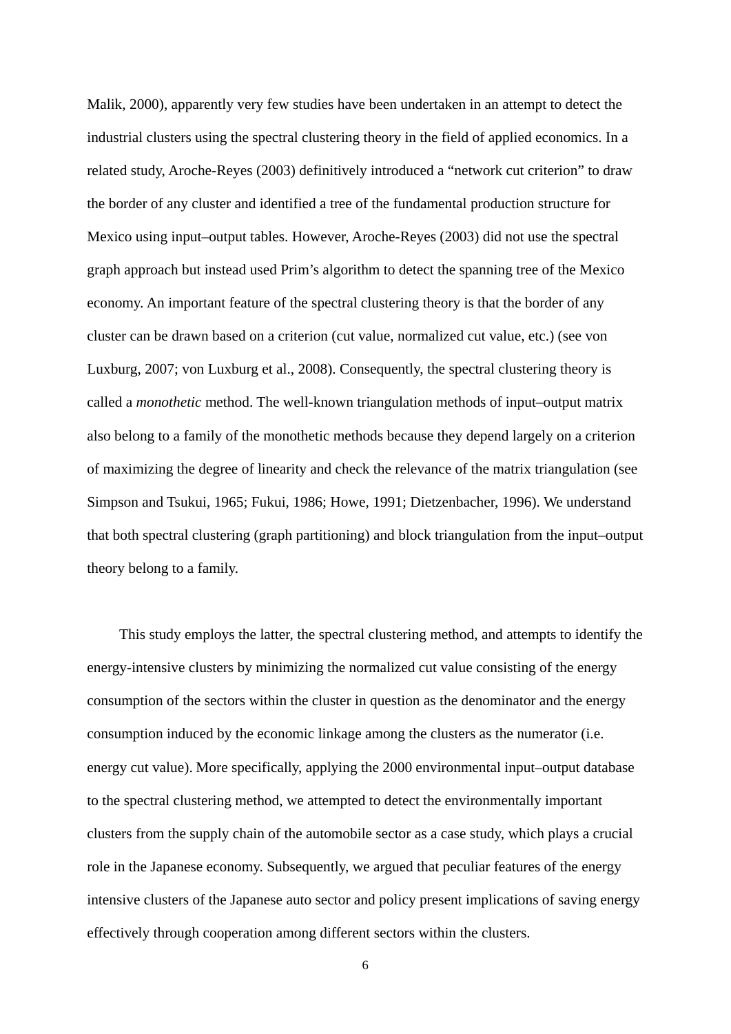Malik, 2000), apparently very few studies have been undertaken in an attempt to detect the industrial clusters using the spectral clustering theory in the field of applied economics. In a related study, Aroche-Reyes (2003) definitively introduced a "network cut criterion" to draw the border of any cluster and identified a tree of the fundamental production structure for Mexico using input–output tables. However, Aroche-Reyes (2003) did not use the spectral graph approach but instead used Prim's algorithm to detect the spanning tree of the Mexico economy. An important feature of the spectral clustering theory is that the border of any cluster can be drawn based on a criterion (cut value, normalized cut value, etc.) (see von Luxburg, 2007; von Luxburg et al., 2008). Consequently, the spectral clustering theory is called a *monothetic* method. The well-known triangulation methods of input–output matrix also belong to a family of the monothetic methods because they depend largely on a criterion of maximizing the degree of linearity and check the relevance of the matrix triangulation (see Simpson and Tsukui, 1965; Fukui, 1986; Howe, 1991; Dietzenbacher, 1996). We understand that both spectral clustering (graph partitioning) and block triangulation from the input–output theory belong to a family.

This study employs the latter, the spectral clustering method, and attempts to identify the energy-intensive clusters by minimizing the normalized cut value consisting of the energy consumption of the sectors within the cluster in question as the denominator and the energy consumption induced by the economic linkage among the clusters as the numerator (i.e. energy cut value). More specifically, applying the 2000 environmental input–output database to the spectral clustering method, we attempted to detect the environmentally important clusters from the supply chain of the automobile sector as a case study, which plays a crucial role in the Japanese economy. Subsequently, we argued that peculiar features of the energy intensive clusters of the Japanese auto sector and policy present implications of saving energy effectively through cooperation among different sectors within the clusters.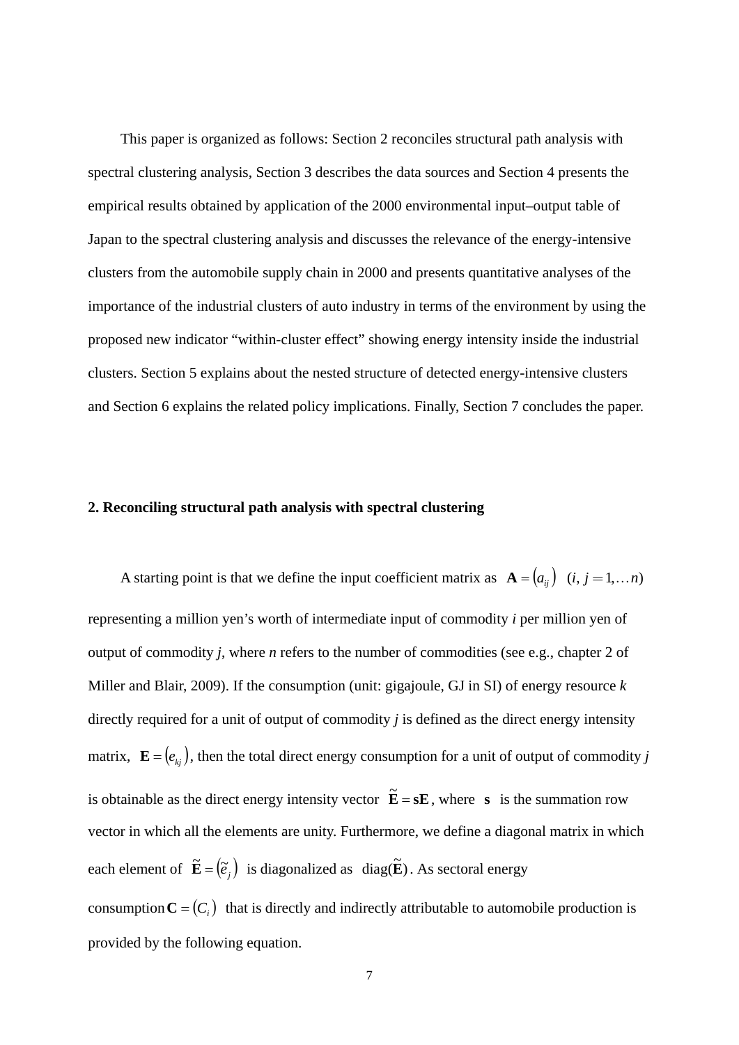This paper is organized as follows: Section 2 reconciles structural path analysis with spectral clustering analysis, Section 3 describes the data sources and Section 4 presents the empirical results obtained by application of the 2000 environmental input–output table of Japan to the spectral clustering analysis and discusses the relevance of the energy-intensive clusters from the automobile supply chain in 2000 and presents quantitative analyses of the importance of the industrial clusters of auto industry in terms of the environment by using the proposed new indicator "within-cluster effect" showing energy intensity inside the industrial clusters. Section 5 explains about the nested structure of detected energy-intensive clusters and Section 6 explains the related policy implications. Finally, Section 7 concludes the paper.

## 2. Reconciling structural path analysis with spectral clustering

A starting point is that we define the input coefficient matrix as $\mathbf{A} = (a_{ij})$ $(i, j = 1, \ldots n)$ representing a million yen's worth of intermediate input of commodity *i* per million yen of output of commodity *j*, where *n* refers to the number of commodities (see e.g., chapter 2 of Miller and Blair, 2009). If the consumption (unit: gigajoule, GJ in SI) of energy resource *k* directly required for a unit of output of commodity *j* is defined as the direct energy intensity matrix, $\mathbf{E} = (e_{kj})$, then the total direct energy consumption for a unit of output of commodity *j* is obtainable as the direct energy intensity vector $\tilde{\mathbf{E}} = \mathbf{sE}$, where $\mathbf{s}$ is the summation row vector in which all the elements are unity. Furthermore, we define a diagonal matrix in which each element of $\tilde{\mathbf{E}} = (\tilde{e}_j)$ is diagonalized as $\mathrm{diag}(\tilde{\mathbf{E}})$. As sectoral energy consumption $\mathbf{C} = (C_i)$ that is directly and indirectly attributable to automobile production is provided by the following equation.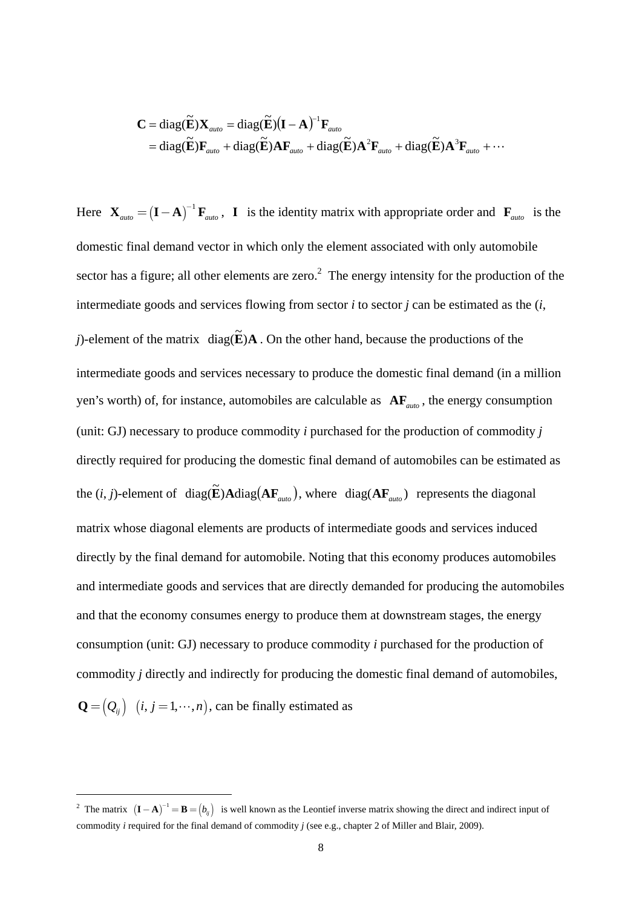$$
\begin{aligned}
\mathbf{C} &= \mathrm{diag}(\tilde{\mathbf{E}})\mathbf{X}_{auto} = \mathrm{diag}(\tilde{\mathbf{E}})(\mathbf{I}-\mathbf{A})^{-1}\mathbf{F}_{auto} \\
&= \mathrm{diag}(\tilde{\mathbf{E}})\mathbf{F}_{auto} + \mathrm{diag}(\tilde{\mathbf{E}})\mathbf{A}\mathbf{F}_{auto} + \mathrm{diag}(\tilde{\mathbf{E}})\mathbf{A}^2\mathbf{F}_{auto} + \mathrm{diag}(\tilde{\mathbf{E}})\mathbf{A}^3\mathbf{F}_{auto} + \cdots
\end{aligned}
$$

Here $\mathbf{X}_{auto} = (\mathbf{I}-\mathbf{A})^{-1}\mathbf{F}_{auto}$, $\mathbf{I}$ is the identity matrix with appropriate order and $\mathbf{F}_{auto}$ is the domestic final demand vector in which only the element associated with only automobile sector has a figure; all other elements are zero.[2] The energy intensity for the production of the intermediate goods and services flowing from sector *i* to sector *j* can be estimated as the (*i*, *j*)-element of the matrix $\mathrm{diag}(\tilde{\mathbf{E}})\mathbf{A}$. On the other hand, because the productions of the intermediate goods and services necessary to produce the domestic final demand (in a million yen's worth) of, for instance, automobiles are calculable as $\mathbf{A}\mathbf{F}_{auto}$, the energy consumption (unit: GJ) necessary to produce commodity *i* purchased for the production of commodity *j* directly required for producing the domestic final demand of automobiles can be estimated as the (*i*, *j*)-element of $\mathrm{diag}(\tilde{\mathbf{E}})\mathbf{A}\mathrm{diag}(\mathbf{A}\mathbf{F}_{auto})$, where $\mathrm{diag}(\mathbf{A}\mathbf{F}_{auto})$ represents the diagonal matrix whose diagonal elements are products of intermediate goods and services induced directly by the final demand for automobile. Noting that this economy produces automobiles and intermediate goods and services that are directly demanded for producing the automobiles and that the economy consumes energy to produce them at downstream stages, the energy consumption (unit: GJ) necessary to produce commodity *i* purchased for the production of commodity *j* directly and indirectly for producing the domestic final demand of automobiles, $\mathbf{Q} = (Q_{ij})$ $(i, j = 1, \cdots, n)$, can be finally estimated as

[2] The matrix $(\mathbf{I}-\mathbf{A})^{-1} = \mathbf{B} = (b_{ij})$ is well known as the Leontief inverse matrix showing the direct and indirect input of commodity *i* required for the final demand of commodity *j* (see e.g., chapter 2 of Miller and Blair, 2009).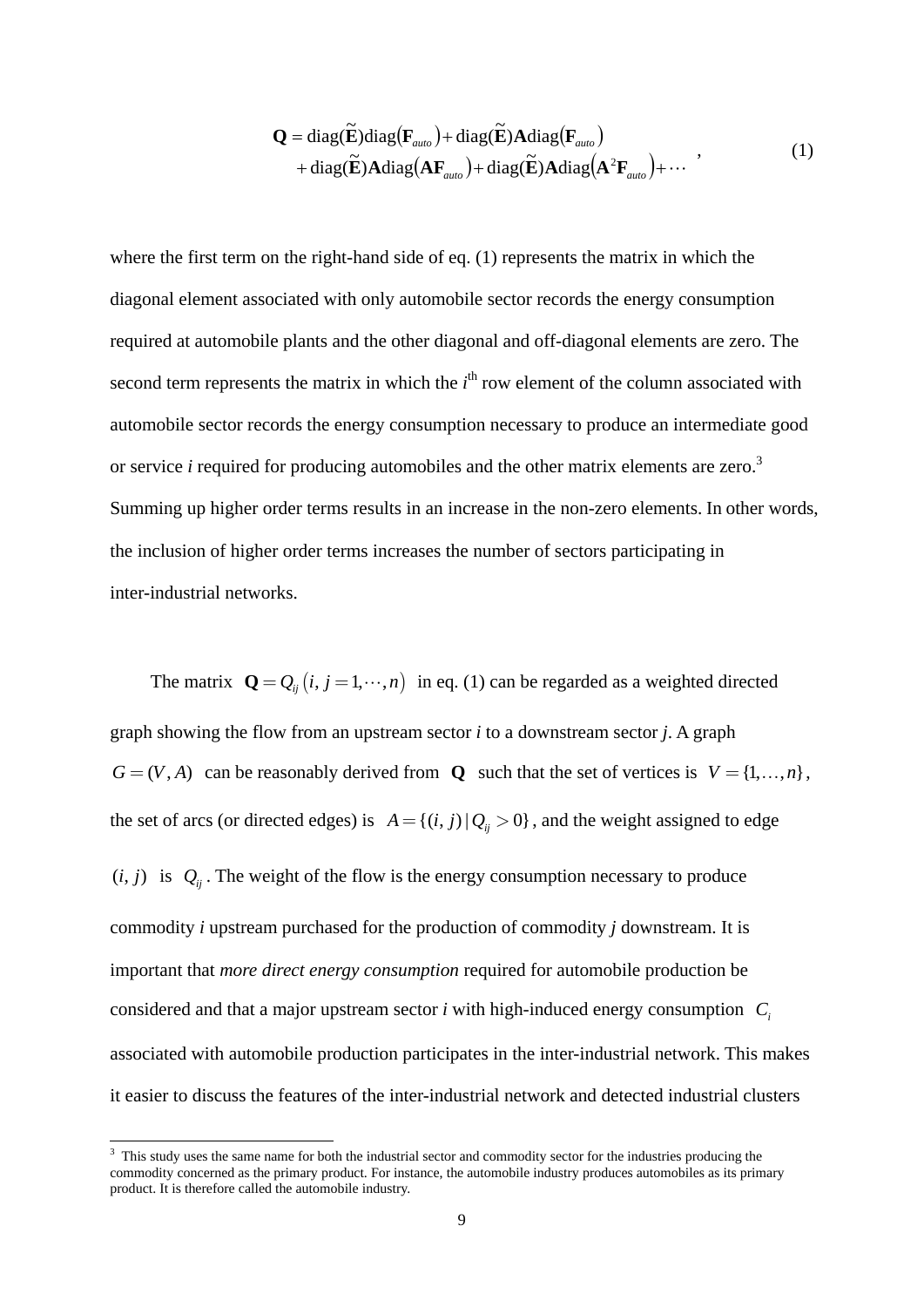$$
\begin{aligned}
\mathbf{Q} &= \mathrm{diag}(\tilde{\mathbf{E}})\mathrm{diag}(\mathbf{F}_{auto}) + \mathrm{diag}(\tilde{\mathbf{E}})\mathbf{A}\mathrm{diag}(\mathbf{F}_{auto}) \\
&\quad + \mathrm{diag}(\tilde{\mathbf{E}})\mathbf{A}\mathrm{diag}(\mathbf{A}\mathbf{F}_{auto}) + \mathrm{diag}(\tilde{\mathbf{E}})\mathbf{A}\mathrm{diag}(\mathbf{A}^2\mathbf{F}_{auto}) + \cdots
\end{aligned}
\quad , \tag{1}
$$

where the first term on the right-hand side of eq. (1) represents the matrix in which the diagonal element associated with only automobile sector records the energy consumption required at automobile plants and the other diagonal and off-diagonal elements are zero. The second term represents the matrix in which the $i^{\text{th}}$ row element of the column associated with automobile sector records the energy consumption necessary to produce an intermediate good or service *i* required for producing automobiles and the other matrix elements are zero.[3] Summing up higher order terms results in an increase in the non-zero elements. In other words, the inclusion of higher order terms increases the number of sectors participating in inter-industrial networks.

The matrix $\mathbf{Q} = Q_{ij}\left(i, j = 1, \cdots, n\right)$ in eq. (1) can be regarded as a weighted directed graph showing the flow from an upstream sector *i* to a downstream sector *j*. A graph $G = (V, A)$ can be reasonably derived from $\mathbf{Q}$ such that the set of vertices is $V = \{1, \ldots, n\}$, the set of arcs (or directed edges) is $A = \{(i, j) \mid Q_{ij} > 0\}$, and the weight assigned to edge $(i, j)$ is $Q_{ij}$. The weight of the flow is the energy consumption necessary to produce commodity *i* upstream purchased for the production of commodity *j* downstream. It is important that *more direct energy consumption* required for automobile production be considered and that a major upstream sector *i* with high-induced energy consumption $C_i$ associated with automobile production participates in the inter-industrial network. This makes it easier to discuss the features of the inter-industrial network and detected industrial clusters

---

[3] This study uses the same name for both the industrial sector and commodity sector for the industries producing the commodity concerned as the primary product. For instance, the automobile industry produces automobiles as its primary product. It is therefore called the automobile industry.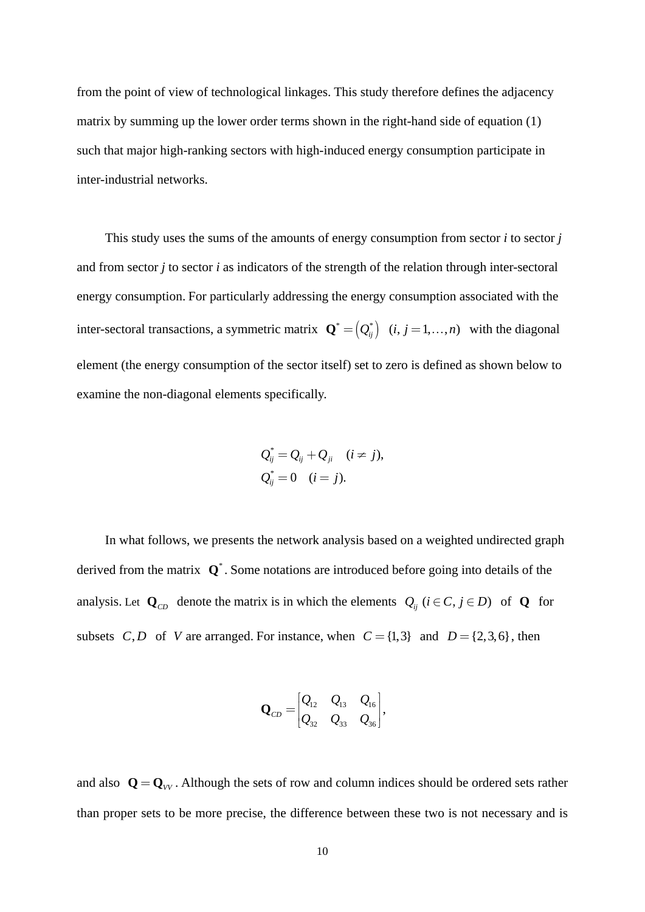from the point of view of technological linkages. This study therefore defines the adjacency matrix by summing up the lower order terms shown in the right-hand side of equation (1) such that major high-ranking sectors with high-induced energy consumption participate in inter-industrial networks.

This study uses the sums of the amounts of energy consumption from sector *i* to sector *j* and from sector *j* to sector *i* as indicators of the strength of the relation through inter-sectoral energy consumption. For particularly addressing the energy consumption associated with the inter-sectoral transactions, a symmetric matrix $\mathbf{Q}^* = \left(Q_{ij}^*\right) \ \ (i, j = 1, \ldots, n)$ with the diagonal element (the energy consumption of the sector itself) set to zero is defined as shown below to examine the non-diagonal elements specifically.

$$
\begin{aligned}
Q_{ij}^* &= Q_{ij} + Q_{ji} \quad (i \neq j), \\
Q_{ij}^* &= 0 \quad (i = j).
\end{aligned}
$$

In what follows, we presents the network analysis based on a weighted undirected graph derived from the matrix $\mathbf{Q}^*$. Some notations are introduced before going into details of the analysis. Let $\mathbf{Q}_{CD}$ denote the matrix is in which the elements $Q_{ij} \ (i \in C, j \in D)$ of $\mathbf{Q}$ for subsets $C, D$ of $V$ are arranged. For instance, when $C = \{1, 3\}$ and $D = \{2, 3, 6\}$, then

$$
\mathbf{Q}_{CD} = \begin{bmatrix} Q_{12} & Q_{13} & Q_{16} \\ Q_{32} & Q_{33} & Q_{36} \end{bmatrix},
$$

and also $\mathbf{Q} = \mathbf{Q}_{VV}$. Although the sets of row and column indices should be ordered sets rather than proper sets to be more precise, the difference between these two is not necessary and is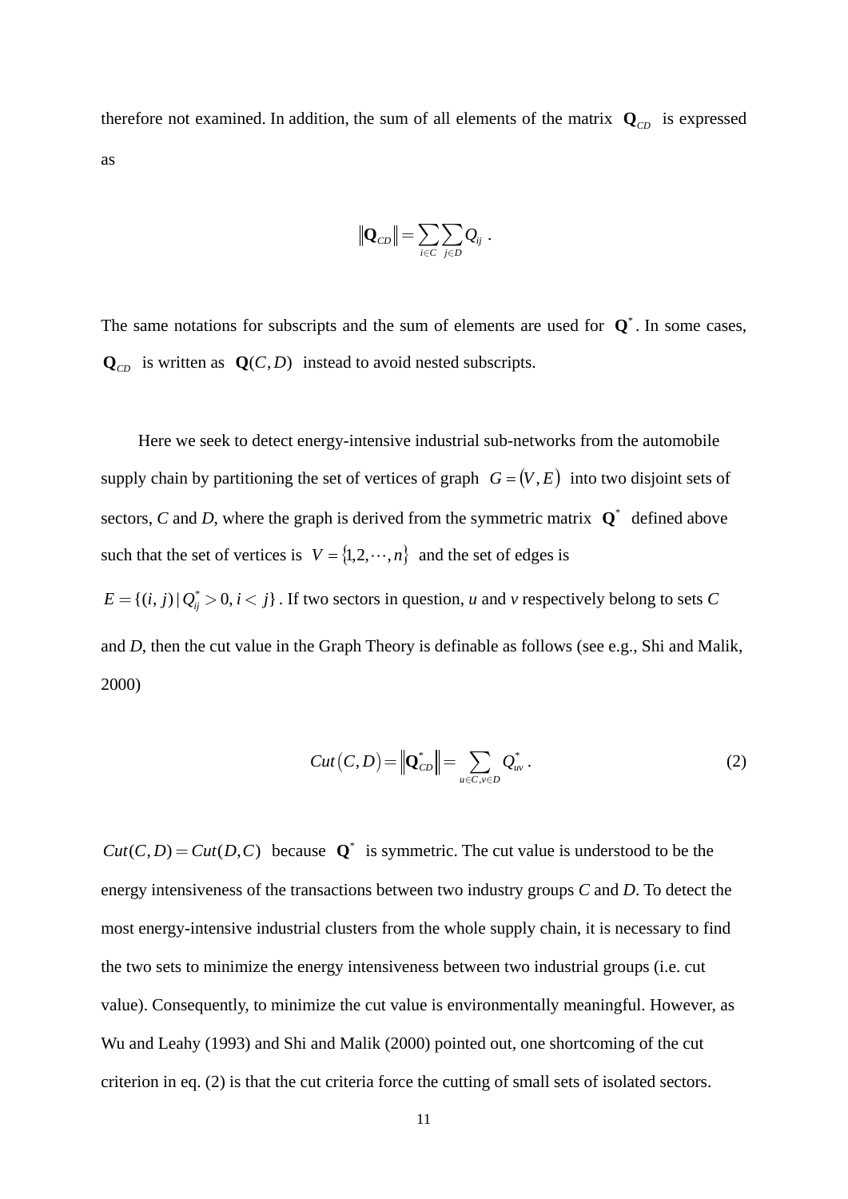therefore not examined. In addition, the sum of all elements of the matrix $\mathbf{Q}_{CD}$ is expressed as

$$\left\|\mathbf{Q}_{CD}\right\| = \sum_{i \in C} \sum_{j \in D} Q_{ij} \ .$$

The same notations for subscripts and the sum of elements are used for $\mathbf{Q}^*$. In some cases, $\mathbf{Q}_{CD}$ is written as $\mathbf{Q}(C, D)$ instead to avoid nested subscripts.

Here we seek to detect energy-intensive industrial sub-networks from the automobile supply chain by partitioning the set of vertices of graph $G = (V, E)$ into two disjoint sets of sectors, *C* and *D*, where the graph is derived from the symmetric matrix $\mathbf{Q}^*$ defined above such that the set of vertices is $V = \{1, 2, \cdots, n\}$ and the set of edges is $E = \{(i, j) \mid Q_{ij}^* > 0, i < j\}$. If two sectors in question, *u* and *v* respectively belong to sets *C* and *D*, then the cut value in the Graph Theory is definable as follows (see e.g., Shi and Malik, 2000)

$$Cut(C, D) = \left\|\mathbf{Q}_{CD}^*\right\| = \sum_{u \in C, v \in D} Q_{uv}^* \ . \tag{2}$$

$Cut(C, D) = Cut(D, C)$ because $\mathbf{Q}^*$ is symmetric. The cut value is understood to be the energy intensiveness of the transactions between two industry groups *C* and *D*. To detect the most energy-intensive industrial clusters from the whole supply chain, it is necessary to find the two sets to minimize the energy intensiveness between two industrial groups (i.e. cut value). Consequently, to minimize the cut value is environmentally meaningful. However, as Wu and Leahy (1993) and Shi and Malik (2000) pointed out, one shortcoming of the cut criterion in eq. (2) is that the cut criteria force the cutting of small sets of isolated sectors.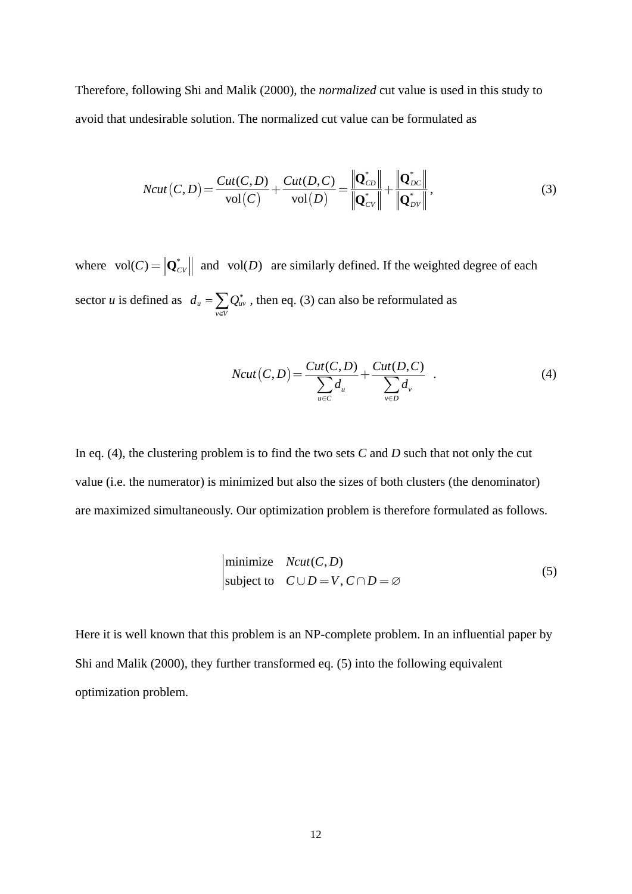Therefore, following Shi and Malik (2000), the *normalized* cut value is used in this study to avoid that undesirable solution. The normalized cut value can be formulated as

$$Ncut(C,D) = \frac{Cut(C,D)}{\mathrm{vol}(C)} + \frac{Cut(D,C)}{\mathrm{vol}(D)} = \frac{\left\|\mathbf{Q}^*_{CD}\right\|}{\left\|\mathbf{Q}^*_{CV}\right\|} + \frac{\left\|\mathbf{Q}^*_{DC}\right\|}{\left\|\mathbf{Q}^*_{DV}\right\|}, \tag{3}$$

where $\mathrm{vol}(C) = \left\|\mathbf{Q}^*_{CV}\right\|$ and $\mathrm{vol}(D)$ are similarly defined. If the weighted degree of each sector *u* is defined as $d_u = \sum_{v \in V} Q^*_{uv}$, then eq. (3) can also be reformulated as

$$Ncut(C,D) = \frac{Cut(C,D)}{\sum_{u \in C} d_u} + \frac{Cut(D,C)}{\sum_{v \in D} d_v} \quad . \tag{4}$$

In eq. (4), the clustering problem is to find the two sets *C* and *D* such that not only the cut value (i.e. the numerator) is minimized but also the sizes of both clusters (the denominator) are maximized simultaneously. Our optimization problem is therefore formulated as follows.

$$\left| \begin{array}{ll} \text{minimize} & Ncut(C,D) \\ \text{subject to} & C \cup D = V, C \cap D = \varnothing \end{array} \right. \tag{5}$$

Here it is well known that this problem is an NP-complete problem. In an influential paper by Shi and Malik (2000), they further transformed eq. (5) into the following equivalent optimization problem.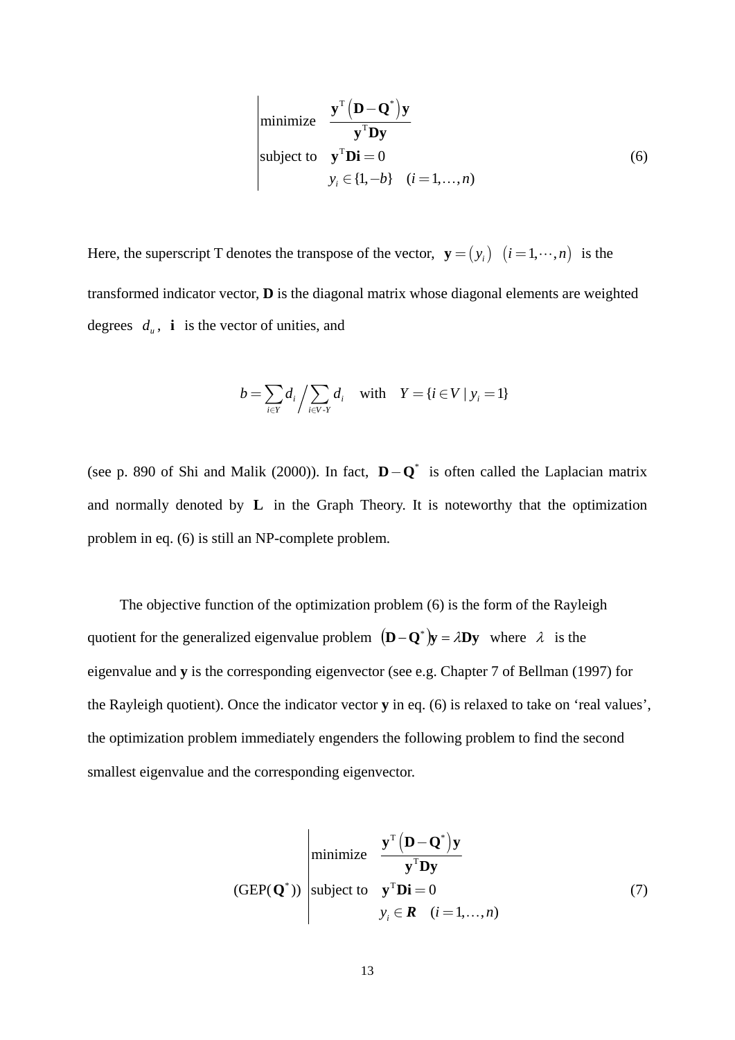$$
\left|
\begin{array}{ll}
\text{minimize} & \dfrac{\mathbf{y}^{\mathrm{T}}\left(\mathbf{D}-\mathbf{Q}^{*}\right)\mathbf{y}}{\mathbf{y}^{\mathrm{T}}\mathbf{D}\mathbf{y}} \\
\text{subject to} & \mathbf{y}^{\mathrm{T}}\mathbf{D}\mathbf{i}=0 \\
 & y_i \in \{1,-b\} \quad (i=1,\ldots,n)
\end{array}
\right. \tag{6}
$$

Here, the superscript T denotes the transpose of the vector, $\mathbf{y}=\left(y_i\right)\ \left(i=1,\cdots,n\right)$ is the transformed indicator vector, **D** is the diagonal matrix whose diagonal elements are weighted degrees $d_u$, $\mathbf{i}$ is the vector of unities, and

$$
b=\sum_{i\in Y} d_i \Big/ \sum_{i\in V\text{-}Y} d_i \quad \text{with} \quad Y=\{i\in V \mid y_i=1\}
$$

(see p. 890 of Shi and Malik (2000)). In fact, $\mathbf{D}-\mathbf{Q}^{*}$ is often called the Laplacian matrix and normally denoted by $\mathbf{L}$ in the Graph Theory. It is noteworthy that the optimization problem in eq. (6) is still an NP-complete problem.

The objective function of the optimization problem (6) is the form of the Rayleigh quotient for the generalized eigenvalue problem $\left(\mathbf{D}-\mathbf{Q}^{*}\right)\mathbf{y}=\lambda\mathbf{D}\mathbf{y}$ where $\lambda$ is the eigenvalue and **y** is the corresponding eigenvector (see e.g. Chapter 7 of Bellman (1997) for the Rayleigh quotient). Once the indicator vector **y** in eq. (6) is relaxed to take on 'real values', the optimization problem immediately engenders the following problem to find the second smallest eigenvalue and the corresponding eigenvector.

$$
(\mathrm{GEP}(\mathbf{Q}^{*}))
\left|
\begin{array}{ll}
\text{minimize} & \dfrac{\mathbf{y}^{\mathrm{T}}\left(\mathbf{D}-\mathbf{Q}^{*}\right)\mathbf{y}}{\mathbf{y}^{\mathrm{T}}\mathbf{D}\mathbf{y}} \\
\text{subject to} & \mathbf{y}^{\mathrm{T}}\mathbf{D}\mathbf{i}=0 \\
 & y_i \in \boldsymbol{R} \quad (i=1,\ldots,n)
\end{array}
\right. \tag{7}
$$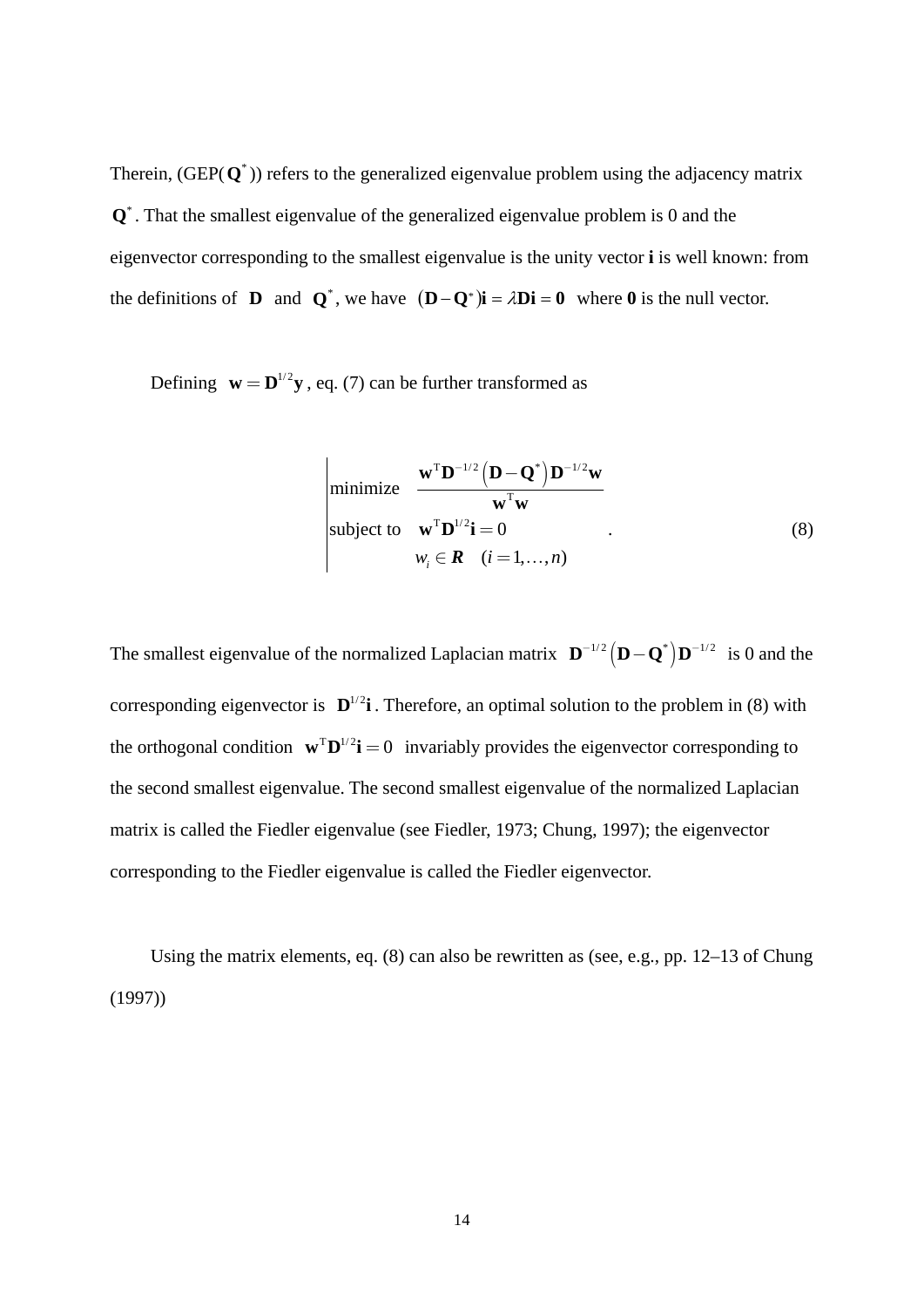Therein, (GEP($\mathbf{Q}^*$)) refers to the generalized eigenvalue problem using the adjacency matrix $\mathbf{Q}^*$. That the smallest eigenvalue of the generalized eigenvalue problem is 0 and the eigenvector corresponding to the smallest eigenvalue is the unity vector **i** is well known: from the definitions of $\mathbf{D}$ and $\mathbf{Q}^*$, we have $(\mathbf{D}-\mathbf{Q}^*)\mathbf{i} = \lambda\mathbf{D}\mathbf{i} = \mathbf{0}$ where **0** is the null vector.

Defining $\mathbf{w} = \mathbf{D}^{1/2}\mathbf{y}$, eq. (7) can be further transformed as

$$
\left|
\begin{array}{ll}
\text{minimize} & \dfrac{\mathbf{w}^{\mathrm{T}}\mathbf{D}^{-1/2}\left(\mathbf{D}-\mathbf{Q}^*\right)\mathbf{D}^{-1/2}\mathbf{w}}{\mathbf{w}^{\mathrm{T}}\mathbf{w}} \\
\text{subject to} & \mathbf{w}^{\mathrm{T}}\mathbf{D}^{1/2}\mathbf{i} = 0 \\
 & w_i \in \boldsymbol{R} \quad (i = 1, \ldots, n)
\end{array}
\right. . \tag{8}
$$

The smallest eigenvalue of the normalized Laplacian matrix $\mathbf{D}^{-1/2}\left(\mathbf{D}-\mathbf{Q}^*\right)\mathbf{D}^{-1/2}$ is 0 and the corresponding eigenvector is $\mathbf{D}^{1/2}\mathbf{i}$. Therefore, an optimal solution to the problem in (8) with the orthogonal condition $\mathbf{w}^{\mathrm{T}}\mathbf{D}^{1/2}\mathbf{i} = 0$ invariably provides the eigenvector corresponding to the second smallest eigenvalue. The second smallest eigenvalue of the normalized Laplacian matrix is called the Fiedler eigenvalue (see Fiedler, 1973; Chung, 1997); the eigenvector corresponding to the Fiedler eigenvalue is called the Fiedler eigenvector.

Using the matrix elements, eq. (8) can also be rewritten as (see, e.g., pp. 12–13 of Chung (1997))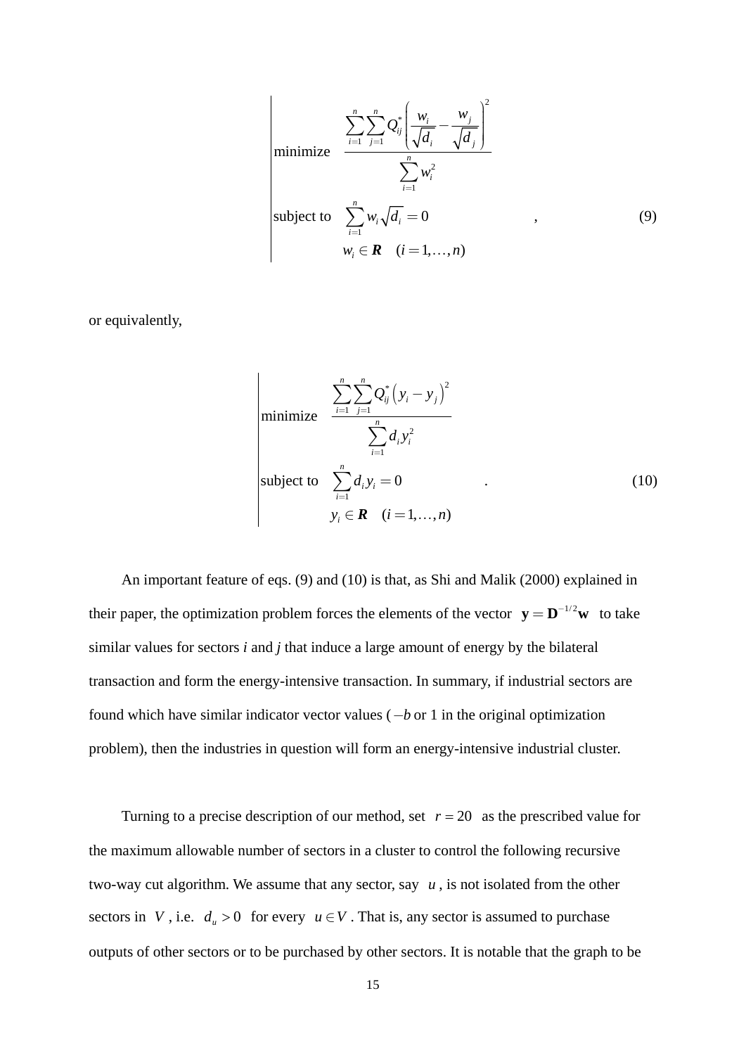$$
\left|
\begin{array}{ll}
\text{minimize} & \dfrac{\sum_{i=1}^{n}\sum_{j=1}^{n} Q_{ij}^{*}\left(\dfrac{w_i}{\sqrt{d_i}} - \dfrac{w_j}{\sqrt{d_j}}\right)^2}{\sum_{i=1}^{n} w_i^2} \\
\text{subject to} & \sum_{i=1}^{n} w_i \sqrt{d_i} = 0 \\
& w_i \in \boldsymbol{R} \quad (i = 1, \ldots, n)
\end{array}
\right. , \tag{9}
$$

or equivalently,

$$
\left|
\begin{array}{ll}
\text{minimize} & \dfrac{\sum_{i=1}^{n}\sum_{j=1}^{n} Q_{ij}^{*}\left(y_i - y_j\right)^2}{\sum_{i=1}^{n} d_i y_i^2} \\
\text{subject to} & \sum_{i=1}^{n} d_i y_i = 0 \\
& y_i \in \boldsymbol{R} \quad (i = 1, \ldots, n)
\end{array}
\right. . \tag{10}
$$

An important feature of eqs. (9) and (10) is that, as Shi and Malik (2000) explained in their paper, the optimization problem forces the elements of the vector $\mathbf{y} = \mathbf{D}^{-1/2}\mathbf{w}$ to take similar values for sectors *i* and *j* that induce a large amount of energy by the bilateral transaction and form the energy-intensive transaction. In summary, if industrial sectors are found which have similar indicator vector values ($-b$ or 1 in the original optimization problem), then the industries in question will form an energy-intensive industrial cluster.

Turning to a precise description of our method, set $r = 20$ as the prescribed value for the maximum allowable number of sectors in a cluster to control the following recursive two-way cut algorithm. We assume that any sector, say $u$, is not isolated from the other sectors in $V$, i.e. $d_u > 0$ for every $u \in V$. That is, any sector is assumed to purchase outputs of other sectors or to be purchased by other sectors. It is notable that the graph to be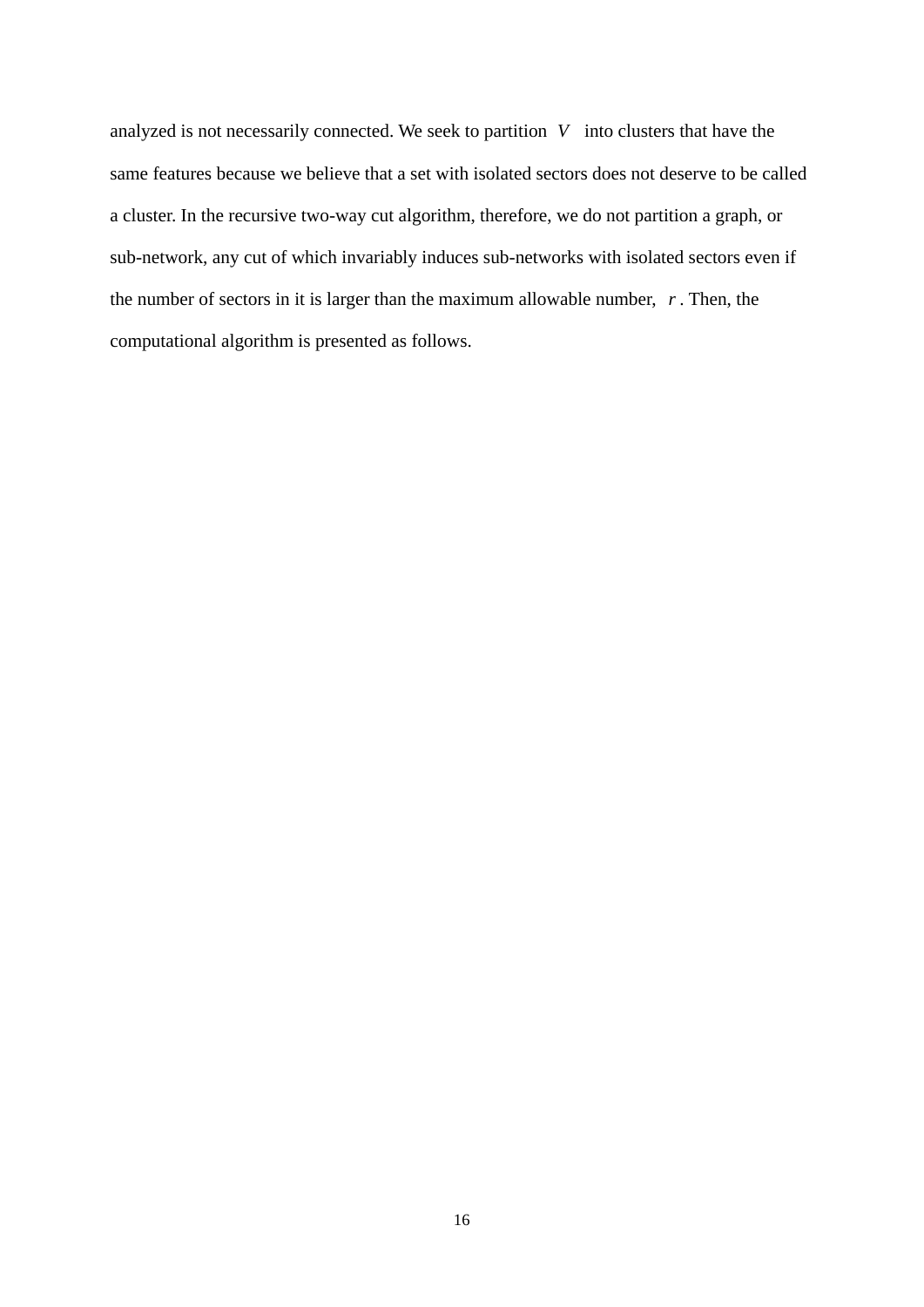analyzed is not necessarily connected. We seek to partition $V$ into clusters that have the same features because we believe that a set with isolated sectors does not deserve to be called a cluster. In the recursive two-way cut algorithm, therefore, we do not partition a graph, or sub-network, any cut of which invariably induces sub-networks with isolated sectors even if the number of sectors in it is larger than the maximum allowable number, $r$. Then, the computational algorithm is presented as follows.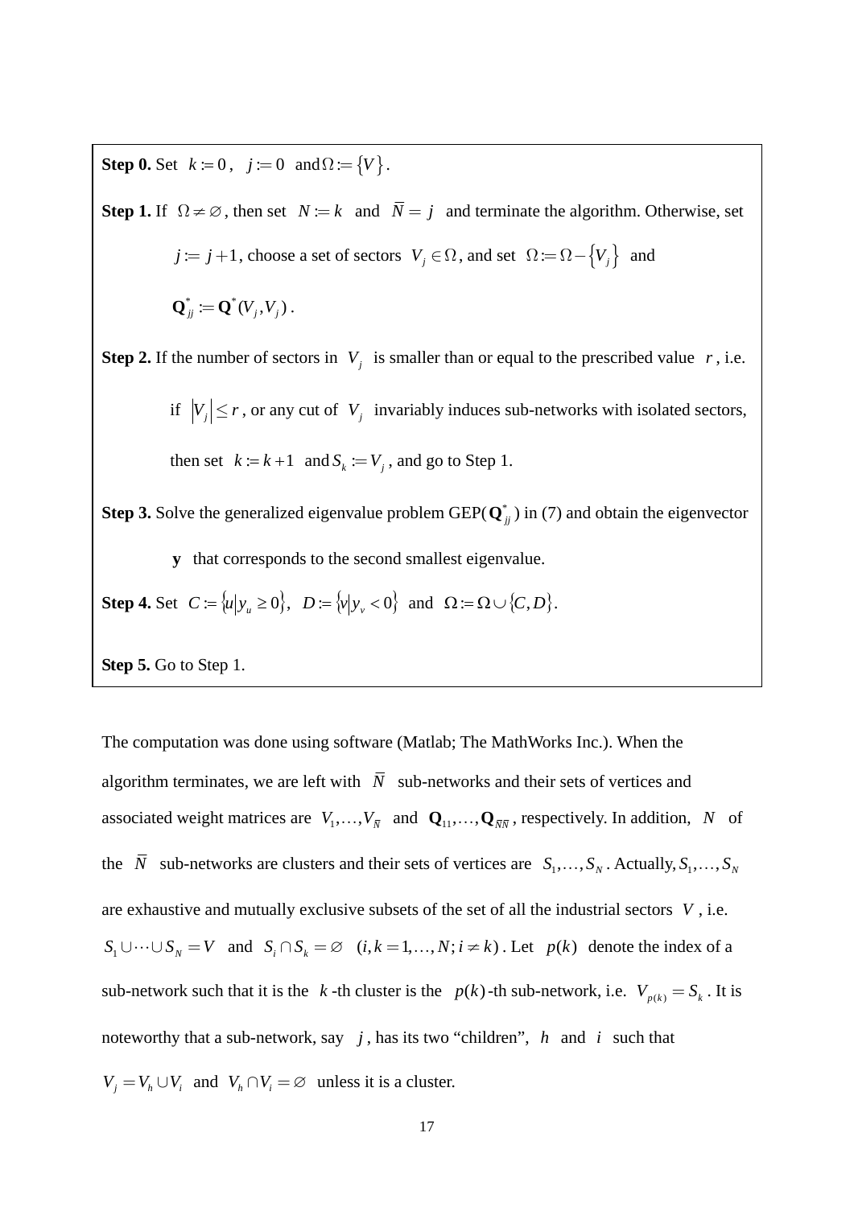**Step 0.** Set $k := 0$, $j := 0$ and $\Omega := \{V\}$.

**Step 1.** If $\Omega \neq \varnothing$, then set $N := k$ and $\bar{N} = j$ and terminate the algorithm. Otherwise, set $j := j+1$, choose a set of sectors $V_j \in \Omega$, and set $\Omega := \Omega - \{V_j\}$ and $\mathbf{Q}^*_{jj} := \mathbf{Q}^*(V_j, V_j)$.

**Step 2.** If the number of sectors in $V_j$ is smaller than or equal to the prescribed value $r$, i.e. if $|V_j| \leq r$, or any cut of $V_j$ invariably induces sub-networks with isolated sectors, then set $k := k+1$ and $S_k := V_j$, and go to Step 1.

**Step 3.** Solve the generalized eigenvalue problem GEP($\mathbf{Q}^*_{jj}$) in (7) and obtain the eigenvector $\mathbf{y}$ that corresponds to the second smallest eigenvalue.

**Step 4.** Set $C := \{u | y_u \geq 0\}$, $D := \{v | y_v < 0\}$ and $\Omega := \Omega \cup \{C, D\}$.

**Step 5.** Go to Step 1.

The computation was done using software (Matlab; The MathWorks Inc.). When the algorithm terminates, we are left with $\bar{N}$ sub-networks and their sets of vertices and associated weight matrices are $V_1, \ldots, V_{\bar{N}}$ and $\mathbf{Q}_{11}, \ldots, \mathbf{Q}_{\bar{N}\bar{N}}$, respectively. In addition, $N$ of the $\bar{N}$ sub-networks are clusters and their sets of vertices are $S_1, \ldots, S_N$. Actually, $S_1, \ldots, S_N$ are exhaustive and mutually exclusive subsets of the set of all the industrial sectors $V$, i.e. $S_1 \cup \cdots \cup S_N = V$ and $S_i \cap S_k = \varnothing$ $(i, k = 1, \ldots, N; i \neq k)$. Let $p(k)$ denote the index of a sub-network such that it is the $k$-th cluster is the $p(k)$-th sub-network, i.e. $V_{p(k)} = S_k$. It is noteworthy that a sub-network, say $j$, has its two "children", $h$ and $i$ such that $V_j = V_h \cup V_i$ and $V_h \cap V_i = \varnothing$ unless it is a cluster.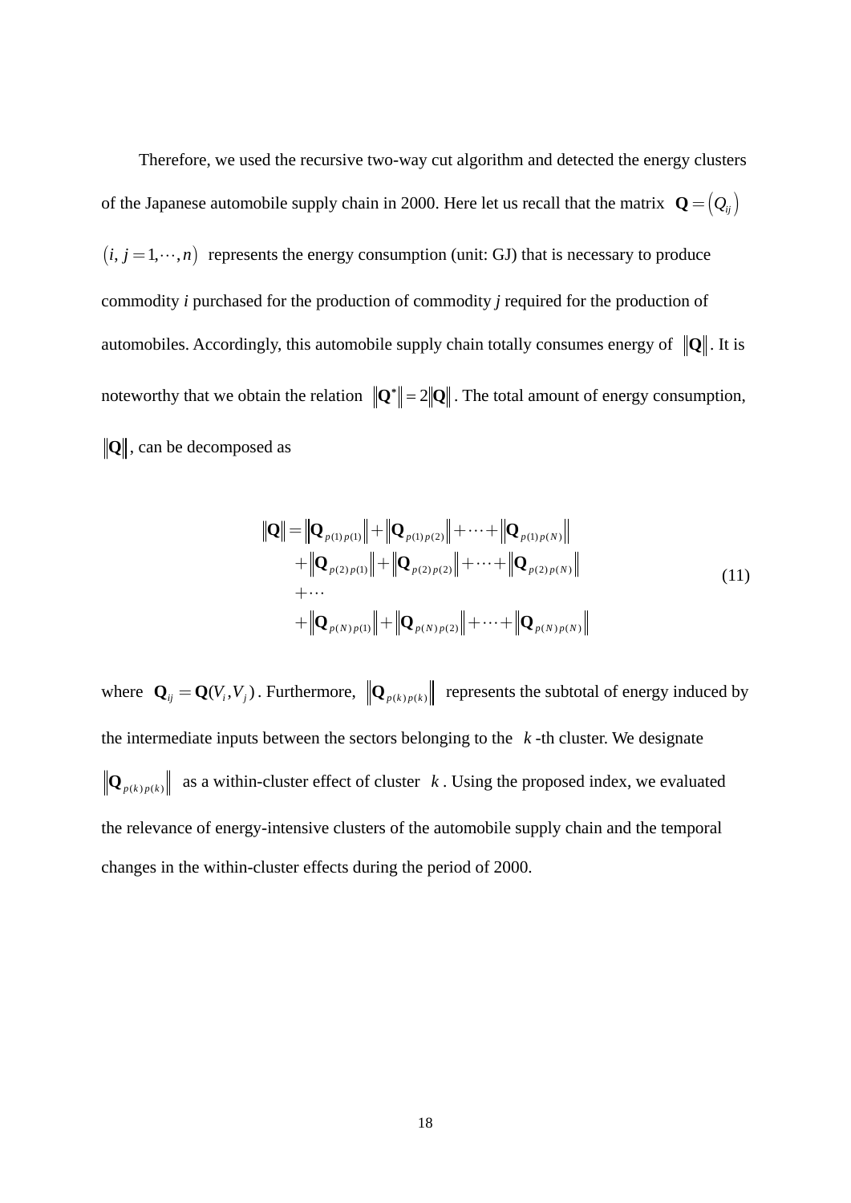Therefore, we used the recursive two-way cut algorithm and detected the energy clusters of the Japanese automobile supply chain in 2000. Here let us recall that the matrix $\mathbf{Q} = \left(Q_{ij}\right)$ $\left(i, j = 1, \cdots, n\right)$ represents the energy consumption (unit: GJ) that is necessary to produce commodity *i* purchased for the production of commodity *j* required for the production of automobiles. Accordingly, this automobile supply chain totally consumes energy of $\|\mathbf{Q}\|$. It is noteworthy that we obtain the relation $\|\mathbf{Q}^*\| = 2\|\mathbf{Q}\|$. The total amount of energy consumption, $\|\mathbf{Q}\|$, can be decomposed as

$$
\begin{aligned}
\|\mathbf{Q}\| = & \left\|\mathbf{Q}_{p(1)p(1)}\right\| + \left\|\mathbf{Q}_{p(1)p(2)}\right\| + \cdots + \left\|\mathbf{Q}_{p(1)p(N)}\right\| \\
& + \left\|\mathbf{Q}_{p(2)p(1)}\right\| + \left\|\mathbf{Q}_{p(2)p(2)}\right\| + \cdots + \left\|\mathbf{Q}_{p(2)p(N)}\right\| \\
& + \cdots \\
& + \left\|\mathbf{Q}_{p(N)p(1)}\right\| + \left\|\mathbf{Q}_{p(N)p(2)}\right\| + \cdots + \left\|\mathbf{Q}_{p(N)p(N)}\right\|
\end{aligned}
\tag{11}
$$

where $\mathbf{Q}_{ij} = \mathbf{Q}(V_i, V_j)$. Furthermore, $\left\|\mathbf{Q}_{p(k)p(k)}\right\|$ represents the subtotal of energy induced by the intermediate inputs between the sectors belonging to the $k$-th cluster. We designate $\left\|\mathbf{Q}_{p(k)p(k)}\right\|$ as a within-cluster effect of cluster $k$. Using the proposed index, we evaluated the relevance of energy-intensive clusters of the automobile supply chain and the temporal changes in the within-cluster effects during the period of 2000.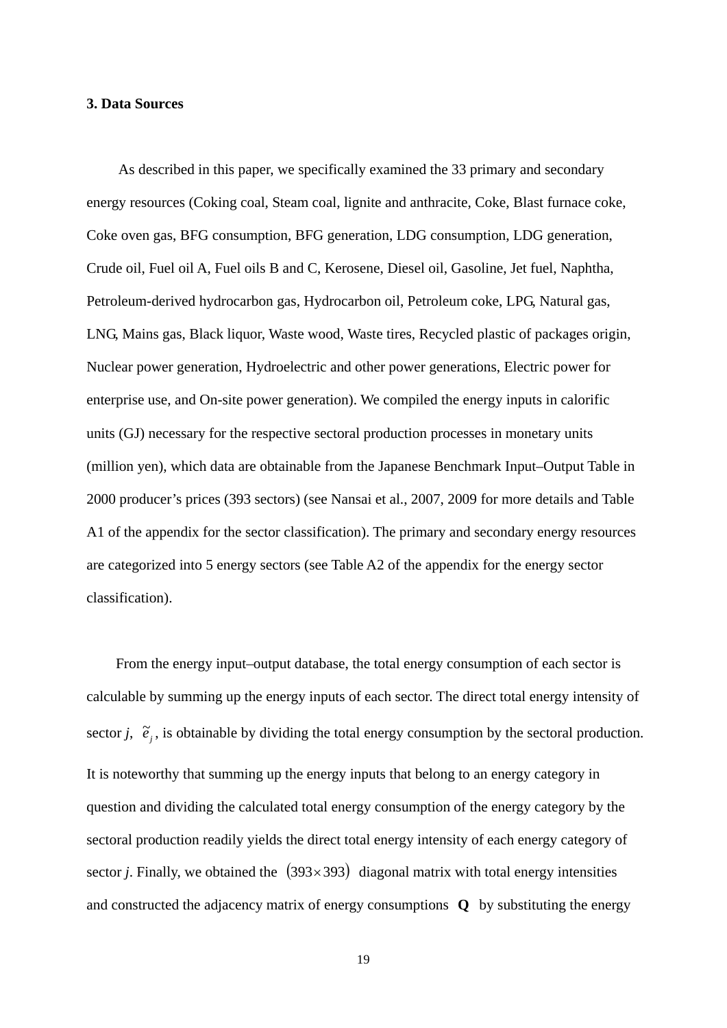### 3. Data Sources

As described in this paper, we specifically examined the 33 primary and secondary energy resources (Coking coal, Steam coal, lignite and anthracite, Coke, Blast furnace coke, Coke oven gas, BFG consumption, BFG generation, LDG consumption, LDG generation, Crude oil, Fuel oil A, Fuel oils B and C, Kerosene, Diesel oil, Gasoline, Jet fuel, Naphtha, Petroleum-derived hydrocarbon gas, Hydrocarbon oil, Petroleum coke, LPG, Natural gas, LNG, Mains gas, Black liquor, Waste wood, Waste tires, Recycled plastic of packages origin, Nuclear power generation, Hydroelectric and other power generations, Electric power for enterprise use, and On-site power generation). We compiled the energy inputs in calorific units (GJ) necessary for the respective sectoral production processes in monetary units (million yen), which data are obtainable from the Japanese Benchmark Input–Output Table in 2000 producer's prices (393 sectors) (see Nansai et al., 2007, 2009 for more details and Table A1 of the appendix for the sector classification). The primary and secondary energy resources are categorized into 5 energy sectors (see Table A2 of the appendix for the energy sector classification).

From the energy input–output database, the total energy consumption of each sector is calculable by summing up the energy inputs of each sector. The direct total energy intensity of sector $j$, $\tilde{e}_j$, is obtainable by dividing the total energy consumption by the sectoral production. It is noteworthy that summing up the energy inputs that belong to an energy category in question and dividing the calculated total energy consumption of the energy category by the sectoral production readily yields the direct total energy intensity of each energy category of sector $j$. Finally, we obtained the $(393 \times 393)$ diagonal matrix with total energy intensities and constructed the adjacency matrix of energy consumptions $\mathbf{Q}$ by substituting the energy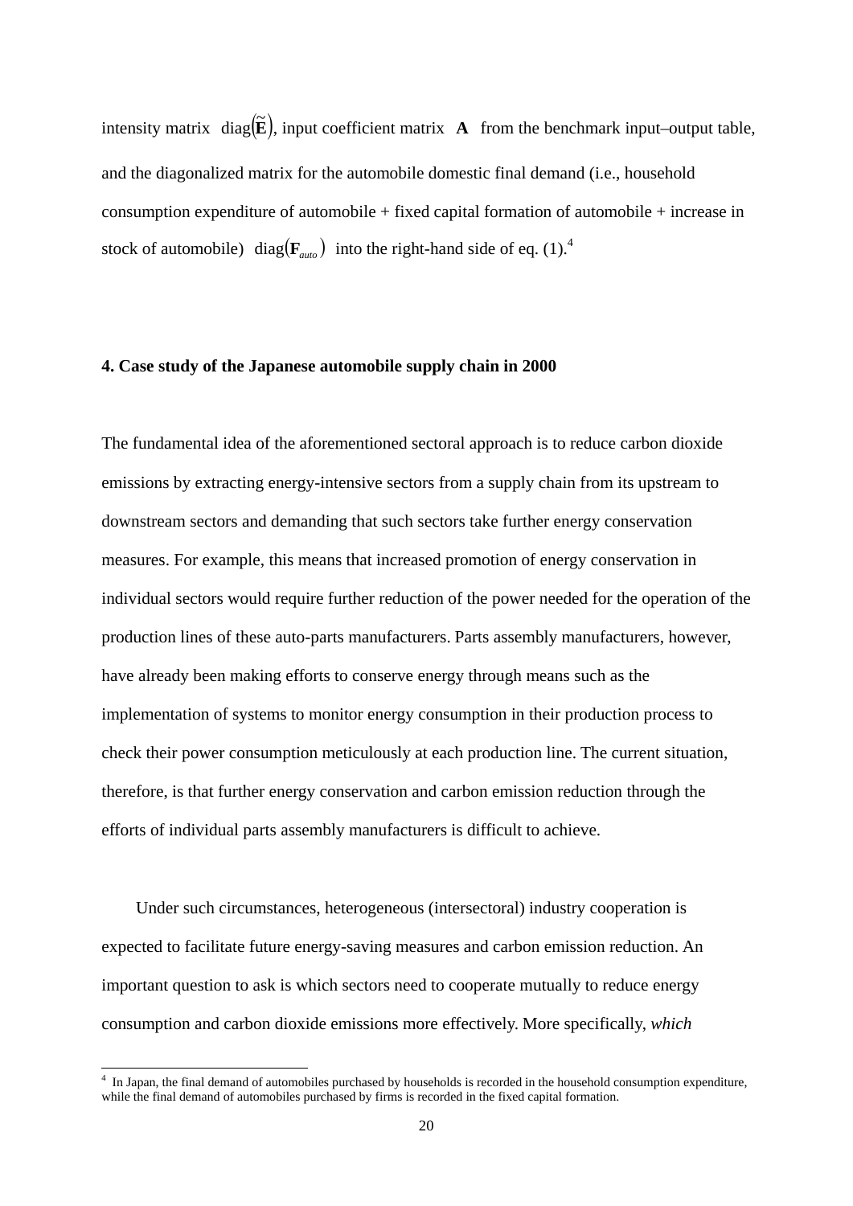intensity matrix $\mathrm{diag}(\tilde{\mathbf{E}})$, input coefficient matrix $\mathbf{A}$ from the benchmark input–output table, and the diagonalized matrix for the automobile domestic final demand (i.e., household consumption expenditure of automobile + fixed capital formation of automobile + increase in stock of automobile) $\mathrm{diag}(\mathbf{F}_{auto})$ into the right-hand side of eq. (1).[4]

### 4. Case study of the Japanese automobile supply chain in 2000

The fundamental idea of the aforementioned sectoral approach is to reduce carbon dioxide emissions by extracting energy-intensive sectors from a supply chain from its upstream to downstream sectors and demanding that such sectors take further energy conservation measures. For example, this means that increased promotion of energy conservation in individual sectors would require further reduction of the power needed for the operation of the production lines of these auto-parts manufacturers. Parts assembly manufacturers, however, have already been making efforts to conserve energy through means such as the implementation of systems to monitor energy consumption in their production process to check their power consumption meticulously at each production line. The current situation, therefore, is that further energy conservation and carbon emission reduction through the efforts of individual parts assembly manufacturers is difficult to achieve.

Under such circumstances, heterogeneous (intersectoral) industry cooperation is expected to facilitate future energy-saving measures and carbon emission reduction. An important question to ask is which sectors need to cooperate mutually to reduce energy consumption and carbon dioxide emissions more effectively. More specifically, *which*

[4] In Japan, the final demand of automobiles purchased by households is recorded in the household consumption expenditure, while the final demand of automobiles purchased by firms is recorded in the fixed capital formation.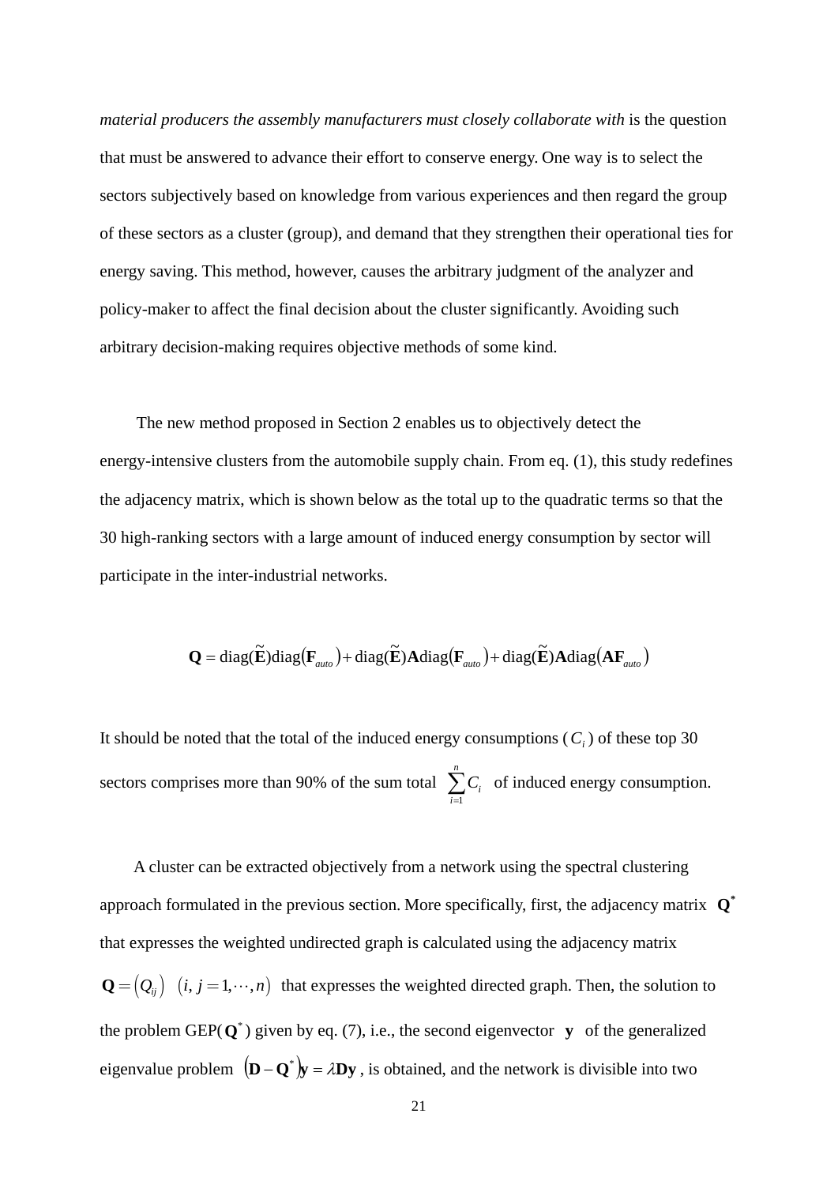*material producers the assembly manufacturers must closely collaborate with* is the question that must be answered to advance their effort to conserve energy. One way is to select the sectors subjectively based on knowledge from various experiences and then regard the group of these sectors as a cluster (group), and demand that they strengthen their operational ties for energy saving. This method, however, causes the arbitrary judgment of the analyzer and policy-maker to affect the final decision about the cluster significantly. Avoiding such arbitrary decision-making requires objective methods of some kind.

The new method proposed in Section 2 enables us to objectively detect the energy-intensive clusters from the automobile supply chain. From eq. (1), this study redefines the adjacency matrix, which is shown below as the total up to the quadratic terms so that the 30 high-ranking sectors with a large amount of induced energy consumption by sector will participate in the inter-industrial networks.

$$\mathbf{Q} = \mathrm{diag}(\tilde{\mathbf{E}})\mathrm{diag}(\mathbf{F}_{auto}) + \mathrm{diag}(\tilde{\mathbf{E}})\mathbf{A}\mathrm{diag}(\mathbf{F}_{auto}) + \mathrm{diag}(\tilde{\mathbf{E}})\mathbf{A}\mathrm{diag}(\mathbf{A}\mathbf{F}_{auto})$$

It should be noted that the total of the induced energy consumptions ($C_i$) of these top 30 sectors comprises more than 90% of the sum total $\sum_{i=1}^{n} C_i$ of induced energy consumption.

A cluster can be extracted objectively from a network using the spectral clustering approach formulated in the previous section. More specifically, first, the adjacency matrix $\mathbf{Q}^*$ that expresses the weighted undirected graph is calculated using the adjacency matrix $\mathbf{Q} = (Q_{ij}) \ (i, j = 1, \cdots, n)$ that expresses the weighted directed graph. Then, the solution to the problem GEP($\mathbf{Q}^*$) given by eq. (7), i.e., the second eigenvector $\mathbf{y}$ of the generalized eigenvalue problem $(\mathbf{D} - \mathbf{Q}^*)\mathbf{y} = \lambda \mathbf{D}\mathbf{y}$, is obtained, and the network is divisible into two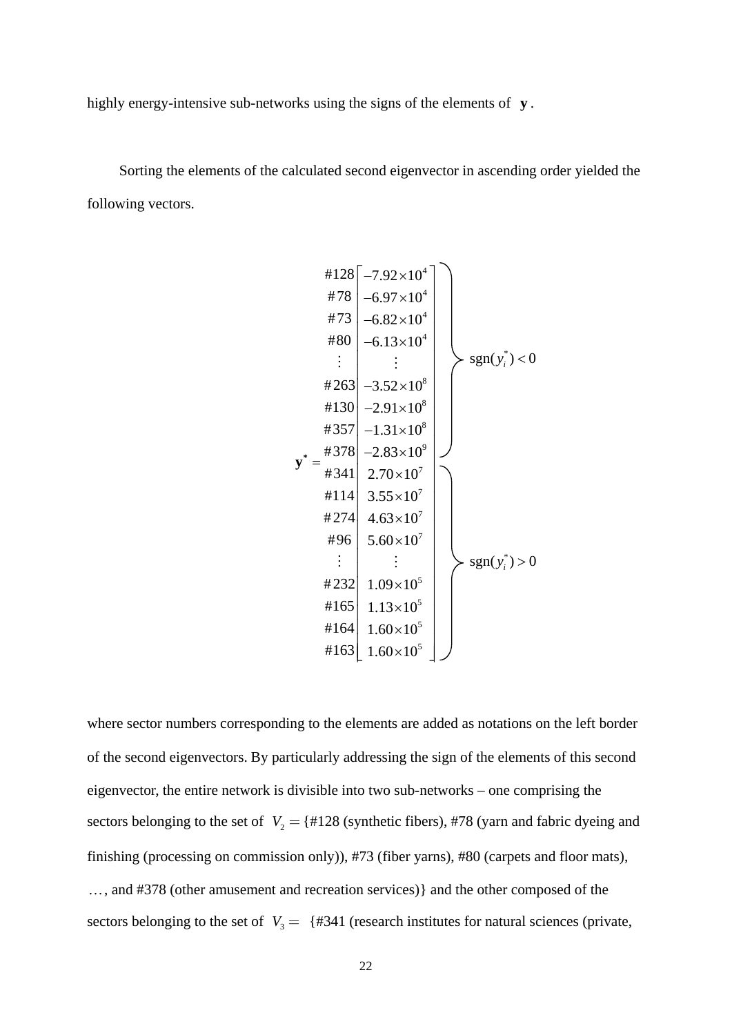highly energy-intensive sub-networks using the signs of the elements of $\mathbf{y}$.

Sorting the elements of the calculated second eigenvector in ascending order yielded the following vectors.

$$
\mathbf{y}^* = \begin{array}{r} \#128 \\ \#78 \\ \#73 \\ \#80 \\ \vdots \\ \#263 \\ \#130 \\ \#357 \\ \#378 \\ \#341 \\ \#114 \\ \#274 \\ \#96 \\ \vdots \\ \#232 \\ \#165 \\ \#164 \\ \#163 \end{array}
\begin{bmatrix} -7.92\times10^4 \\ -6.97\times10^4 \\ -6.82\times10^4 \\ -6.13\times10^4 \\ \vdots \\ -3.52\times10^8 \\ -2.91\times10^8 \\ -1.31\times10^8 \\ -2.83\times10^9 \\ 2.70\times10^7 \\ 3.55\times10^7 \\ 4.63\times10^7 \\ 5.60\times10^7 \\ \vdots \\ 1.09\times10^5 \\ 1.13\times10^5 \\ 1.60\times10^5 \\ 1.60\times10^5 \end{bmatrix}
\begin{array}{l} \left.\begin{array}{l} \\ \\ \\ \\ \\ \\ \\ \\ \\ \end{array}\right\} \operatorname{sgn}(y_i^*) < 0 \\ \left.\begin{array}{l} \\ \\ \\ \\ \\ \\ \\ \\ \\ \end{array}\right\} \operatorname{sgn}(y_i^*) > 0 \end{array}
$$

where sector numbers corresponding to the elements are added as notations on the left border of the second eigenvectors. By particularly addressing the sign of the elements of this second eigenvector, the entire network is divisible into two sub-networks – one comprising the sectors belonging to the set of $V_2 =$ {#128 (synthetic fibers), #78 (yarn and fabric dyeing and finishing (processing on commission only)), #73 (fiber yarns), #80 (carpets and floor mats), …, and #378 (other amusement and recreation services)} and the other composed of the sectors belonging to the set of $V_3 =$ {#341 (research institutes for natural sciences (private,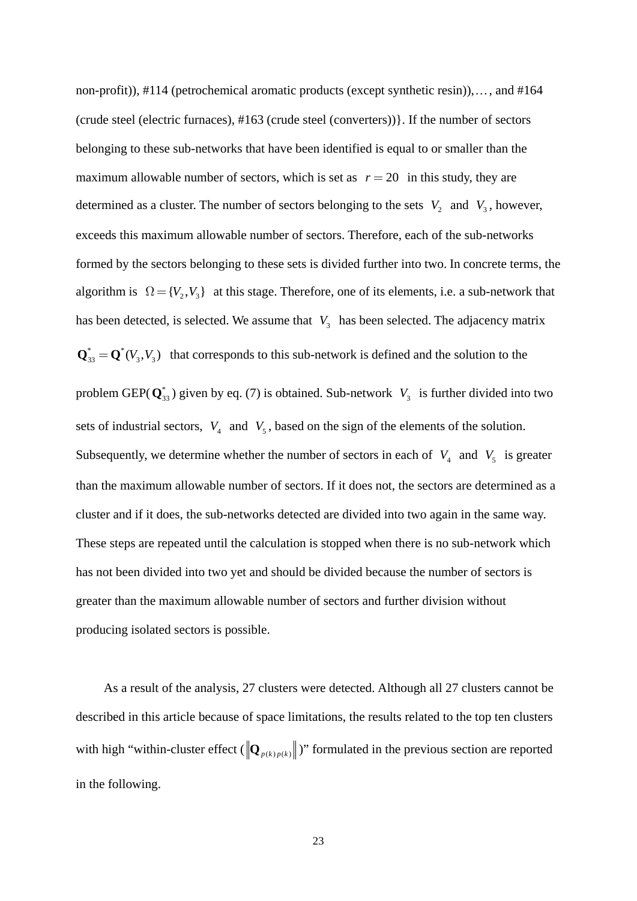non-profit)), #114 (petrochemical aromatic products (except synthetic resin)), $\ldots$, and #164 (crude steel (electric furnaces), #163 (crude steel (converters))}. If the number of sectors belonging to these sub-networks that have been identified is equal to or smaller than the maximum allowable number of sectors, which is set as $r = 20$ in this study, they are determined as a cluster. The number of sectors belonging to the sets $V_2$ and $V_3$, however, exceeds this maximum allowable number of sectors. Therefore, each of the sub-networks formed by the sectors belonging to these sets is divided further into two. In concrete terms, the algorithm is $\Omega = \{V_2, V_3\}$ at this stage. Therefore, one of its elements, i.e. a sub-network that has been detected, is selected. We assume that $V_3$ has been selected. The adjacency matrix $\mathbf{Q}^*_{33} = \mathbf{Q}^*(V_3, V_3)$ that corresponds to this sub-network is defined and the solution to the problem GEP($\mathbf{Q}^*_{33}$) given by eq. (7) is obtained. Sub-network $V_3$ is further divided into two sets of industrial sectors, $V_4$ and $V_5$, based on the sign of the elements of the solution. Subsequently, we determine whether the number of sectors in each of $V_4$ and $V_5$ is greater than the maximum allowable number of sectors. If it does not, the sectors are determined as a cluster and if it does, the sub-networks detected are divided into two again in the same way. These steps are repeated until the calculation is stopped when there is no sub-network which has not been divided into two yet and should be divided because the number of sectors is greater than the maximum allowable number of sectors and further division without producing isolated sectors is possible.

As a result of the analysis, 27 clusters were detected. Although all 27 clusters cannot be described in this article because of space limitations, the results related to the top ten clusters with high “within-cluster effect ($\left\|\mathbf{Q}_{p(k)p(k)}\right\|$)” formulated in the previous section are reported in the following.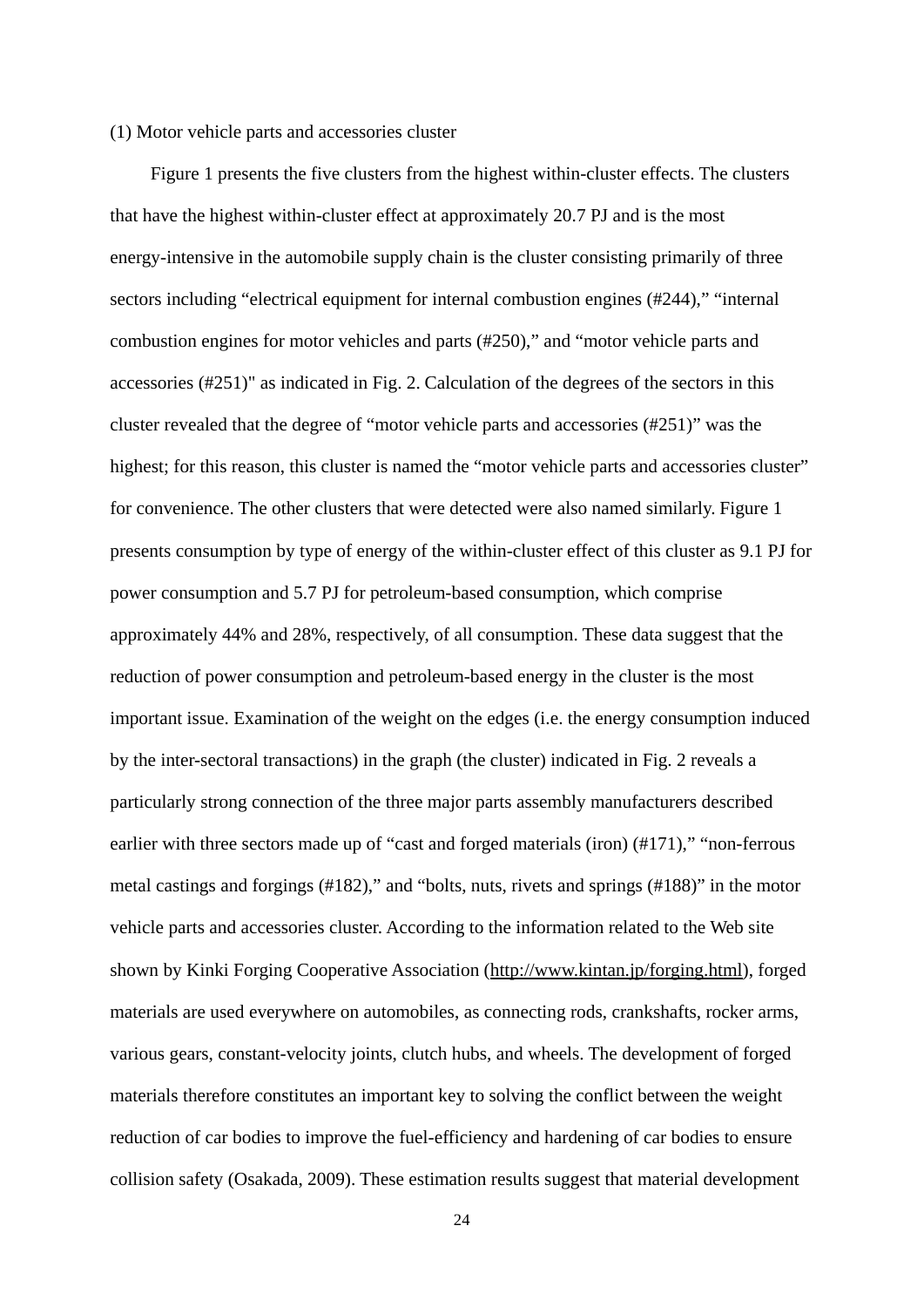(1) Motor vehicle parts and accessories cluster

Figure 1 presents the five clusters from the highest within-cluster effects. The clusters that have the highest within-cluster effect at approximately 20.7 PJ and is the most energy-intensive in the automobile supply chain is the cluster consisting primarily of three sectors including “electrical equipment for internal combustion engines (#244),” “internal combustion engines for motor vehicles and parts (#250),” and “motor vehicle parts and accessories (#251)" as indicated in Fig. 2. Calculation of the degrees of the sectors in this cluster revealed that the degree of “motor vehicle parts and accessories (#251)” was the highest; for this reason, this cluster is named the “motor vehicle parts and accessories cluster” for convenience. The other clusters that were detected were also named similarly. Figure 1 presents consumption by type of energy of the within-cluster effect of this cluster as 9.1 PJ for power consumption and 5.7 PJ for petroleum-based consumption, which comprise approximately 44% and 28%, respectively, of all consumption. These data suggest that the reduction of power consumption and petroleum-based energy in the cluster is the most important issue. Examination of the weight on the edges (i.e. the energy consumption induced by the inter-sectoral transactions) in the graph (the cluster) indicated in Fig. 2 reveals a particularly strong connection of the three major parts assembly manufacturers described earlier with three sectors made up of “cast and forged materials (iron) (#171),” “non-ferrous metal castings and forgings (#182),” and “bolts, nuts, rivets and springs (#188)” in the motor vehicle parts and accessories cluster. According to the information related to the Web site shown by Kinki Forging Cooperative Association (http://www.kintan.jp/forging.html), forged materials are used everywhere on automobiles, as connecting rods, crankshafts, rocker arms, various gears, constant-velocity joints, clutch hubs, and wheels. The development of forged materials therefore constitutes an important key to solving the conflict between the weight reduction of car bodies to improve the fuel-efficiency and hardening of car bodies to ensure collision safety (Osakada, 2009). These estimation results suggest that material development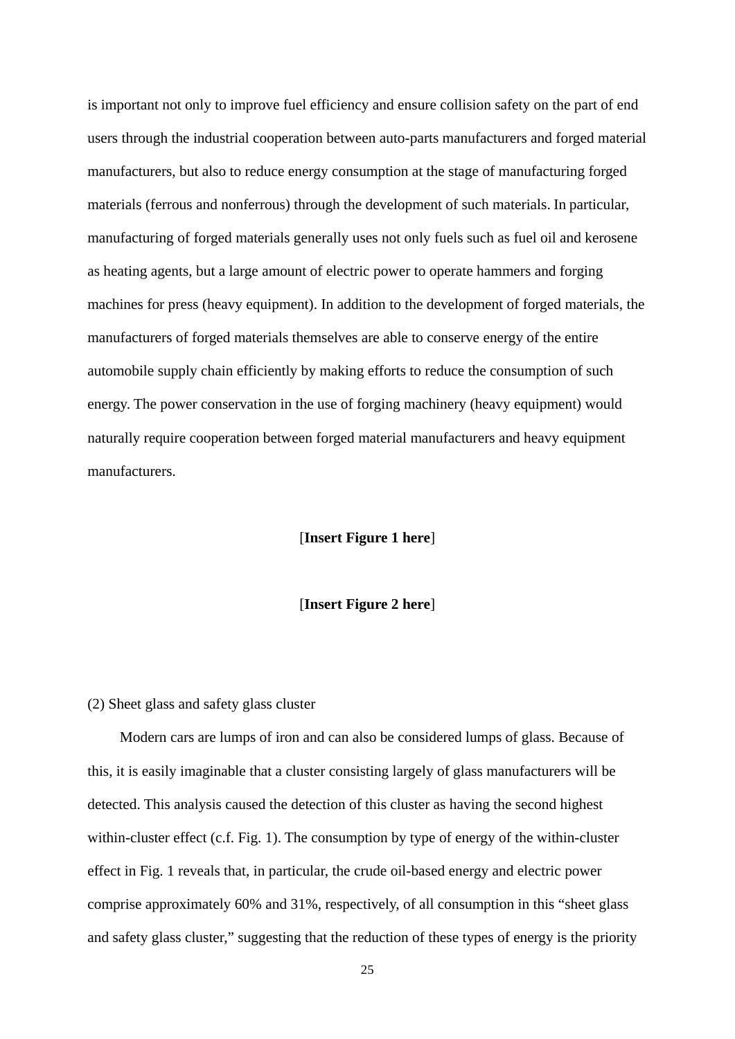is important not only to improve fuel efficiency and ensure collision safety on the part of end users through the industrial cooperation between auto-parts manufacturers and forged material manufacturers, but also to reduce energy consumption at the stage of manufacturing forged materials (ferrous and nonferrous) through the development of such materials. In particular, manufacturing of forged materials generally uses not only fuels such as fuel oil and kerosene as heating agents, but a large amount of electric power to operate hammers and forging machines for press (heavy equipment). In addition to the development of forged materials, the manufacturers of forged materials themselves are able to conserve energy of the entire automobile supply chain efficiently by making efforts to reduce the consumption of such energy. The power conservation in the use of forging machinery (heavy equipment) would naturally require cooperation between forged material manufacturers and heavy equipment manufacturers.

[**Insert Figure 1 here**]

[**Insert Figure 2 here**]

(2) Sheet glass and safety glass cluster

Modern cars are lumps of iron and can also be considered lumps of glass. Because of this, it is easily imaginable that a cluster consisting largely of glass manufacturers will be detected. This analysis caused the detection of this cluster as having the second highest within-cluster effect (c.f. Fig. 1). The consumption by type of energy of the within-cluster effect in Fig. 1 reveals that, in particular, the crude oil-based energy and electric power comprise approximately 60% and 31%, respectively, of all consumption in this “sheet glass and safety glass cluster,” suggesting that the reduction of these types of energy is the priority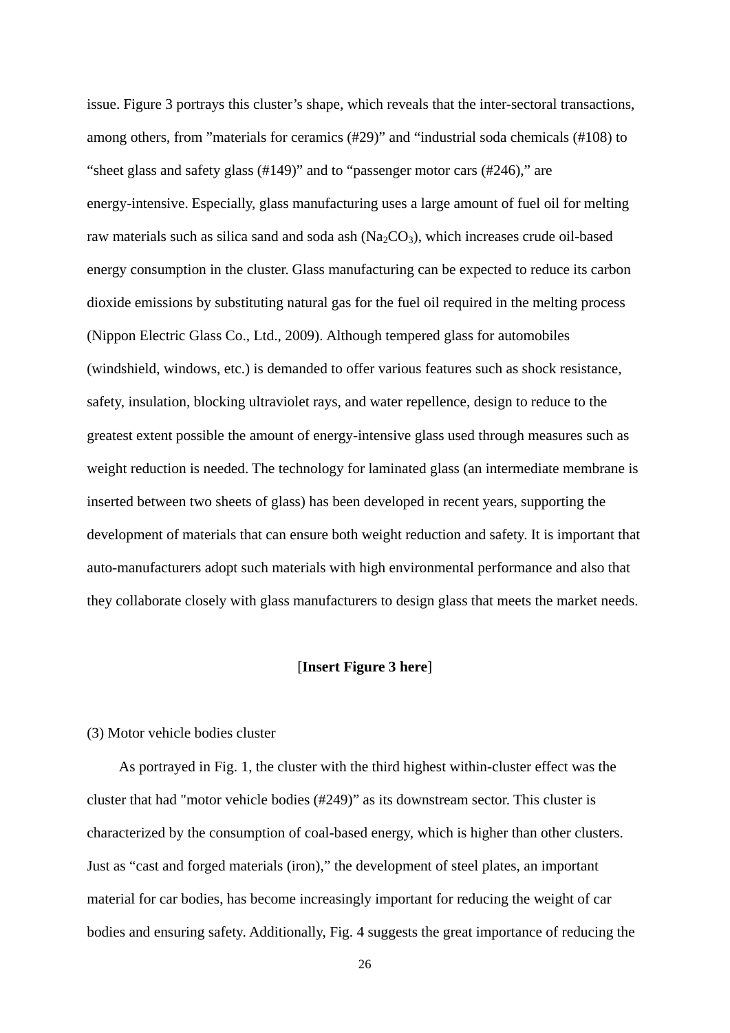issue. Figure 3 portrays this cluster’s shape, which reveals that the inter-sectoral transactions, among others, from ”materials for ceramics (#29)” and “industrial soda chemicals (#108) to “sheet glass and safety glass (#149)” and to “passenger motor cars (#246),” are energy-intensive. Especially, glass manufacturing uses a large amount of fuel oil for melting raw materials such as silica sand and soda ash ($Na_2CO_3$), which increases crude oil-based energy consumption in the cluster. Glass manufacturing can be expected to reduce its carbon dioxide emissions by substituting natural gas for the fuel oil required in the melting process (Nippon Electric Glass Co., Ltd., 2009). Although tempered glass for automobiles (windshield, windows, etc.) is demanded to offer various features such as shock resistance, safety, insulation, blocking ultraviolet rays, and water repellence, design to reduce to the greatest extent possible the amount of energy-intensive glass used through measures such as weight reduction is needed. The technology for laminated glass (an intermediate membrane is inserted between two sheets of glass) has been developed in recent years, supporting the development of materials that can ensure both weight reduction and safety. It is important that auto-manufacturers adopt such materials with high environmental performance and also that they collaborate closely with glass manufacturers to design glass that meets the market needs.

[**Insert Figure 3 here**]

(3) Motor vehicle bodies cluster

As portrayed in Fig. 1, the cluster with the third highest within-cluster effect was the cluster that had "motor vehicle bodies (#249)” as its downstream sector. This cluster is characterized by the consumption of coal-based energy, which is higher than other clusters. Just as “cast and forged materials (iron),” the development of steel plates, an important material for car bodies, has become increasingly important for reducing the weight of car bodies and ensuring safety. Additionally, Fig. 4 suggests the great importance of reducing the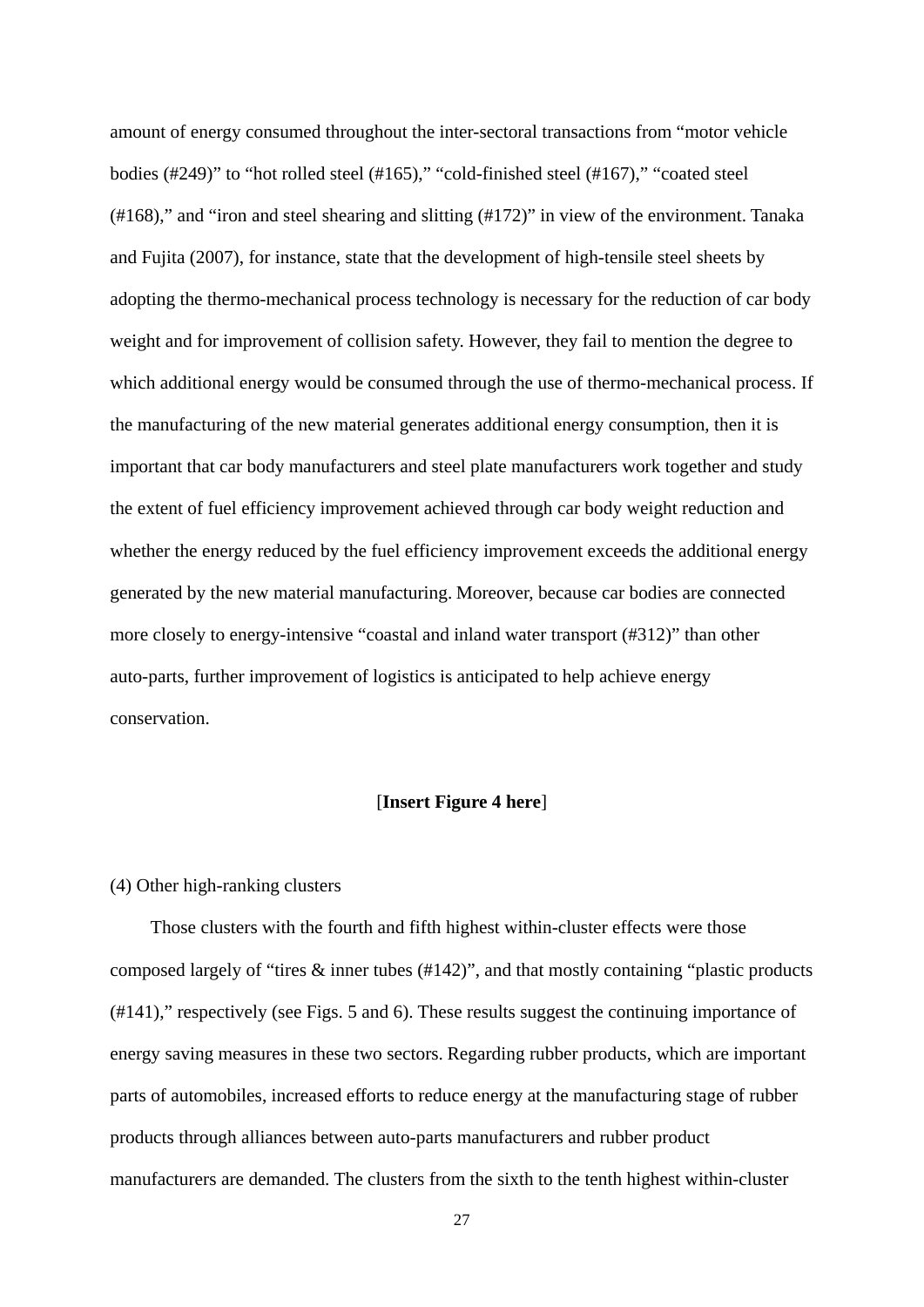amount of energy consumed throughout the inter-sectoral transactions from “motor vehicle bodies (#249)” to “hot rolled steel (#165),” “cold-finished steel (#167),” “coated steel (#168),” and “iron and steel shearing and slitting (#172)” in view of the environment. Tanaka and Fujita (2007), for instance, state that the development of high-tensile steel sheets by adopting the thermo-mechanical process technology is necessary for the reduction of car body weight and for improvement of collision safety. However, they fail to mention the degree to which additional energy would be consumed through the use of thermo-mechanical process. If the manufacturing of the new material generates additional energy consumption, then it is important that car body manufacturers and steel plate manufacturers work together and study the extent of fuel efficiency improvement achieved through car body weight reduction and whether the energy reduced by the fuel efficiency improvement exceeds the additional energy generated by the new material manufacturing. Moreover, because car bodies are connected more closely to energy-intensive “coastal and inland water transport (#312)” than other auto-parts, further improvement of logistics is anticipated to help achieve energy conservation.

[**Insert Figure 4 here**]

(4) Other high-ranking clusters

Those clusters with the fourth and fifth highest within-cluster effects were those composed largely of “tires & inner tubes (#142)”, and that mostly containing “plastic products (#141),” respectively (see Figs. 5 and 6). These results suggest the continuing importance of energy saving measures in these two sectors. Regarding rubber products, which are important parts of automobiles, increased efforts to reduce energy at the manufacturing stage of rubber products through alliances between auto-parts manufacturers and rubber product manufacturers are demanded. The clusters from the sixth to the tenth highest within-cluster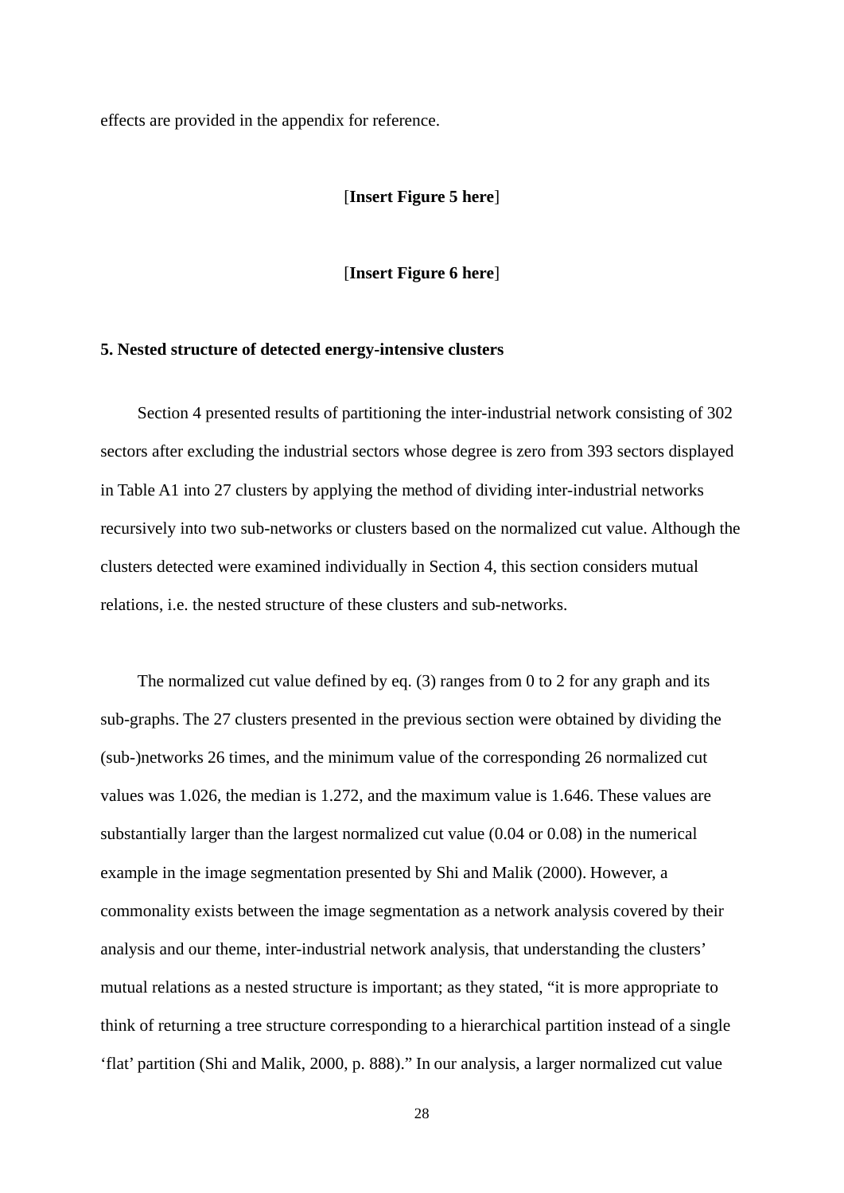effects are provided in the appendix for reference.

[**Insert Figure 5 here**]

[**Insert Figure 6 here**]

## 5. Nested structure of detected energy-intensive clusters

Section 4 presented results of partitioning the inter-industrial network consisting of 302 sectors after excluding the industrial sectors whose degree is zero from 393 sectors displayed in Table A1 into 27 clusters by applying the method of dividing inter-industrial networks recursively into two sub-networks or clusters based on the normalized cut value. Although the clusters detected were examined individually in Section 4, this section considers mutual relations, i.e. the nested structure of these clusters and sub-networks.

The normalized cut value defined by eq. (3) ranges from 0 to 2 for any graph and its sub-graphs. The 27 clusters presented in the previous section were obtained by dividing the (sub-)networks 26 times, and the minimum value of the corresponding 26 normalized cut values was 1.026, the median is 1.272, and the maximum value is 1.646. These values are substantially larger than the largest normalized cut value (0.04 or 0.08) in the numerical example in the image segmentation presented by Shi and Malik (2000). However, a commonality exists between the image segmentation as a network analysis covered by their analysis and our theme, inter-industrial network analysis, that understanding the clusters' mutual relations as a nested structure is important; as they stated, "it is more appropriate to think of returning a tree structure corresponding to a hierarchical partition instead of a single 'flat' partition (Shi and Malik, 2000, p. 888)." In our analysis, a larger normalized cut value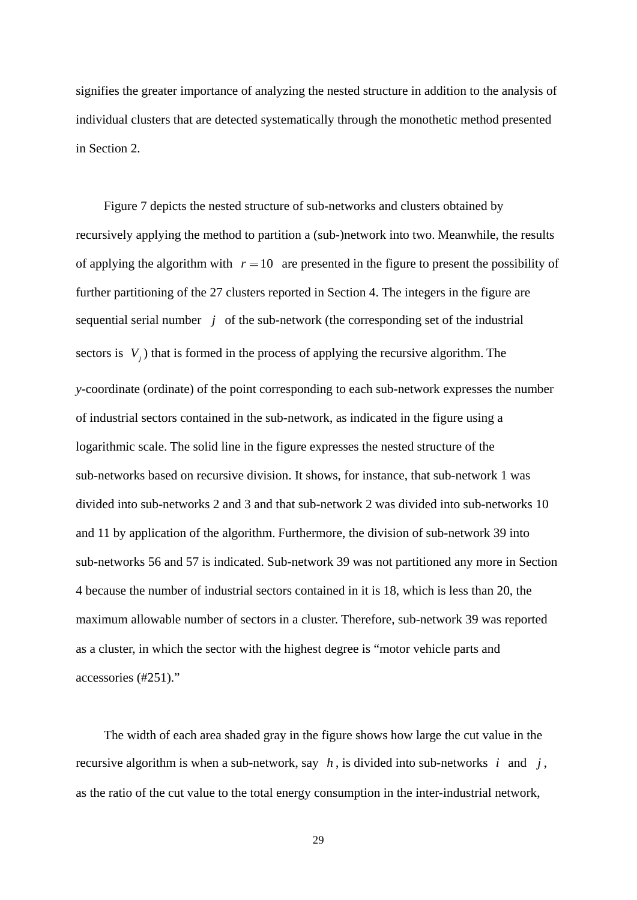signifies the greater importance of analyzing the nested structure in addition to the analysis of individual clusters that are detected systematically through the monothetic method presented in Section 2.

Figure 7 depicts the nested structure of sub-networks and clusters obtained by recursively applying the method to partition a (sub-)network into two. Meanwhile, the results of applying the algorithm with $r = 10$ are presented in the figure to present the possibility of further partitioning of the 27 clusters reported in Section 4. The integers in the figure are sequential serial number $j$ of the sub-network (the corresponding set of the industrial sectors is $V_j$) that is formed in the process of applying the recursive algorithm. The *y*-coordinate (ordinate) of the point corresponding to each sub-network expresses the number of industrial sectors contained in the sub-network, as indicated in the figure using a logarithmic scale. The solid line in the figure expresses the nested structure of the sub-networks based on recursive division. It shows, for instance, that sub-network 1 was divided into sub-networks 2 and 3 and that sub-network 2 was divided into sub-networks 10 and 11 by application of the algorithm. Furthermore, the division of sub-network 39 into sub-networks 56 and 57 is indicated. Sub-network 39 was not partitioned any more in Section 4 because the number of industrial sectors contained in it is 18, which is less than 20, the maximum allowable number of sectors in a cluster. Therefore, sub-network 39 was reported as a cluster, in which the sector with the highest degree is "motor vehicle parts and accessories (#251)."

The width of each area shaded gray in the figure shows how large the cut value in the recursive algorithm is when a sub-network, say $h$, is divided into sub-networks $i$ and $j$, as the ratio of the cut value to the total energy consumption in the inter-industrial network,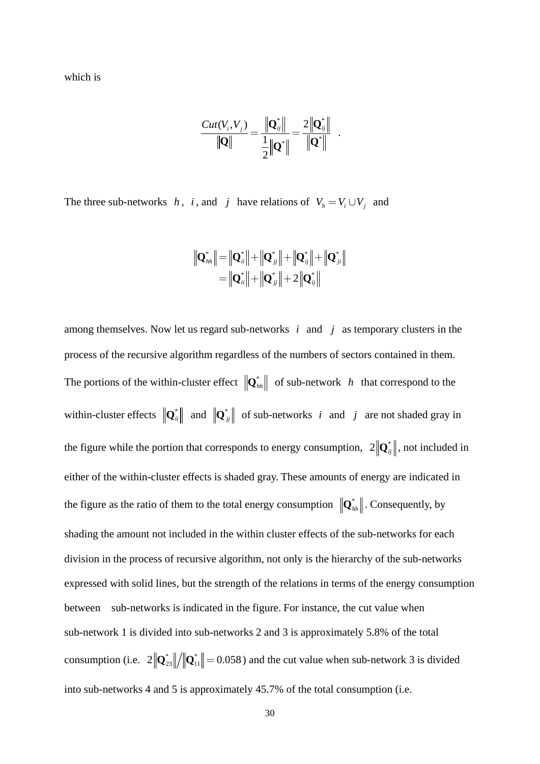which is

$$\frac{Cut(V_i, V_j)}{\|\mathbf{Q}\|} = \frac{\|\mathbf{Q}_{ij}^*\|}{\frac{1}{2}\|\mathbf{Q}^*\|} = \frac{2\|\mathbf{Q}_{ij}^*\|}{\|\mathbf{Q}^*\|} \quad .$$

The three sub-networks $h$, $i$, and $j$ have relations of $V_h = V_i \cup V_j$ and

$$\begin{aligned}\|\mathbf{Q}_{hh}^*\| &= \|\mathbf{Q}_{ii}^*\| + \|\mathbf{Q}_{jj}^*\| + \|\mathbf{Q}_{ij}^*\| + \|\mathbf{Q}_{ji}^*\| \\ &= \|\mathbf{Q}_{ii}^*\| + \|\mathbf{Q}_{jj}^*\| + 2\|\mathbf{Q}_{ij}^*\|\end{aligned}$$

among themselves. Now let us regard sub-networks $i$ and $j$ as temporary clusters in the process of the recursive algorithm regardless of the numbers of sectors contained in them. The portions of the within-cluster effect $\|\mathbf{Q}_{hh}^*\|$ of sub-network $h$ that correspond to the within-cluster effects $\|\mathbf{Q}_{ii}^*\|$ and $\|\mathbf{Q}_{jj}^*\|$ of sub-networks $i$ and $j$ are not shaded gray in the figure while the portion that corresponds to energy consumption, $2\|\mathbf{Q}_{ij}^*\|$, not included in either of the within-cluster effects is shaded gray. These amounts of energy are indicated in the figure as the ratio of them to the total energy consumption $\|\mathbf{Q}_{hh}^*\|$. Consequently, by shading the amount not included in the within cluster effects of the sub-networks for each division in the process of recursive algorithm, not only is the hierarchy of the sub-networks expressed with solid lines, but the strength of the relations in terms of the energy consumption between sub-networks is indicated in the figure. For instance, the cut value when sub-network 1 is divided into sub-networks 2 and 3 is approximately 5.8% of the total consumption (i.e. $2\|\mathbf{Q}_{23}^*\| / \|\mathbf{Q}_{11}^*\| = 0.058$) and the cut value when sub-network 3 is divided into sub-networks 4 and 5 is approximately 45.7% of the total consumption (i.e.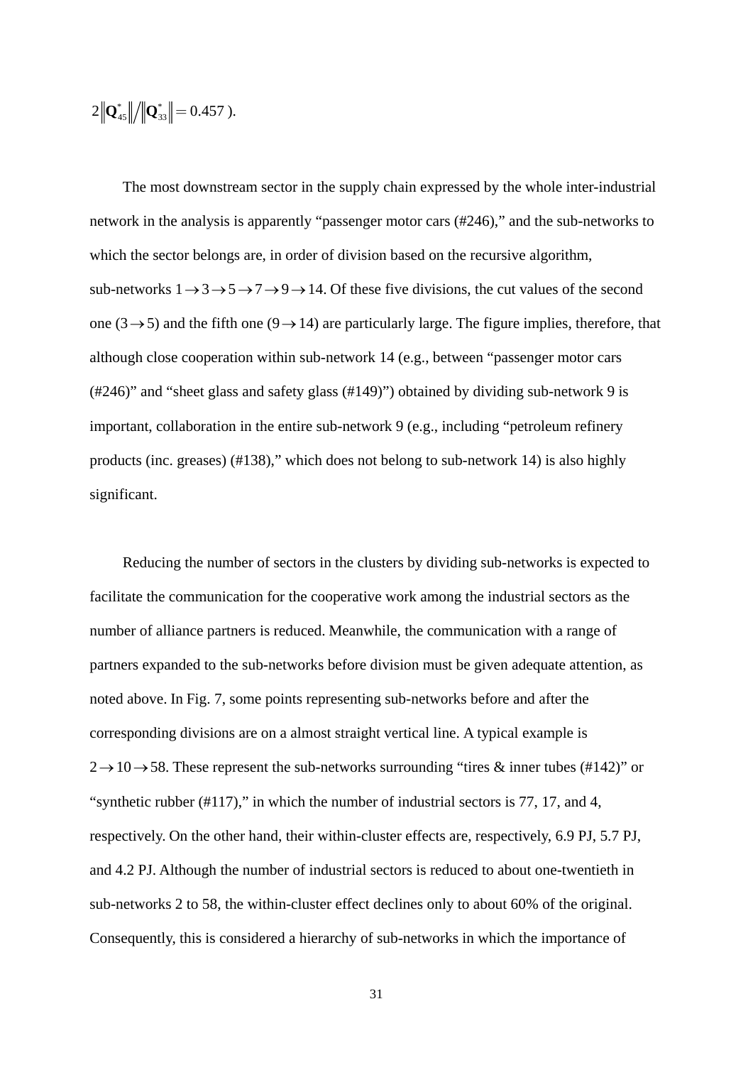$2\left\|\mathbf{Q}_{45}^{*}\right\| / \left\|\mathbf{Q}_{33}^{*}\right\| = 0.457$ ).

The most downstream sector in the supply chain expressed by the whole inter-industrial network in the analysis is apparently “passenger motor cars (#246),” and the sub-networks to which the sector belongs are, in order of division based on the recursive algorithm, sub-networks $1 \rightarrow 3 \rightarrow 5 \rightarrow 7 \rightarrow 9 \rightarrow 14$. Of these five divisions, the cut values of the second one ($3 \rightarrow 5$) and the fifth one ($9 \rightarrow 14$) are particularly large. The figure implies, therefore, that although close cooperation within sub-network 14 (e.g., between “passenger motor cars (#246)” and “sheet glass and safety glass (#149)”) obtained by dividing sub-network 9 is important, collaboration in the entire sub-network 9 (e.g., including “petroleum refinery products (inc. greases) (#138),” which does not belong to sub-network 14) is also highly significant.

Reducing the number of sectors in the clusters by dividing sub-networks is expected to facilitate the communication for the cooperative work among the industrial sectors as the number of alliance partners is reduced. Meanwhile, the communication with a range of partners expanded to the sub-networks before division must be given adequate attention, as noted above. In Fig. 7, some points representing sub-networks before and after the corresponding divisions are on a almost straight vertical line. A typical example is $2 \rightarrow 10 \rightarrow 58$. These represent the sub-networks surrounding “tires & inner tubes (#142)” or “synthetic rubber (#117),” in which the number of industrial sectors is 77, 17, and 4, respectively. On the other hand, their within-cluster effects are, respectively, 6.9 PJ, 5.7 PJ, and 4.2 PJ. Although the number of industrial sectors is reduced to about one-twentieth in sub-networks 2 to 58, the within-cluster effect declines only to about 60% of the original. Consequently, this is considered a hierarchy of sub-networks in which the importance of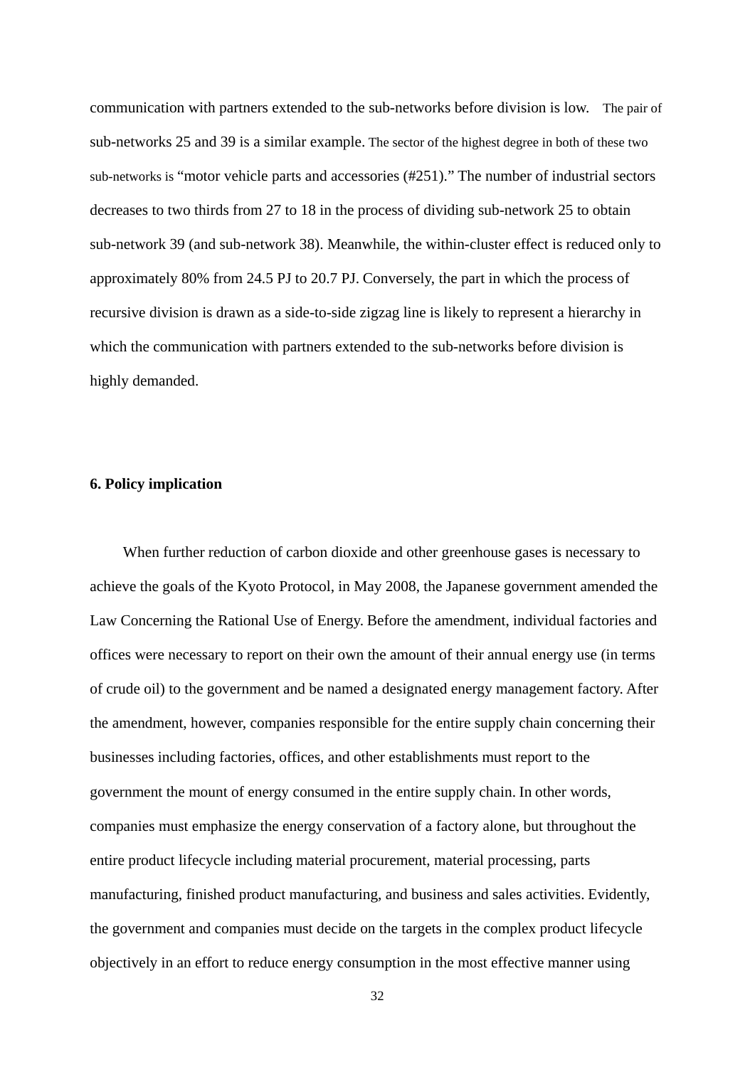communication with partners extended to the sub-networks before division is low. The pair of sub-networks 25 and 39 is a similar example. The sector of the highest degree in both of these two sub-networks is "motor vehicle parts and accessories (#251)." The number of industrial sectors decreases to two thirds from 27 to 18 in the process of dividing sub-network 25 to obtain sub-network 39 (and sub-network 38). Meanwhile, the within-cluster effect is reduced only to approximately 80% from 24.5 PJ to 20.7 PJ. Conversely, the part in which the process of recursive division is drawn as a side-to-side zigzag line is likely to represent a hierarchy in which the communication with partners extended to the sub-networks before division is highly demanded.

## 6. Policy implication

When further reduction of carbon dioxide and other greenhouse gases is necessary to achieve the goals of the Kyoto Protocol, in May 2008, the Japanese government amended the Law Concerning the Rational Use of Energy. Before the amendment, individual factories and offices were necessary to report on their own the amount of their annual energy use (in terms of crude oil) to the government and be named a designated energy management factory. After the amendment, however, companies responsible for the entire supply chain concerning their businesses including factories, offices, and other establishments must report to the government the mount of energy consumed in the entire supply chain. In other words, companies must emphasize the energy conservation of a factory alone, but throughout the entire product lifecycle including material procurement, material processing, parts manufacturing, finished product manufacturing, and business and sales activities. Evidently, the government and companies must decide on the targets in the complex product lifecycle objectively in an effort to reduce energy consumption in the most effective manner using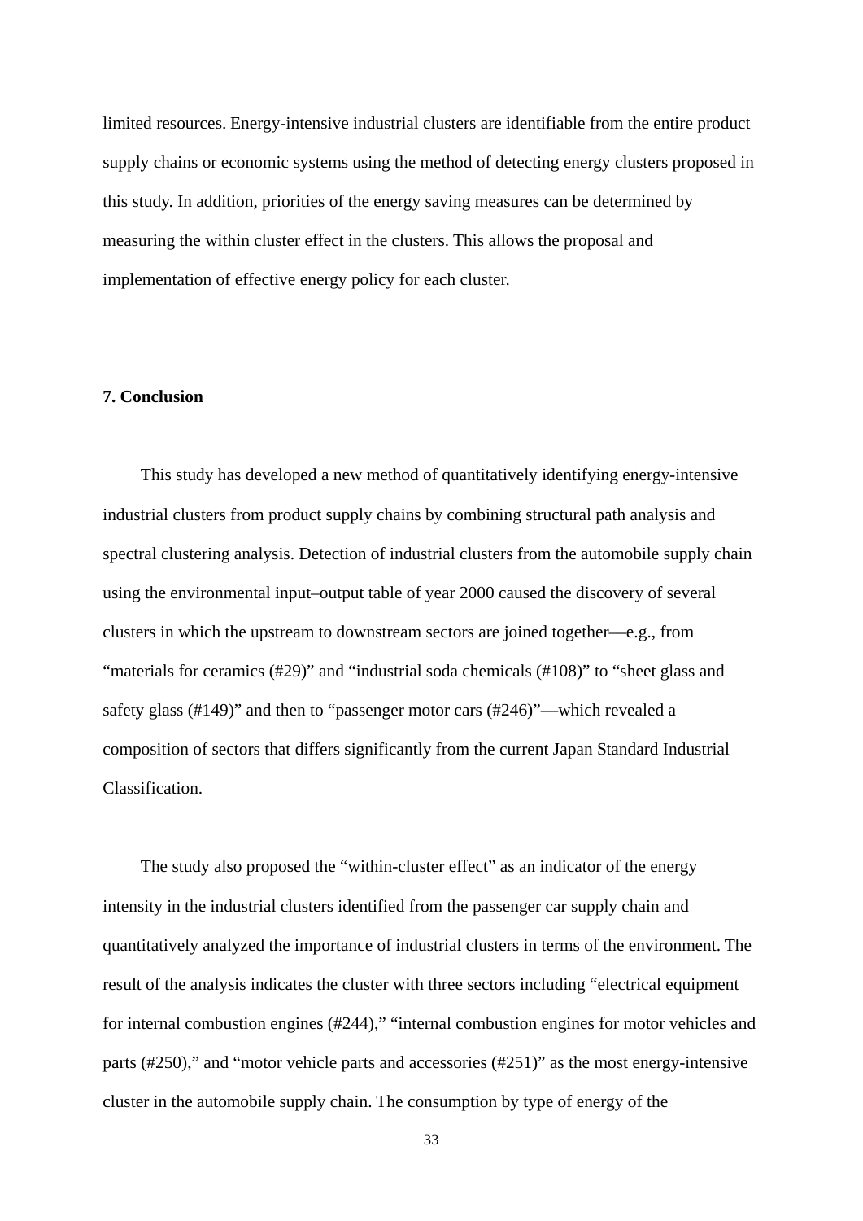limited resources. Energy-intensive industrial clusters are identifiable from the entire product supply chains or economic systems using the method of detecting energy clusters proposed in this study. In addition, priorities of the energy saving measures can be determined by measuring the within cluster effect in the clusters. This allows the proposal and implementation of effective energy policy for each cluster.

## 7. Conclusion

This study has developed a new method of quantitatively identifying energy-intensive industrial clusters from product supply chains by combining structural path analysis and spectral clustering analysis. Detection of industrial clusters from the automobile supply chain using the environmental input–output table of year 2000 caused the discovery of several clusters in which the upstream to downstream sectors are joined together—e.g., from "materials for ceramics (#29)" and "industrial soda chemicals (#108)" to "sheet glass and safety glass (#149)" and then to "passenger motor cars (#246)"—which revealed a composition of sectors that differs significantly from the current Japan Standard Industrial Classification.

The study also proposed the "within-cluster effect" as an indicator of the energy intensity in the industrial clusters identified from the passenger car supply chain and quantitatively analyzed the importance of industrial clusters in terms of the environment. The result of the analysis indicates the cluster with three sectors including "electrical equipment for internal combustion engines (#244)," "internal combustion engines for motor vehicles and parts (#250)," and "motor vehicle parts and accessories (#251)" as the most energy-intensive cluster in the automobile supply chain. The consumption by type of energy of the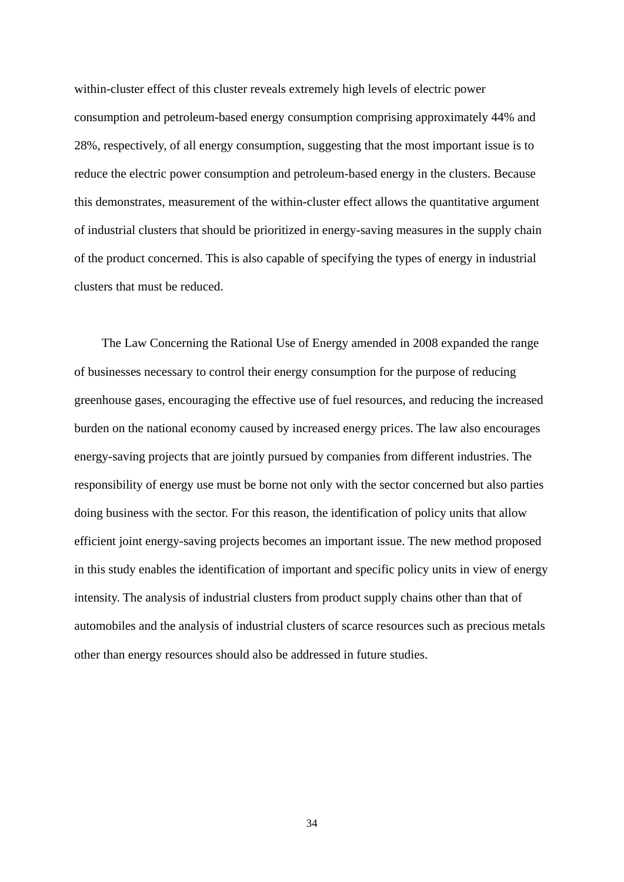within-cluster effect of this cluster reveals extremely high levels of electric power consumption and petroleum-based energy consumption comprising approximately 44% and 28%, respectively, of all energy consumption, suggesting that the most important issue is to reduce the electric power consumption and petroleum-based energy in the clusters. Because this demonstrates, measurement of the within-cluster effect allows the quantitative argument of industrial clusters that should be prioritized in energy-saving measures in the supply chain of the product concerned. This is also capable of specifying the types of energy in industrial clusters that must be reduced.

The Law Concerning the Rational Use of Energy amended in 2008 expanded the range of businesses necessary to control their energy consumption for the purpose of reducing greenhouse gases, encouraging the effective use of fuel resources, and reducing the increased burden on the national economy caused by increased energy prices. The law also encourages energy-saving projects that are jointly pursued by companies from different industries. The responsibility of energy use must be borne not only with the sector concerned but also parties doing business with the sector. For this reason, the identification of policy units that allow efficient joint energy-saving projects becomes an important issue. The new method proposed in this study enables the identification of important and specific policy units in view of energy intensity. The analysis of industrial clusters from product supply chains other than that of automobiles and the analysis of industrial clusters of scarce resources such as precious metals other than energy resources should also be addressed in future studies.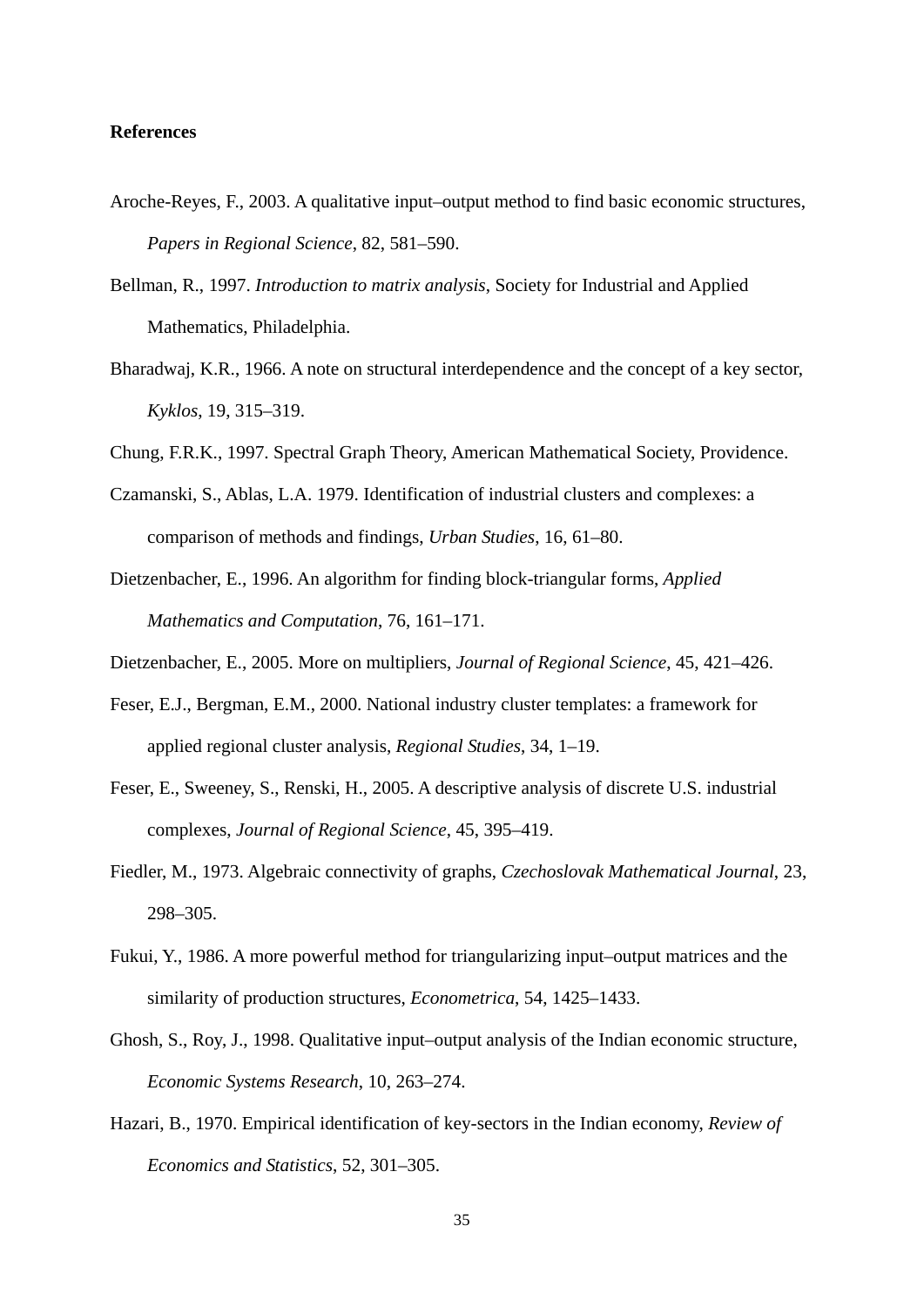**References**

Aroche-Reyes, F., 2003. A qualitative input–output method to find basic economic structures, *Papers in Regional Science*, 82, 581–590.

Bellman, R., 1997. *Introduction to matrix analysis*, Society for Industrial and Applied Mathematics, Philadelphia.

Bharadwaj, K.R., 1966. A note on structural interdependence and the concept of a key sector, *Kyklos*, 19, 315–319.

Chung, F.R.K., 1997. Spectral Graph Theory, American Mathematical Society, Providence.

Czamanski, S., Ablas, L.A. 1979. Identification of industrial clusters and complexes: a comparison of methods and findings, *Urban Studies*, 16, 61–80.

Dietzenbacher, E., 1996. An algorithm for finding block-triangular forms, *Applied Mathematics and Computation*, 76, 161–171.

Dietzenbacher, E., 2005. More on multipliers, *Journal of Regional Science*, 45, 421–426.

Feser, E.J., Bergman, E.M., 2000. National industry cluster templates: a framework for applied regional cluster analysis, *Regional Studies*, 34, 1–19.

Feser, E., Sweeney, S., Renski, H., 2005. A descriptive analysis of discrete U.S. industrial complexes, *Journal of Regional Science*, 45, 395–419.

Fiedler, M., 1973. Algebraic connectivity of graphs, *Czechoslovak Mathematical Journal*, 23, 298–305.

Fukui, Y., 1986. A more powerful method for triangularizing input–output matrices and the similarity of production structures, *Econometrica*, 54, 1425–1433.

Ghosh, S., Roy, J., 1998. Qualitative input–output analysis of the Indian economic structure, *Economic Systems Research*, 10, 263–274.

Hazari, B., 1970. Empirical identification of key-sectors in the Indian economy, *Review of Economics and Statistics*, 52, 301–305.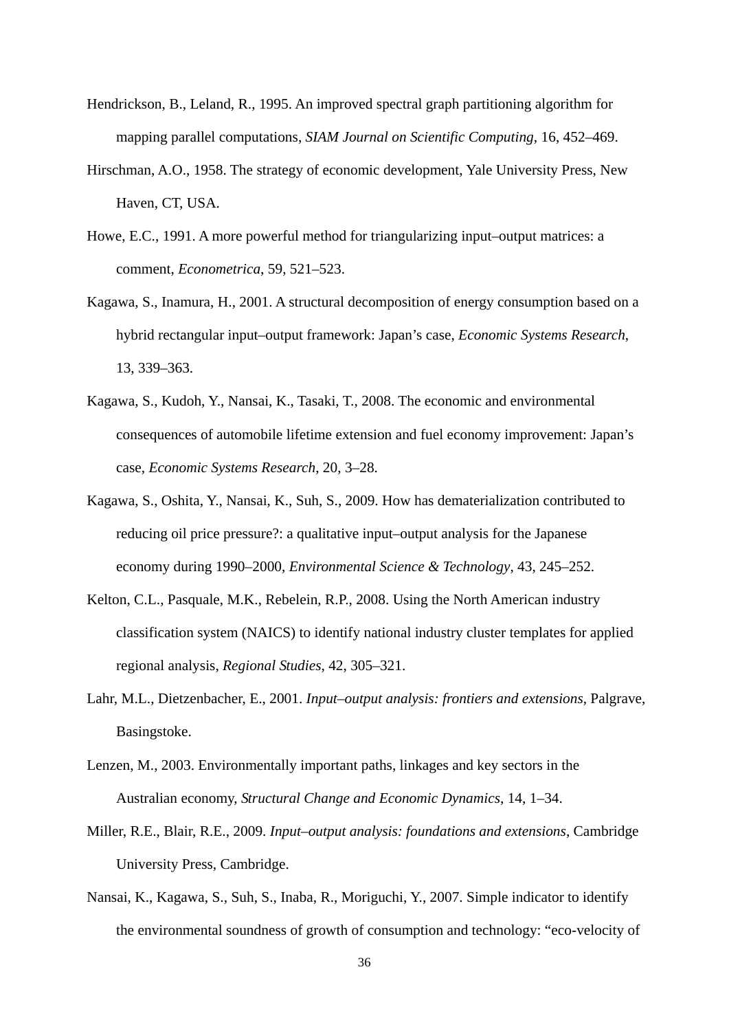Hendrickson, B., Leland, R., 1995. An improved spectral graph partitioning algorithm for mapping parallel computations, *SIAM Journal on Scientific Computing*, 16, 452–469.

Hirschman, A.O., 1958. The strategy of economic development, Yale University Press, New Haven, CT, USA.

Howe, E.C., 1991. A more powerful method for triangularizing input–output matrices: a comment, *Econometrica*, 59, 521–523.

Kagawa, S., Inamura, H., 2001. A structural decomposition of energy consumption based on a hybrid rectangular input–output framework: Japan's case, *Economic Systems Research*, 13, 339–363.

Kagawa, S., Kudoh, Y., Nansai, K., Tasaki, T., 2008. The economic and environmental consequences of automobile lifetime extension and fuel economy improvement: Japan's case, *Economic Systems Research*, 20, 3–28.

Kagawa, S., Oshita, Y., Nansai, K., Suh, S., 2009. How has dematerialization contributed to reducing oil price pressure?: a qualitative input–output analysis for the Japanese economy during 1990–2000, *Environmental Science & Technology*, 43, 245–252.

Kelton, C.L., Pasquale, M.K., Rebelein, R.P., 2008. Using the North American industry classification system (NAICS) to identify national industry cluster templates for applied regional analysis, *Regional Studies*, 42, 305–321.

Lahr, M.L., Dietzenbacher, E., 2001. *Input–output analysis: frontiers and extensions*, Palgrave, Basingstoke.

Lenzen, M., 2003. Environmentally important paths, linkages and key sectors in the Australian economy, *Structural Change and Economic Dynamics*, 14, 1–34.

Miller, R.E., Blair, R.E., 2009. *Input–output analysis: foundations and extensions*, Cambridge University Press, Cambridge.

Nansai, K., Kagawa, S., Suh, S., Inaba, R., Moriguchi, Y., 2007. Simple indicator to identify the environmental soundness of growth of consumption and technology: "eco-velocity of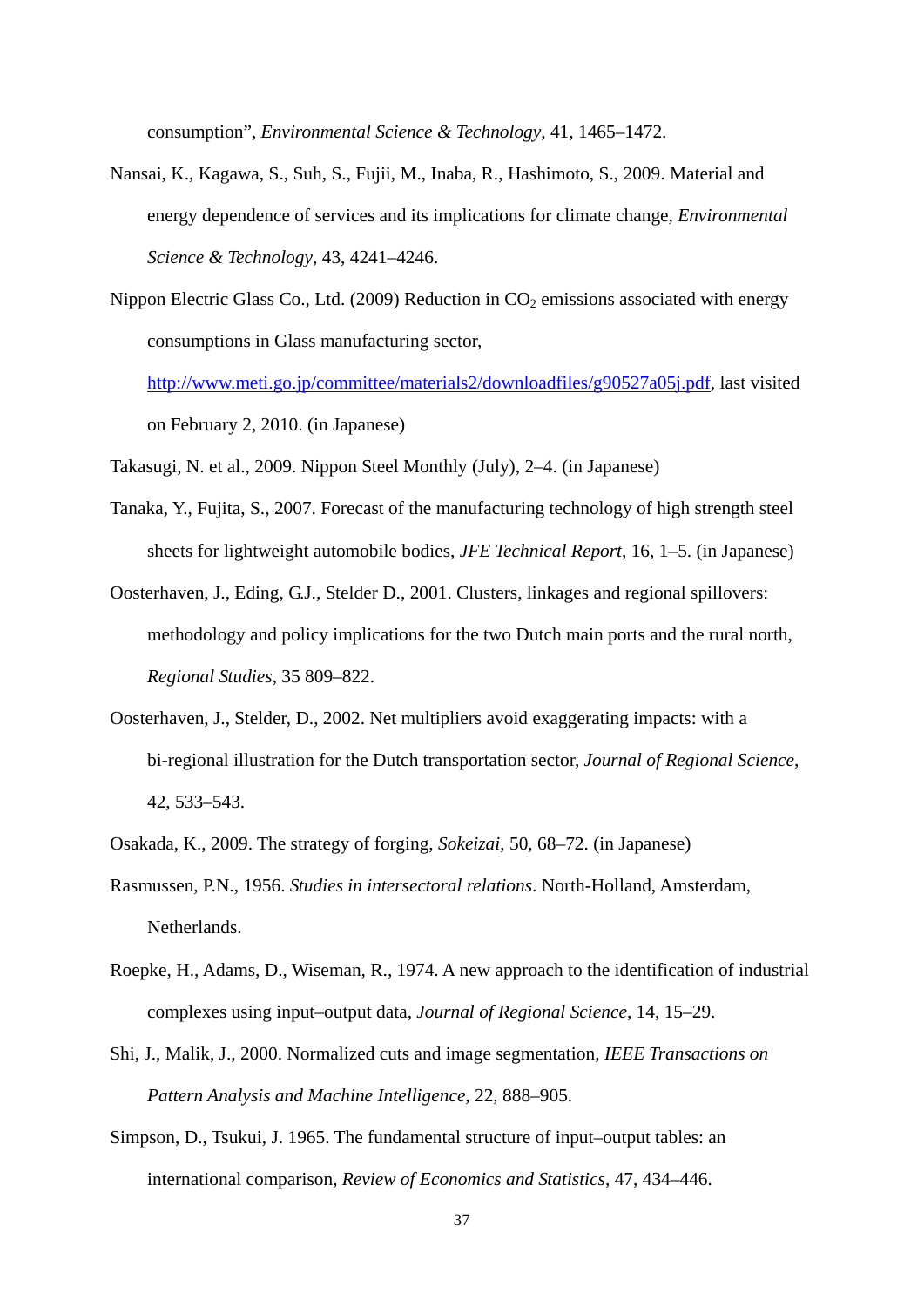consumption", *Environmental Science & Technology*, 41, 1465–1472.

Nansai, K., Kagawa, S., Suh, S., Fujii, M., Inaba, R., Hashimoto, S., 2009. Material and energy dependence of services and its implications for climate change, *Environmental Science & Technology*, 43, 4241–4246.

Nippon Electric Glass Co., Ltd. (2009) Reduction in $CO_2$ emissions associated with energy consumptions in Glass manufacturing sector, http://www.meti.go.jp/committee/materials2/downloadfiles/g90527a05j.pdf, last visited on February 2, 2010. (in Japanese)

Takasugi, N. et al., 2009. Nippon Steel Monthly (July), 2–4. (in Japanese)

Tanaka, Y., Fujita, S., 2007. Forecast of the manufacturing technology of high strength steel sheets for lightweight automobile bodies, *JFE Technical Report*, 16, 1–5. (in Japanese)

Oosterhaven, J., Eding, G.J., Stelder D., 2001. Clusters, linkages and regional spillovers: methodology and policy implications for the two Dutch main ports and the rural north, *Regional Studies*, 35 809–822.

Oosterhaven, J., Stelder, D., 2002. Net multipliers avoid exaggerating impacts: with a bi-regional illustration for the Dutch transportation sector, *Journal of Regional Science*, 42, 533–543.

Osakada, K., 2009. The strategy of forging, *Sokeizai*, 50, 68–72. (in Japanese)

Rasmussen, P.N., 1956. *Studies in intersectoral relations*. North-Holland, Amsterdam, Netherlands.

Roepke, H., Adams, D., Wiseman, R., 1974. A new approach to the identification of industrial complexes using input–output data, *Journal of Regional Science*, 14, 15–29.

Shi, J., Malik, J., 2000. Normalized cuts and image segmentation, *IEEE Transactions on Pattern Analysis and Machine Intelligence*, 22, 888–905.

Simpson, D., Tsukui, J. 1965. The fundamental structure of input–output tables: an international comparison, *Review of Economics and Statistics*, 47, 434–446.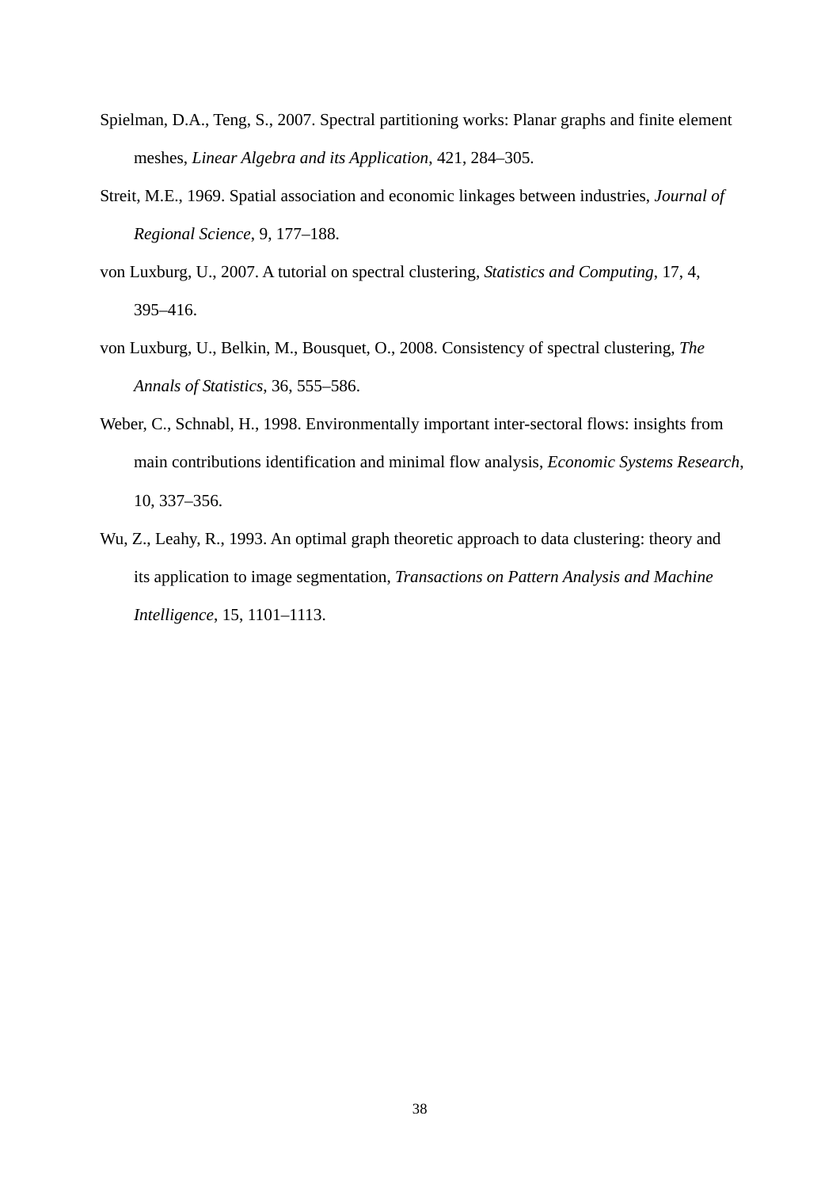Spielman, D.A., Teng, S., 2007. Spectral partitioning works: Planar graphs and finite element meshes, *Linear Algebra and its Application*, 421, 284–305.

Streit, M.E., 1969. Spatial association and economic linkages between industries, *Journal of Regional Science*, 9, 177–188.

von Luxburg, U., 2007. A tutorial on spectral clustering, *Statistics and Computing*, 17, 4, 395–416.

von Luxburg, U., Belkin, M., Bousquet, O., 2008. Consistency of spectral clustering, *The Annals of Statistics*, 36, 555–586.

Weber, C., Schnabl, H., 1998. Environmentally important inter-sectoral flows: insights from main contributions identification and minimal flow analysis, *Economic Systems Research*, 10, 337–356.

Wu, Z., Leahy, R., 1993. An optimal graph theoretic approach to data clustering: theory and its application to image segmentation, *Transactions on Pattern Analysis and Machine Intelligence*, 15, 1101–1113.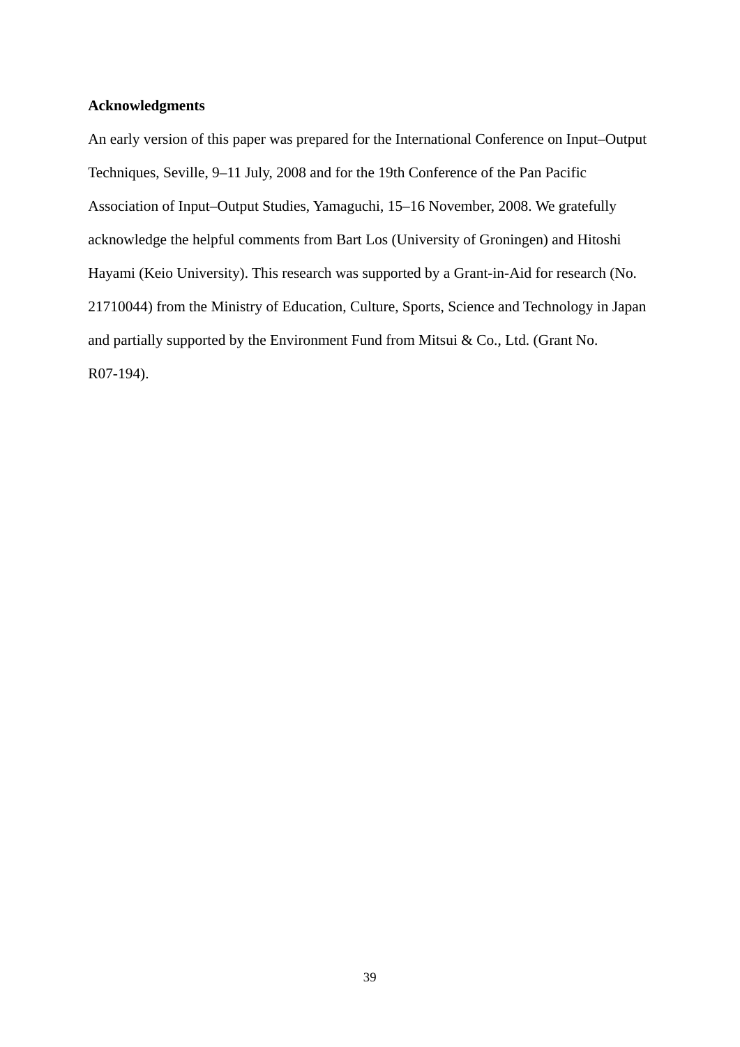**Acknowledgments**

An early version of this paper was prepared for the International Conference on Input–Output Techniques, Seville, 9–11 July, 2008 and for the 19th Conference of the Pan Pacific Association of Input–Output Studies, Yamaguchi, 15–16 November, 2008. We gratefully acknowledge the helpful comments from Bart Los (University of Groningen) and Hitoshi Hayami (Keio University). This research was supported by a Grant-in-Aid for research (No. 21710044) from the Ministry of Education, Culture, Sports, Science and Technology in Japan and partially supported by the Environment Fund from Mitsui & Co., Ltd. (Grant No. R07-194).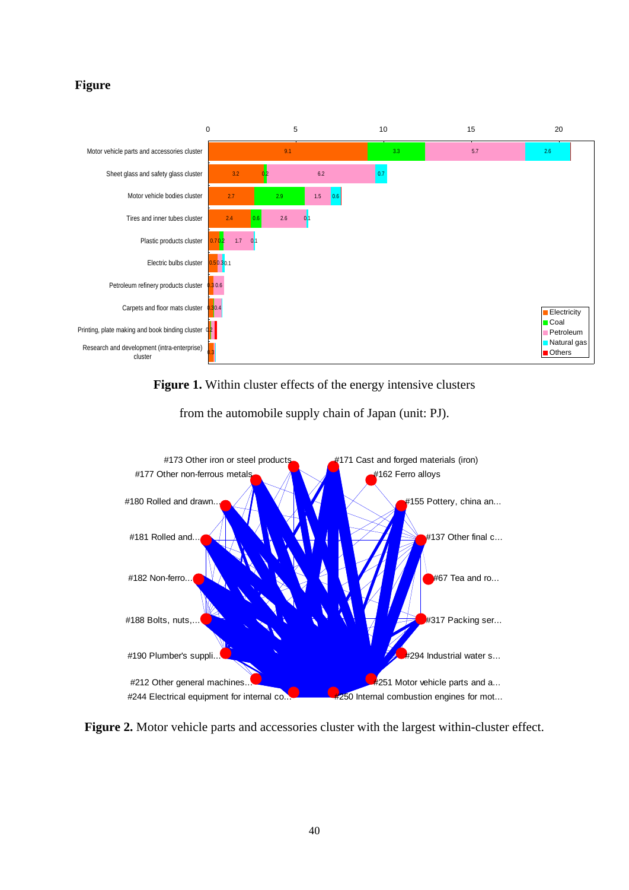# Figure

**Figure 1.** Within cluster effects of the energy intensive clusters from the automobile supply chain of Japan (unit: PJ).

**Figure 2.** Motor vehicle parts and accessories cluster with the largest within-cluster effect.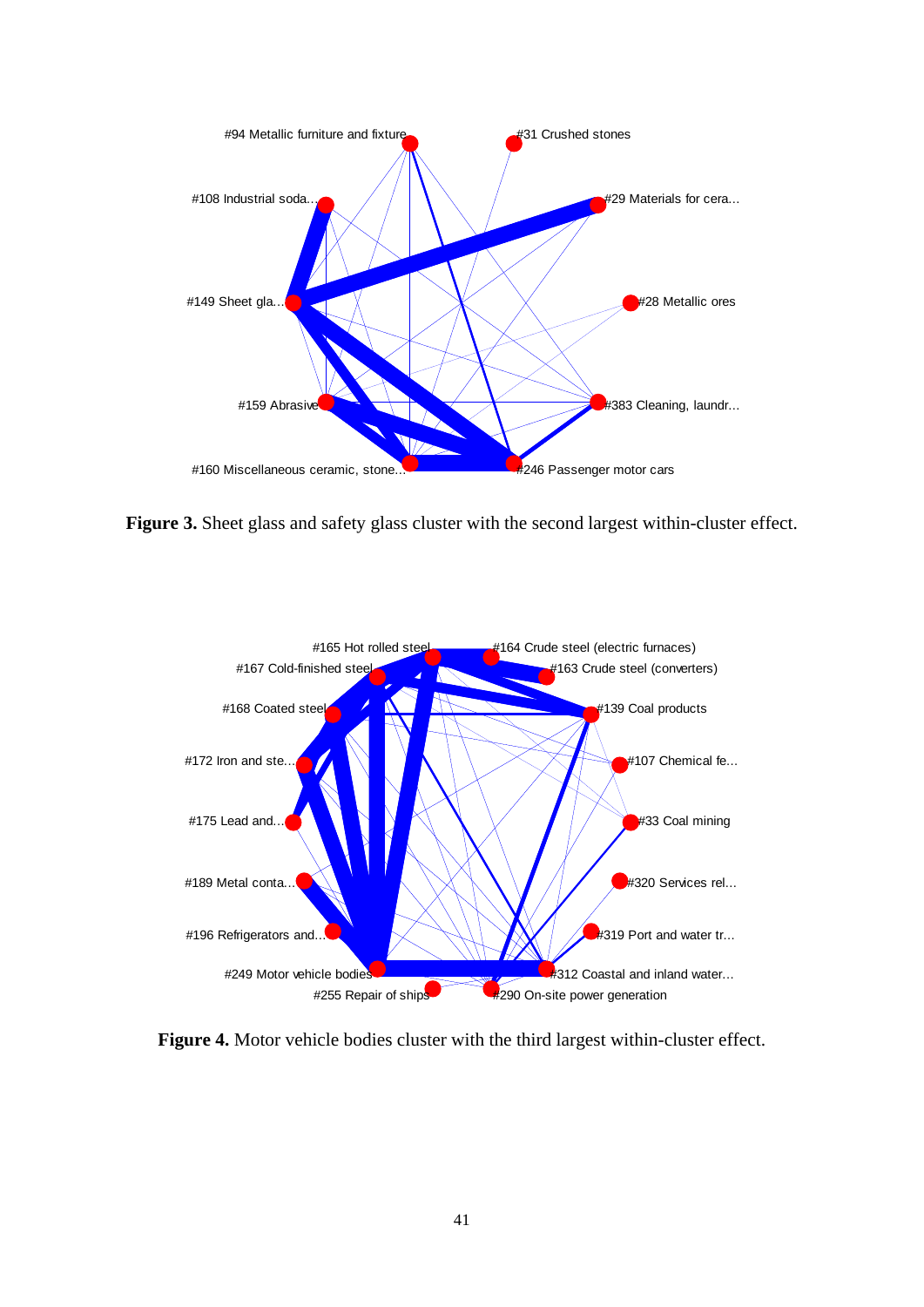**Figure 3.** Sheet glass and safety glass cluster with the second largest within-cluster effect.

**Figure 4.** Motor vehicle bodies cluster with the third largest within-cluster effect.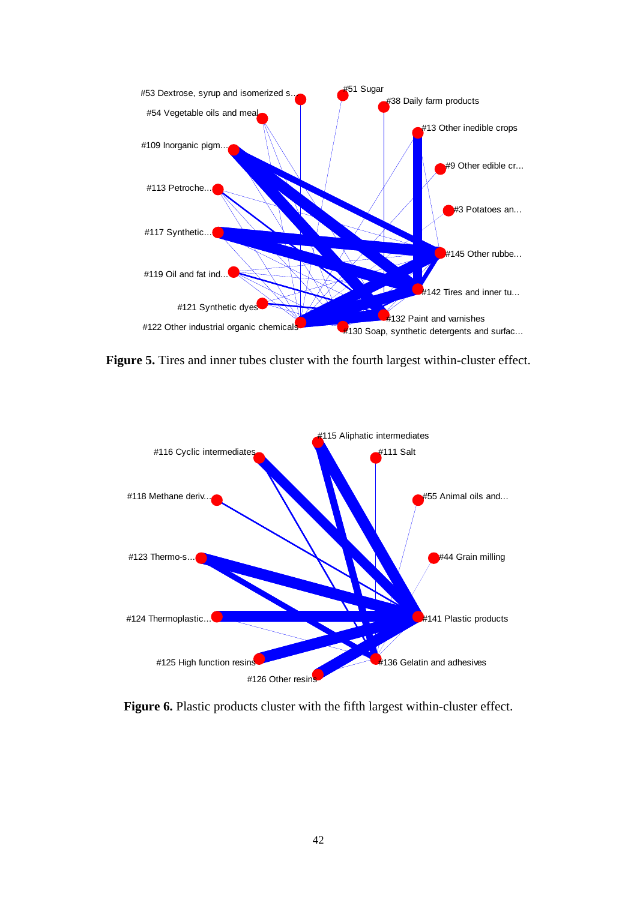**Figure 5.** Tires and inner tubes cluster with the fourth largest within-cluster effect.

**Figure 6.** Plastic products cluster with the fifth largest within-cluster effect.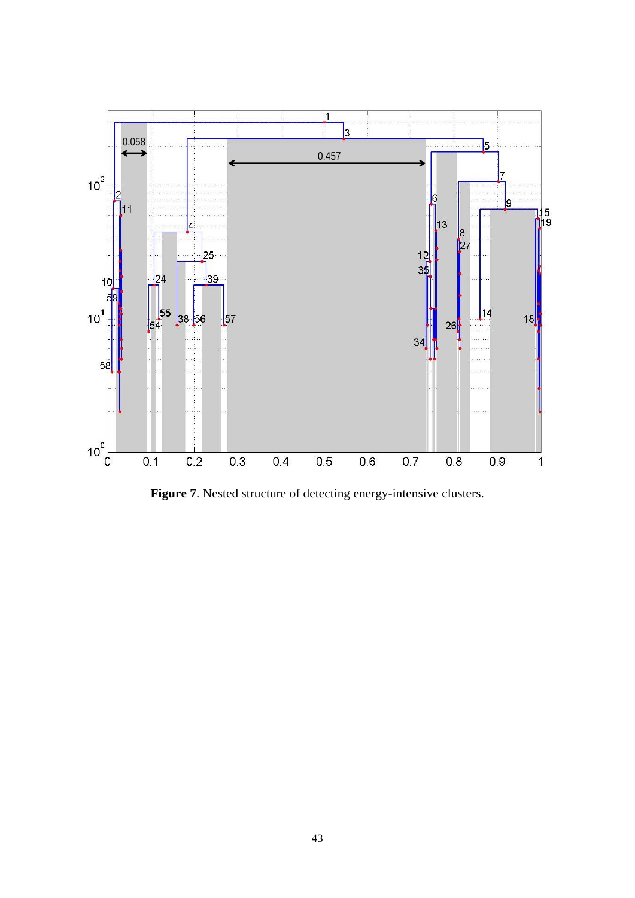**Figure 7**. Nested structure of detecting energy-intensive clusters.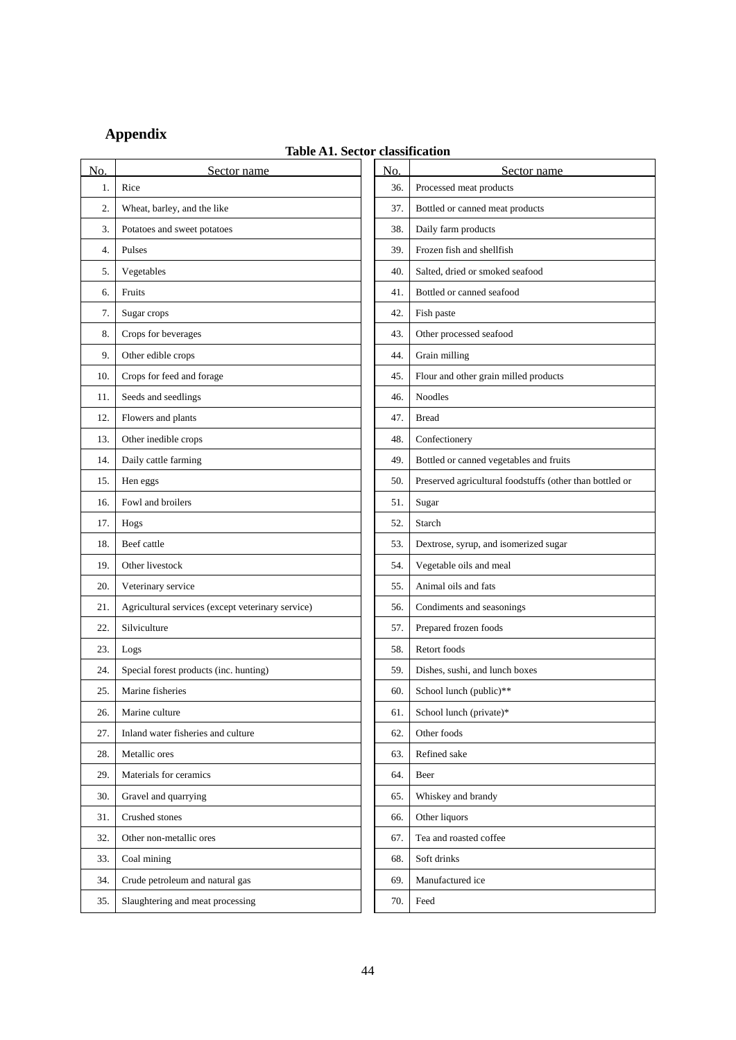## Appendix

**Table A1. Sector classification**

| No. | Sector name | No. | Sector name |
|---|---|---|---|
| 1. | Rice | 36. | Processed meat products |
| 2. | Wheat, barley, and the like | 37. | Bottled or canned meat products |
| 3. | Potatoes and sweet potatoes | 38. | Daily farm products |
| 4. | Pulses | 39. | Frozen fish and shellfish |
| 5. | Vegetables | 40. | Salted, dried or smoked seafood |
| 6. | Fruits | 41. | Bottled or canned seafood |
| 7. | Sugar crops | 42. | Fish paste |
| 8. | Crops for beverages | 43. | Other processed seafood |
| 9. | Other edible crops | 44. | Grain milling |
| 10. | Crops for feed and forage | 45. | Flour and other grain milled products |
| 11. | Seeds and seedlings | 46. | Noodles |
| 12. | Flowers and plants | 47. | Bread |
| 13. | Other inedible crops | 48. | Confectionery |
| 14. | Daily cattle farming | 49. | Bottled or canned vegetables and fruits |
| 15. | Hen eggs | 50. | Preserved agricultural foodstuffs (other than bottled or |
| 16. | Fowl and broilers | 51. | Sugar |
| 17. | Hogs | 52. | Starch |
| 18. | Beef cattle | 53. | Dextrose, syrup, and isomerized sugar |
| 19. | Other livestock | 54. | Vegetable oils and meal |
| 20. | Veterinary service | 55. | Animal oils and fats |
| 21. | Agricultural services (except veterinary service) | 56. | Condiments and seasonings |
| 22. | Silviculture | 57. | Prepared frozen foods |
| 23. | Logs | 58. | Retort foods |
| 24. | Special forest products (inc. hunting) | 59. | Dishes, sushi, and lunch boxes |
| 25. | Marine fisheries | 60. | School lunch (public)** |
| 26. | Marine culture | 61. | School lunch (private)* |
| 27. | Inland water fisheries and culture | 62. | Other foods |
| 28. | Metallic ores | 63. | Refined sake |
| 29. | Materials for ceramics | 64. | Beer |
| 30. | Gravel and quarrying | 65. | Whiskey and brandy |
| 31. | Crushed stones | 66. | Other liquors |
| 32. | Other non-metallic ores | 67. | Tea and roasted coffee |
| 33. | Coal mining | 68. | Soft drinks |
| 34. | Crude petroleum and natural gas | 69. | Manufactured ice |
| 35. | Slaughtering and meat processing | 70. | Feed |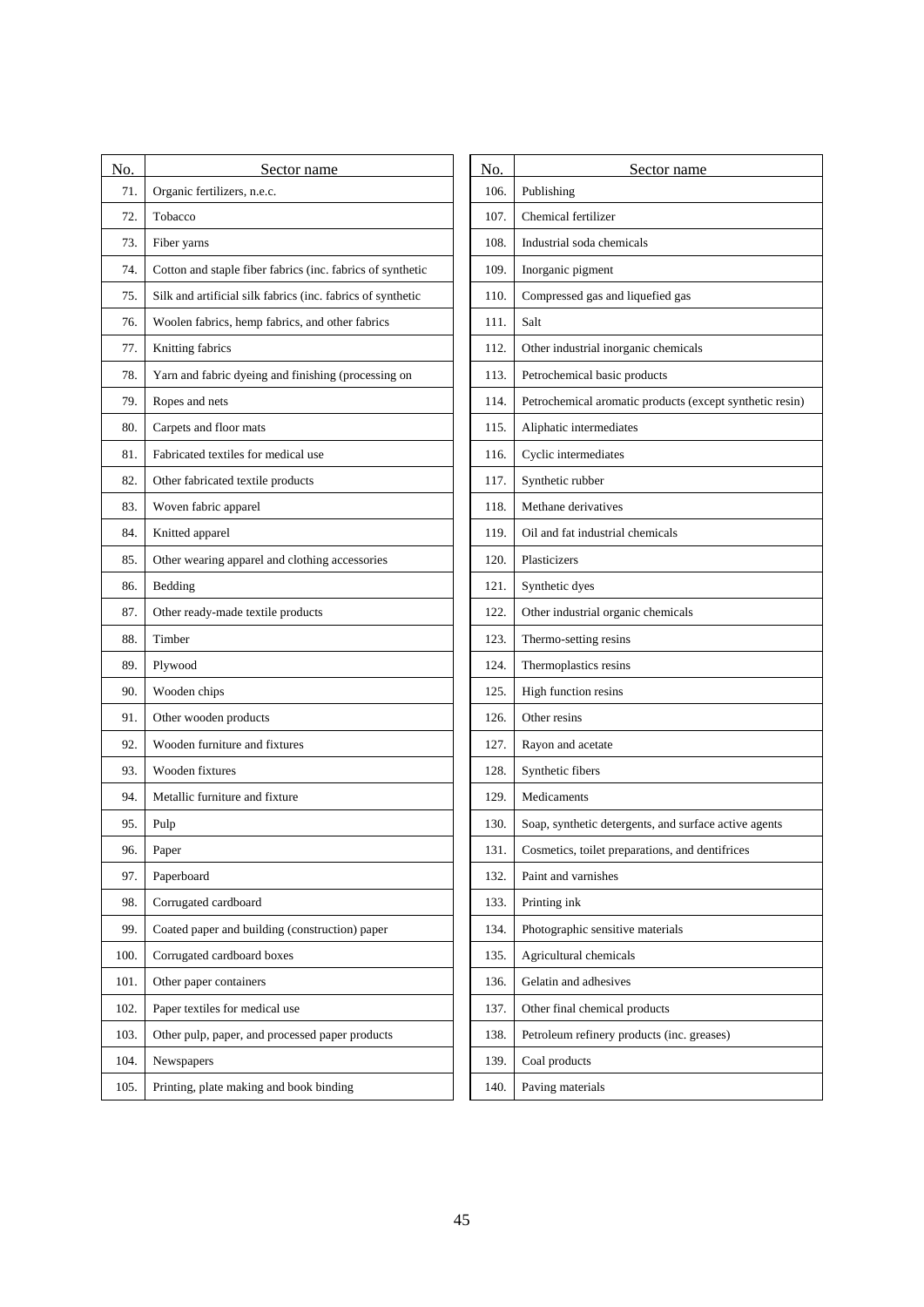| No. | Sector name |
|---|---|
| 71. | Organic fertilizers, n.e.c. |
| 72. | Tobacco |
| 73. | Fiber yarns |
| 74. | Cotton and staple fiber fabrics (inc. fabrics of synthetic |
| 75. | Silk and artificial silk fabrics (inc. fabrics of synthetic |
| 76. | Woolen fabrics, hemp fabrics, and other fabrics |
| 77. | Knitting fabrics |
| 78. | Yarn and fabric dyeing and finishing (processing on |
| 79. | Ropes and nets |
| 80. | Carpets and floor mats |
| 81. | Fabricated textiles for medical use |
| 82. | Other fabricated textile products |
| 83. | Woven fabric apparel |
| 84. | Knitted apparel |
| 85. | Other wearing apparel and clothing accessories |
| 86. | Bedding |
| 87. | Other ready-made textile products |
| 88. | Timber |
| 89. | Plywood |
| 90. | Wooden chips |
| 91. | Other wooden products |
| 92. | Wooden furniture and fixtures |
| 93. | Wooden fixtures |
| 94. | Metallic furniture and fixture |
| 95. | Pulp |
| 96. | Paper |
| 97. | Paperboard |
| 98. | Corrugated cardboard |
| 99. | Coated paper and building (construction) paper |
| 100. | Corrugated cardboard boxes |
| 101. | Other paper containers |
| 102. | Paper textiles for medical use |
| 103. | Other pulp, paper, and processed paper products |
| 104. | Newspapers |
| 105. | Printing, plate making and book binding |
| 106. | Publishing |
| 107. | Chemical fertilizer |
| 108. | Industrial soda chemicals |
| 109. | Inorganic pigment |
| 110. | Compressed gas and liquefied gas |
| 111. | Salt |
| 112. | Other industrial inorganic chemicals |
| 113. | Petrochemical basic products |
| 114. | Petrochemical aromatic products (except synthetic resin) |
| 115. | Aliphatic intermediates |
| 116. | Cyclic intermediates |
| 117. | Synthetic rubber |
| 118. | Methane derivatives |
| 119. | Oil and fat industrial chemicals |
| 120. | Plasticizers |
| 121. | Synthetic dyes |
| 122. | Other industrial organic chemicals |
| 123. | Thermo-setting resins |
| 124. | Thermoplastics resins |
| 125. | High function resins |
| 126. | Other resins |
| 127. | Rayon and acetate |
| 128. | Synthetic fibers |
| 129. | Medicaments |
| 130. | Soap, synthetic detergents, and surface active agents |
| 131. | Cosmetics, toilet preparations, and dentifrices |
| 132. | Paint and varnishes |
| 133. | Printing ink |
| 134. | Photographic sensitive materials |
| 135. | Agricultural chemicals |
| 136. | Gelatin and adhesives |
| 137. | Other final chemical products |
| 138. | Petroleum refinery products (inc. greases) |
| 139. | Coal products |
| 140. | Paving materials |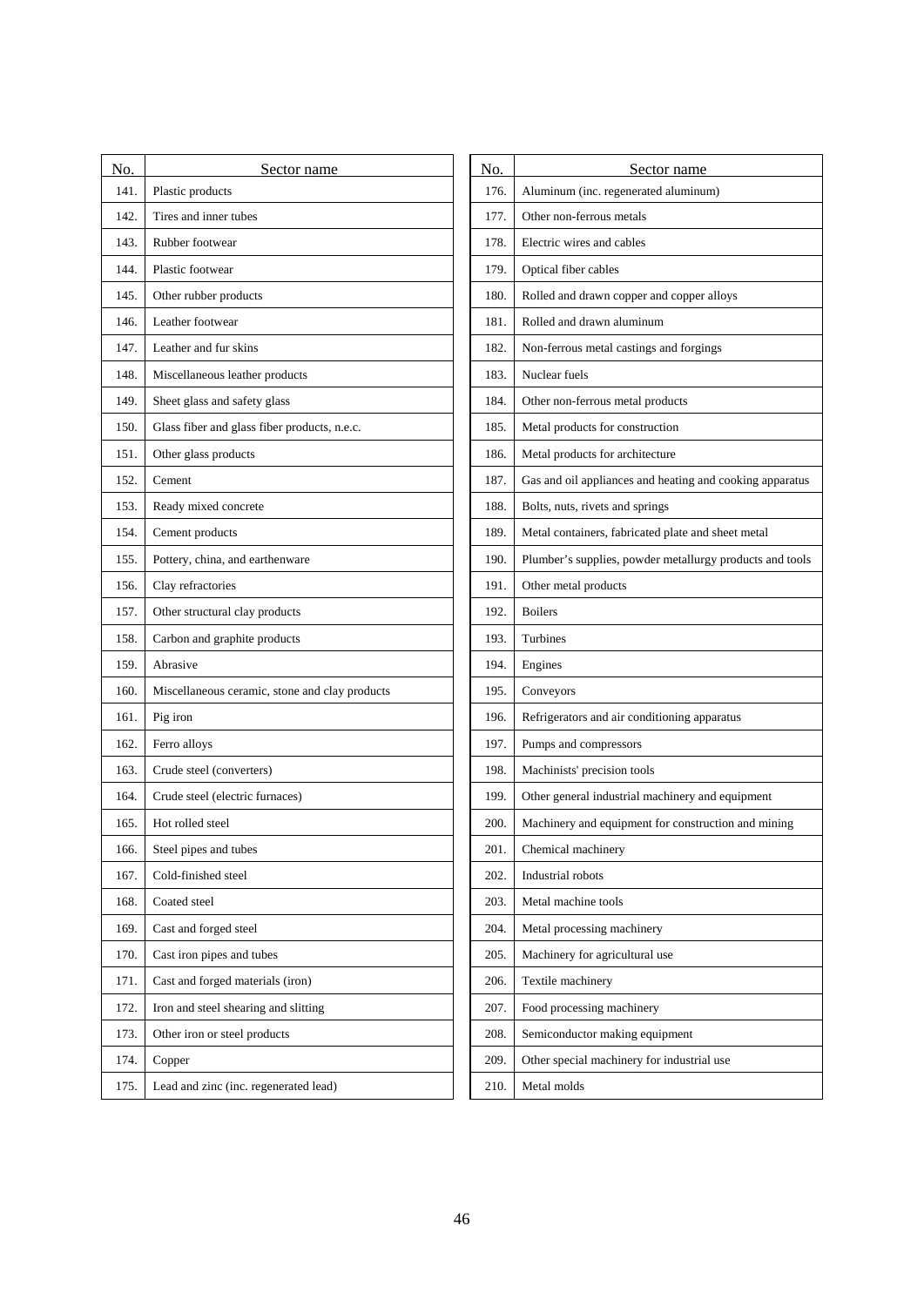| No. | Sector name |
|---|---|
| 141. | Plastic products |
| 142. | Tires and inner tubes |
| 143. | Rubber footwear |
| 144. | Plastic footwear |
| 145. | Other rubber products |
| 146. | Leather footwear |
| 147. | Leather and fur skins |
| 148. | Miscellaneous leather products |
| 149. | Sheet glass and safety glass |
| 150. | Glass fiber and glass fiber products, n.e.c. |
| 151. | Other glass products |
| 152. | Cement |
| 153. | Ready mixed concrete |
| 154. | Cement products |
| 155. | Pottery, china, and earthenware |
| 156. | Clay refractories |
| 157. | Other structural clay products |
| 158. | Carbon and graphite products |
| 159. | Abrasive |
| 160. | Miscellaneous ceramic, stone and clay products |
| 161. | Pig iron |
| 162. | Ferro alloys |
| 163. | Crude steel (converters) |
| 164. | Crude steel (electric furnaces) |
| 165. | Hot rolled steel |
| 166. | Steel pipes and tubes |
| 167. | Cold-finished steel |
| 168. | Coated steel |
| 169. | Cast and forged steel |
| 170. | Cast iron pipes and tubes |
| 171. | Cast and forged materials (iron) |
| 172. | Iron and steel shearing and slitting |
| 173. | Other iron or steel products |
| 174. | Copper |
| 175. | Lead and zinc (inc. regenerated lead) |

| No. | Sector name |
|---|---|
| 176. | Aluminum (inc. regenerated aluminum) |
| 177. | Other non-ferrous metals |
| 178. | Electric wires and cables |
| 179. | Optical fiber cables |
| 180. | Rolled and drawn copper and copper alloys |
| 181. | Rolled and drawn aluminum |
| 182. | Non-ferrous metal castings and forgings |
| 183. | Nuclear fuels |
| 184. | Other non-ferrous metal products |
| 185. | Metal products for construction |
| 186. | Metal products for architecture |
| 187. | Gas and oil appliances and heating and cooking apparatus |
| 188. | Bolts, nuts, rivets and springs |
| 189. | Metal containers, fabricated plate and sheet metal |
| 190. | Plumber's supplies, powder metallurgy products and tools |
| 191. | Other metal products |
| 192. | Boilers |
| 193. | Turbines |
| 194. | Engines |
| 195. | Conveyors |
| 196. | Refrigerators and air conditioning apparatus |
| 197. | Pumps and compressors |
| 198. | Machinists' precision tools |
| 199. | Other general industrial machinery and equipment |
| 200. | Machinery and equipment for construction and mining |
| 201. | Chemical machinery |
| 202. | Industrial robots |
| 203. | Metal machine tools |
| 204. | Metal processing machinery |
| 205. | Machinery for agricultural use |
| 206. | Textile machinery |
| 207. | Food processing machinery |
| 208. | Semiconductor making equipment |
| 209. | Other special machinery for industrial use |
| 210. | Metal molds |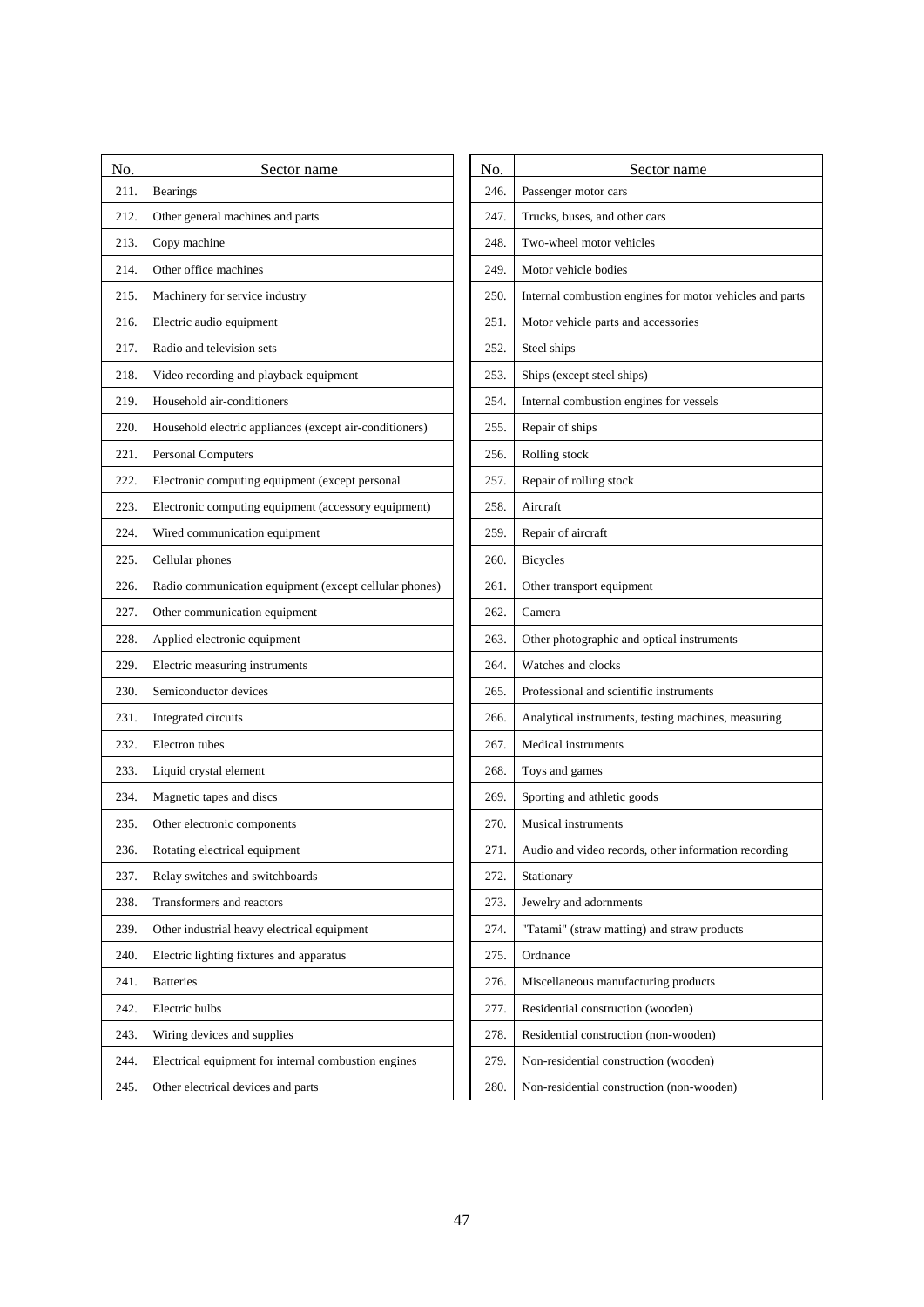| No. | Sector name |
|---|---|
| 211. | Bearings |
| 212. | Other general machines and parts |
| 213. | Copy machine |
| 214. | Other office machines |
| 215. | Machinery for service industry |
| 216. | Electric audio equipment |
| 217. | Radio and television sets |
| 218. | Video recording and playback equipment |
| 219. | Household air-conditioners |
| 220. | Household electric appliances (except air-conditioners) |
| 221. | Personal Computers |
| 222. | Electronic computing equipment (except personal |
| 223. | Electronic computing equipment (accessory equipment) |
| 224. | Wired communication equipment |
| 225. | Cellular phones |
| 226. | Radio communication equipment (except cellular phones) |
| 227. | Other communication equipment |
| 228. | Applied electronic equipment |
| 229. | Electric measuring instruments |
| 230. | Semiconductor devices |
| 231. | Integrated circuits |
| 232. | Electron tubes |
| 233. | Liquid crystal element |
| 234. | Magnetic tapes and discs |
| 235. | Other electronic components |
| 236. | Rotating electrical equipment |
| 237. | Relay switches and switchboards |
| 238. | Transformers and reactors |
| 239. | Other industrial heavy electrical equipment |
| 240. | Electric lighting fixtures and apparatus |
| 241. | Batteries |
| 242. | Electric bulbs |
| 243. | Wiring devices and supplies |
| 244. | Electrical equipment for internal combustion engines |
| 245. | Other electrical devices and parts |
| 246. | Passenger motor cars |
| 247. | Trucks, buses, and other cars |
| 248. | Two-wheel motor vehicles |
| 249. | Motor vehicle bodies |
| 250. | Internal combustion engines for motor vehicles and parts |
| 251. | Motor vehicle parts and accessories |
| 252. | Steel ships |
| 253. | Ships (except steel ships) |
| 254. | Internal combustion engines for vessels |
| 255. | Repair of ships |
| 256. | Rolling stock |
| 257. | Repair of rolling stock |
| 258. | Aircraft |
| 259. | Repair of aircraft |
| 260. | Bicycles |
| 261. | Other transport equipment |
| 262. | Camera |
| 263. | Other photographic and optical instruments |
| 264. | Watches and clocks |
| 265. | Professional and scientific instruments |
| 266. | Analytical instruments, testing machines, measuring |
| 267. | Medical instruments |
| 268. | Toys and games |
| 269. | Sporting and athletic goods |
| 270. | Musical instruments |
| 271. | Audio and video records, other information recording |
| 272. | Stationary |
| 273. | Jewelry and adornments |
| 274. | "Tatami" (straw matting) and straw products |
| 275. | Ordnance |
| 276. | Miscellaneous manufacturing products |
| 277. | Residential construction (wooden) |
| 278. | Residential construction (non-wooden) |
| 279. | Non-residential construction (wooden) |
| 280. | Non-residential construction (non-wooden) |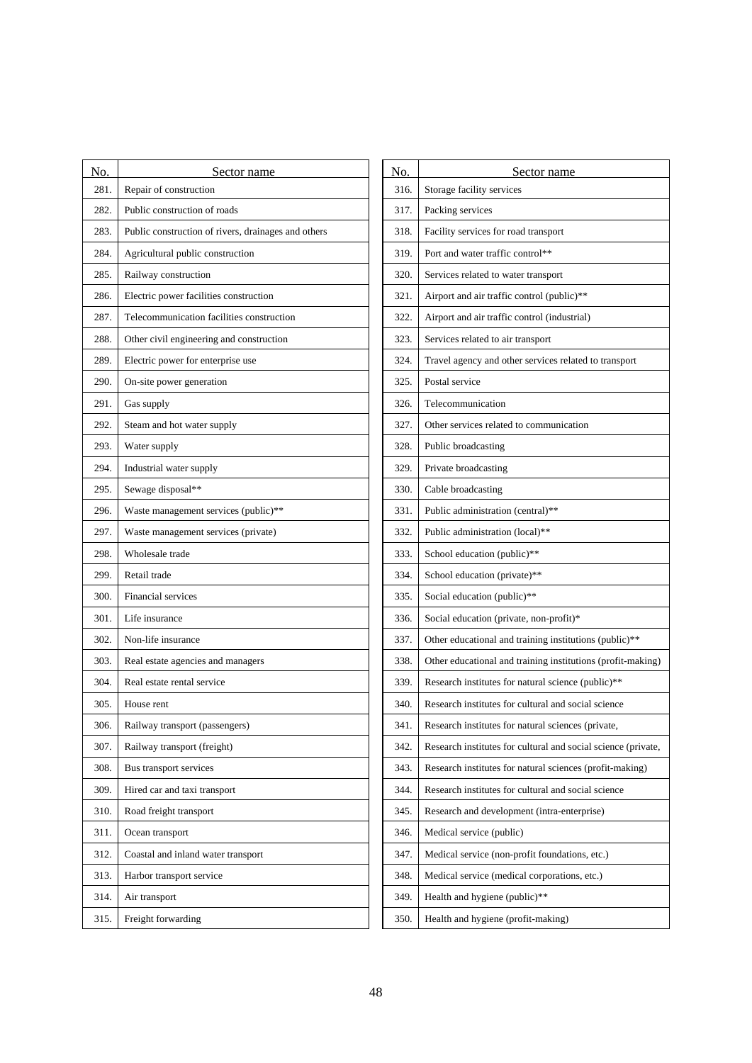| No. | Sector name |
|---|---|
| 281. | Repair of construction |
| 282. | Public construction of roads |
| 283. | Public construction of rivers, drainages and others |
| 284. | Agricultural public construction |
| 285. | Railway construction |
| 286. | Electric power facilities construction |
| 287. | Telecommunication facilities construction |
| 288. | Other civil engineering and construction |
| 289. | Electric power for enterprise use |
| 290. | On-site power generation |
| 291. | Gas supply |
| 292. | Steam and hot water supply |
| 293. | Water supply |
| 294. | Industrial water supply |
| 295. | Sewage disposal** |
| 296. | Waste management services (public)** |
| 297. | Waste management services (private) |
| 298. | Wholesale trade |
| 299. | Retail trade |
| 300. | Financial services |
| 301. | Life insurance |
| 302. | Non-life insurance |
| 303. | Real estate agencies and managers |
| 304. | Real estate rental service |
| 305. | House rent |
| 306. | Railway transport (passengers) |
| 307. | Railway transport (freight) |
| 308. | Bus transport services |
| 309. | Hired car and taxi transport |
| 310. | Road freight transport |
| 311. | Ocean transport |
| 312. | Coastal and inland water transport |
| 313. | Harbor transport service |
| 314. | Air transport |
| 315. | Freight forwarding |
| 316. | Storage facility services |
| 317. | Packing services |
| 318. | Facility services for road transport |
| 319. | Port and water traffic control** |
| 320. | Services related to water transport |
| 321. | Airport and air traffic control (public)** |
| 322. | Airport and air traffic control (industrial) |
| 323. | Services related to air transport |
| 324. | Travel agency and other services related to transport |
| 325. | Postal service |
| 326. | Telecommunication |
| 327. | Other services related to communication |
| 328. | Public broadcasting |
| 329. | Private broadcasting |
| 330. | Cable broadcasting |
| 331. | Public administration (central)** |
| 332. | Public administration (local)** |
| 333. | School education (public)** |
| 334. | School education (private)** |
| 335. | Social education (public)** |
| 336. | Social education (private, non-profit)* |
| 337. | Other educational and training institutions (public)** |
| 338. | Other educational and training institutions (profit-making) |
| 339. | Research institutes for natural science (public)** |
| 340. | Research institutes for cultural and social science |
| 341. | Research institutes for natural sciences (private, |
| 342. | Research institutes for cultural and social science (private, |
| 343. | Research institutes for natural sciences (profit-making) |
| 344. | Research institutes for cultural and social science |
| 345. | Research and development (intra-enterprise) |
| 346. | Medical service (public) |
| 347. | Medical service (non-profit foundations, etc.) |
| 348. | Medical service (medical corporations, etc.) |
| 349. | Health and hygiene (public)** |
| 350. | Health and hygiene (profit-making) |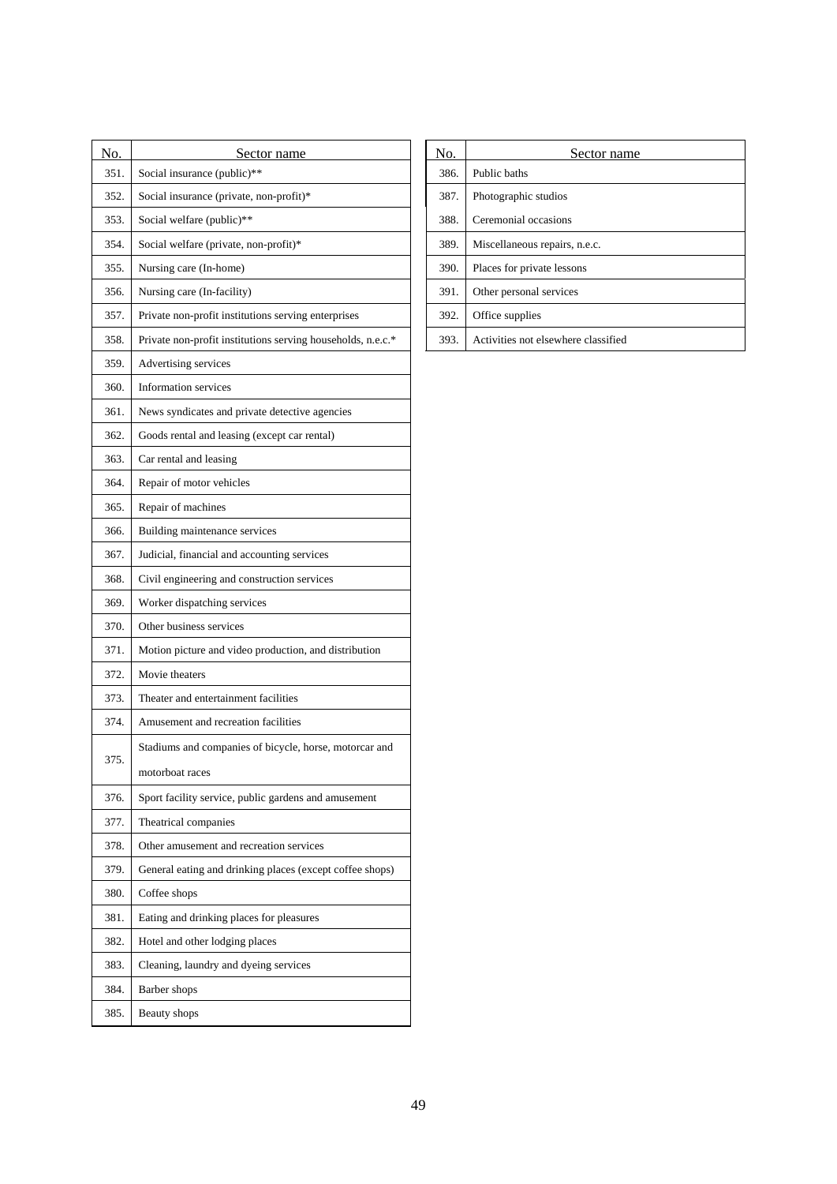| No. | Sector name |
|---|---|
| 351. | Social insurance (public)** |
| 352. | Social insurance (private, non-profit)* |
| 353. | Social welfare (public)** |
| 354. | Social welfare (private, non-profit)* |
| 355. | Nursing care (In-home) |
| 356. | Nursing care (In-facility) |
| 357. | Private non-profit institutions serving enterprises |
| 358. | Private non-profit institutions serving households, n.e.c.* |
| 359. | Advertising services |
| 360. | Information services |
| 361. | News syndicates and private detective agencies |
| 362. | Goods rental and leasing (except car rental) |
| 363. | Car rental and leasing |
| 364. | Repair of motor vehicles |
| 365. | Repair of machines |
| 366. | Building maintenance services |
| 367. | Judicial, financial and accounting services |
| 368. | Civil engineering and construction services |
| 369. | Worker dispatching services |
| 370. | Other business services |
| 371. | Motion picture and video production, and distribution |
| 372. | Movie theaters |
| 373. | Theater and entertainment facilities |
| 374. | Amusement and recreation facilities |
| 375. | Stadiums and companies of bicycle, horse, motorcar and motorboat races |
| 376. | Sport facility service, public gardens and amusement |
| 377. | Theatrical companies |
| 378. | Other amusement and recreation services |
| 379. | General eating and drinking places (except coffee shops) |
| 380. | Coffee shops |
| 381. | Eating and drinking places for pleasures |
| 382. | Hotel and other lodging places |
| 383. | Cleaning, laundry and dyeing services |
| 384. | Barber shops |
| 385. | Beauty shops |
| 386. | Public baths |
| 387. | Photographic studios |
| 388. | Ceremonial occasions |
| 389. | Miscellaneous repairs, n.e.c. |
| 390. | Places for private lessons |
| 391. | Other personal services |
| 392. | Office supplies |
| 393. | Activities not elsewhere classified |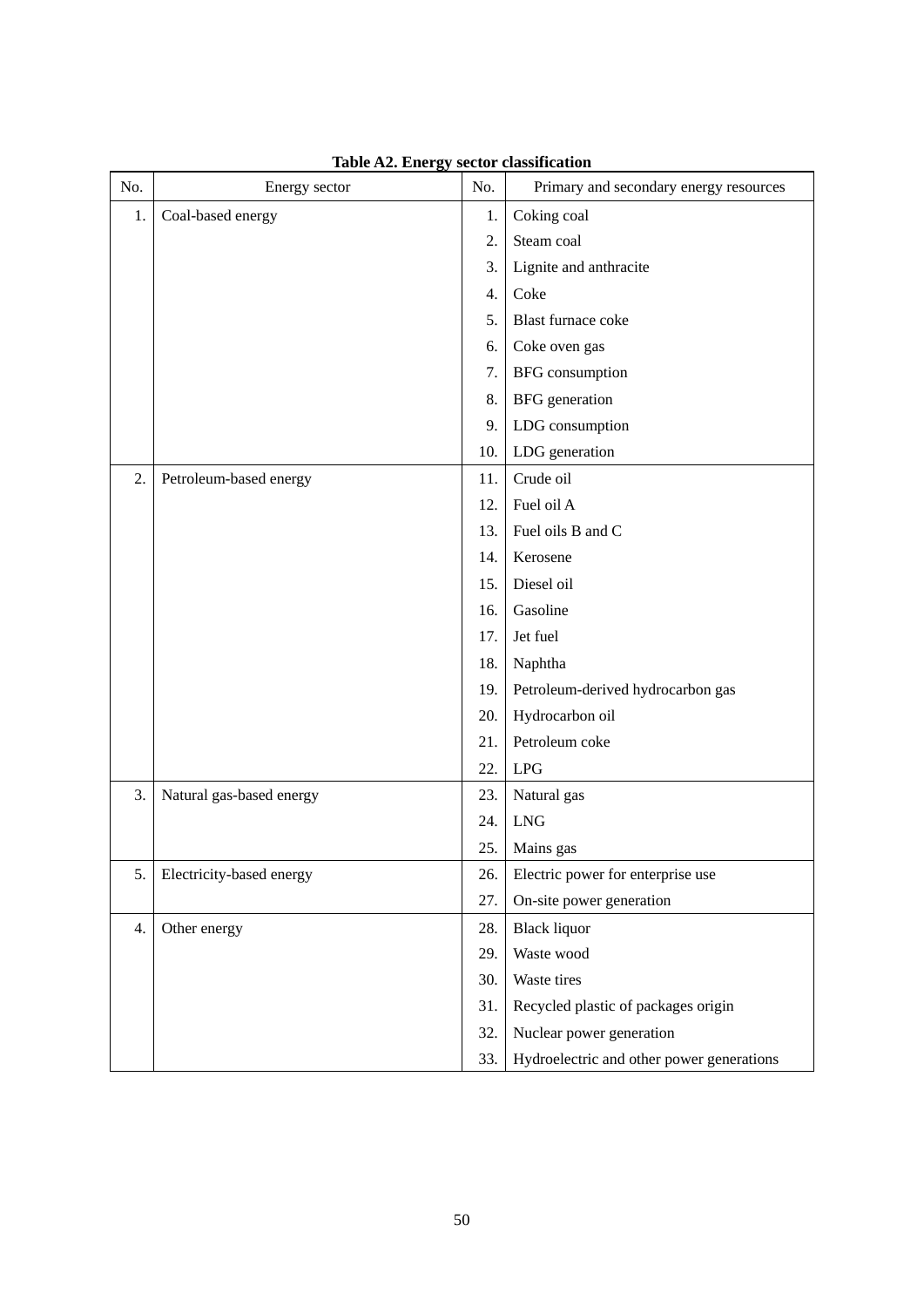**Table A2. Energy sector classification**

| No. | Energy sector | No. | Primary and secondary energy resources |
|---|---|---|---|
| 1. | Coal-based energy | 1. | Coking coal |
| | | 2. | Steam coal |
| | | 3. | Lignite and anthracite |
| | | 4. | Coke |
| | | 5. | Blast furnace coke |
| | | 6. | Coke oven gas |
| | | 7. | BFG consumption |
| | | 8. | BFG generation |
| | | 9. | LDG consumption |
| | | 10. | LDG generation |
| 2. | Petroleum-based energy | 11. | Crude oil |
| | | 12. | Fuel oil A |
| | | 13. | Fuel oils B and C |
| | | 14. | Kerosene |
| | | 15. | Diesel oil |
| | | 16. | Gasoline |
| | | 17. | Jet fuel |
| | | 18. | Naphtha |
| | | 19. | Petroleum-derived hydrocarbon gas |
| | | 20. | Hydrocarbon oil |
| | | 21. | Petroleum coke |
| | | 22. | LPG |
| 3. | Natural gas-based energy | 23. | Natural gas |
| | | 24. | LNG |
| | | 25. | Mains gas |
| 5. | Electricity-based energy | 26. | Electric power for enterprise use |
| | | 27. | On-site power generation |
| 4. | Other energy | 28. | Black liquor |
| | | 29. | Waste wood |
| | | 30. | Waste tires |
| | | 31. | Recycled plastic of packages origin |
| | | 32. | Nuclear power generation |
| | | 33. | Hydroelectric and other power generations |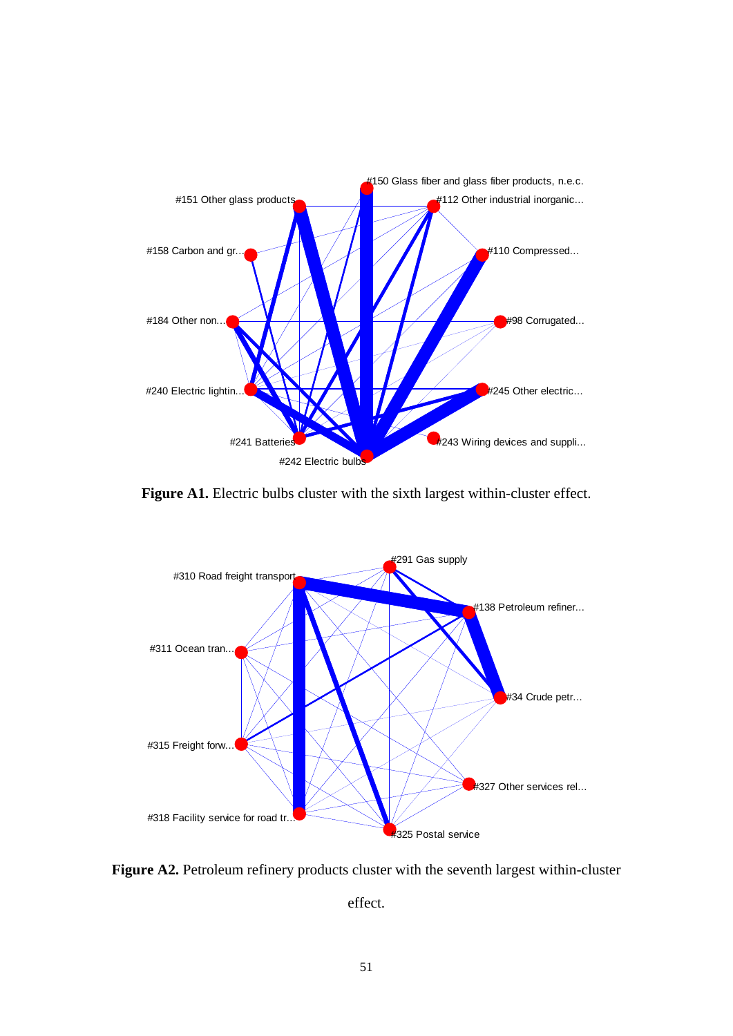**Figure A1.** Electric bulbs cluster with the sixth largest within-cluster effect.

**Figure A2.** Petroleum refinery products cluster with the seventh largest within-cluster effect.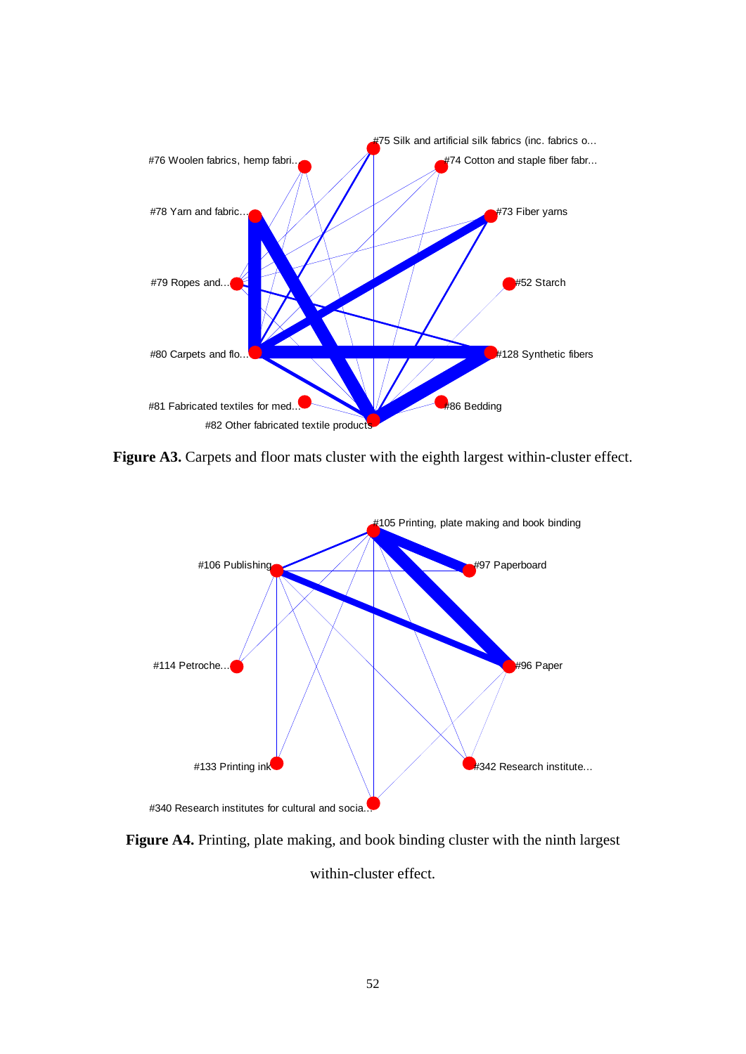**Figure A3.** Carpets and floor mats cluster with the eighth largest within-cluster effect.

**Figure A4.** Printing, plate making, and book binding cluster with the ninth largest within-cluster effect.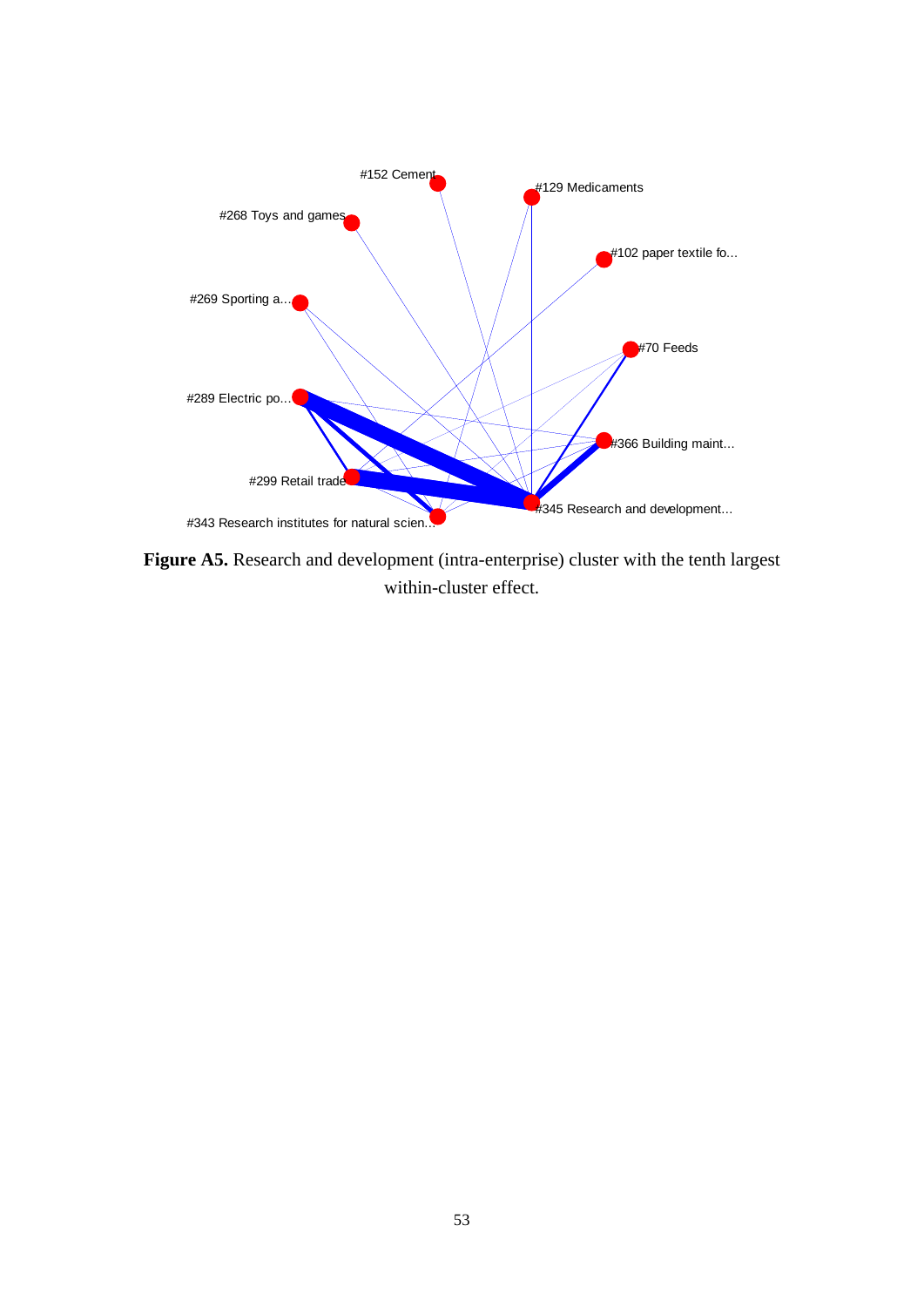#152 Cement

#129 Medicaments

#268 Toys and games

#102 paper textile fo...

#269 Sporting a...

#70 Feeds

#289 Electric po...

#366 Building maint...

#299 Retail trade

#345 Research and development...

#343 Research institutes for natural scien...

**Figure A5.** Research and development (intra-enterprise) cluster with the tenth largest within-cluster effect.